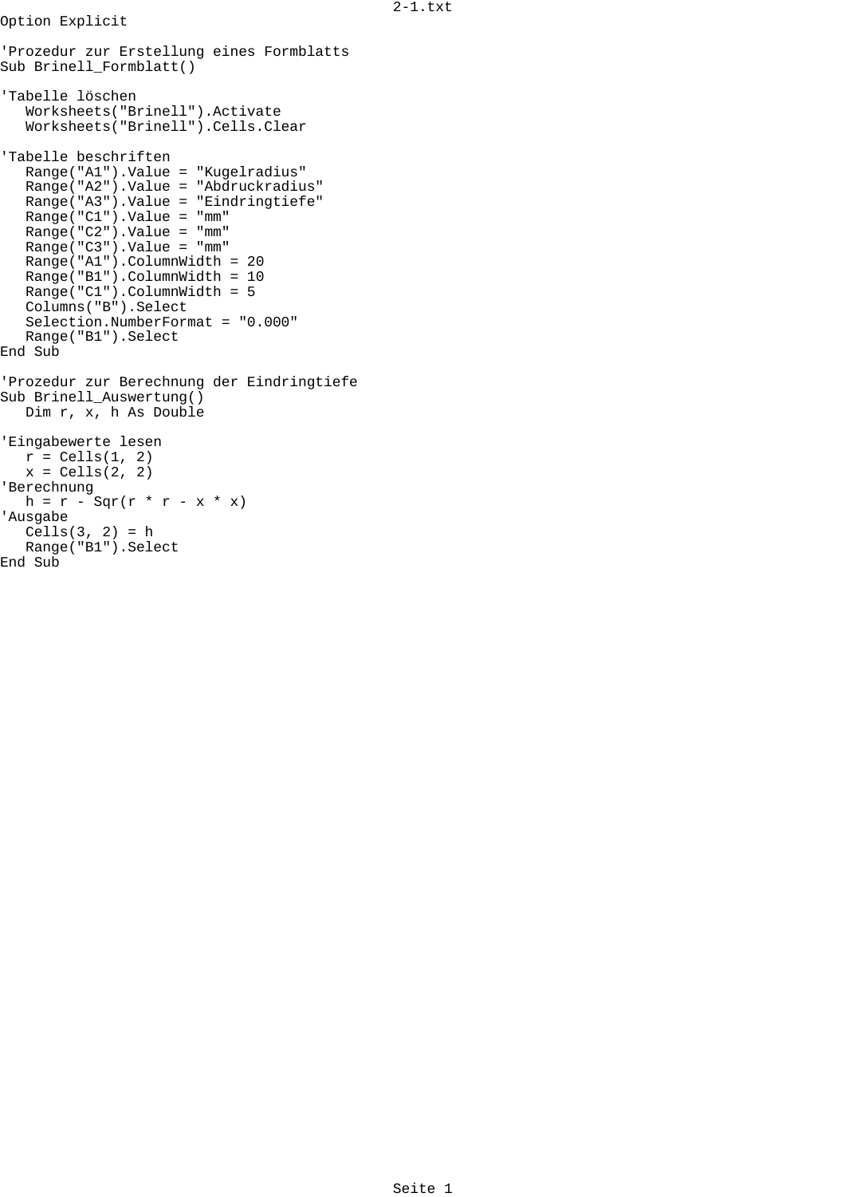```
Option Explicit

'Prozedur zur Erstellung eines Formblatts
Sub Brinell_Formblatt()

'Tabelle löschen
   Worksheets("Brinell").Activate
   Worksheets("Brinell").Cells.Clear

'Tabelle beschriften
   Range("A1").Value = "Kugelradius"
   Range("A2").Value = "Abdruckradius"
   Range("A3").Value = "Eindringtiefe"
   Range("C1").Value = "mm"
   Range("C2").Value = "mm"
   Range("C3").Value = "mm"
   Range("A1").ColumnWidth = 20
   Range("B1").ColumnWidth = 10
   Range("C1").ColumnWidth = 5
   Columns("B").Select
   Selection.NumberFormat = "0.000"
   Range("B1").Select
End Sub

'Prozedur zur Berechnung der Eindringtiefe
Sub Brinell_Auswertung()
   Dim r, x, h As Double

'Eingabewerte lesen
   r = Cells(1, 2)
   x = Cells(2, 2)
'Berechnung
   h = r - Sqr(r * r - x * x)
'Ausgabe
   Cells(3, 2) = h
   Range("B1").Select
End Sub
```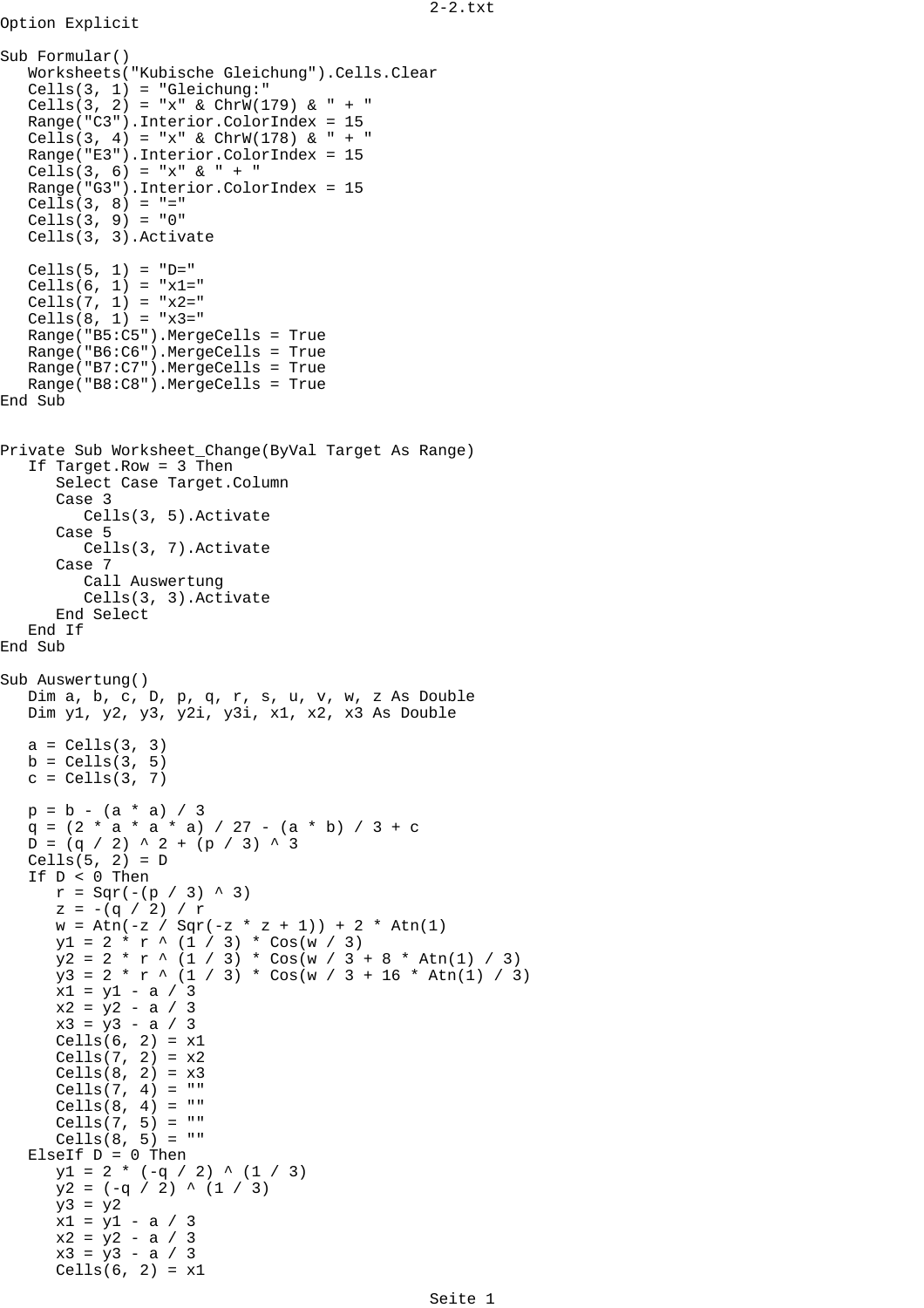```
Option Explicit

Sub Formular()
   Worksheets("Kubische Gleichung").Cells.Clear
   Cells(3, 1) = "Gleichung:"
   Cells(3, 2) = "x" & ChrW(179) & " + "
   Range("C3").Interior.ColorIndex = 15
   Cells(3, 4) = "x" & ChrW(178) & " + "
   Range("E3").Interior.ColorIndex = 15
   Cells(3, 6) = "x" & " + "
   Range("G3").Interior.ColorIndex = 15
   Cells(3, 8) = "="
   Cells(3, 9) = "0"
   Cells(3, 3).Activate

   Cells(5, 1) = "D="
   Cells(6, 1) = "x1="
   Cells(7, 1) = "x2="
   Cells(8, 1) = "x3="
   Range("B5:C5").MergeCells = True
   Range("B6:C6").MergeCells = True
   Range("B7:C7").MergeCells = True
   Range("B8:C8").MergeCells = True
End Sub


Private Sub Worksheet_Change(ByVal Target As Range)
   If Target.Row = 3 Then
      Select Case Target.Column
      Case 3
         Cells(3, 5).Activate
      Case 5
         Cells(3, 7).Activate
      Case 7
         Call Auswertung
         Cells(3, 3).Activate
      End Select
   End If
End Sub

Sub Auswertung()
   Dim a, b, c, D, p, q, r, s, u, v, w, z As Double
   Dim y1, y2, y3, y2i, y3i, x1, x2, x3 As Double

   a = Cells(3, 3)
   b = Cells(3, 5)
   c = Cells(3, 7)

   p = b - (a * a) / 3
   q = (2 * a * a * a) / 27 - (a * b) / 3 + c
   D = (q / 2) ^ 2 + (p / 3) ^ 3
   Cells(5, 2) = D
   If D < 0 Then
      r = Sqr(-(p / 3) ^ 3)
      z = -(q / 2) / r
      w = Atn(-z / Sqr(-z * z + 1)) + 2 * Atn(1)
      y1 = 2 * r ^ (1 / 3) * Cos(w / 3)
      y2 = 2 * r ^ (1 / 3) * Cos(w / 3 + 8 * Atn(1) / 3)
      y3 = 2 * r ^ (1 / 3) * Cos(w / 3 + 16 * Atn(1) / 3)
      x1 = y1 - a / 3
      x2 = y2 - a / 3
      x3 = y3 - a / 3
      Cells(6, 2) = x1
      Cells(7, 2) = x2
      Cells(8, 2) = x3
      Cells(7, 4) = ""
      Cells(8, 4) = ""
      Cells(7, 5) = ""
      Cells(8, 5) = ""
   ElseIf D = 0 Then
      y1 = 2 * (-q / 2) ^ (1 / 3)
      y2 = (-q / 2) ^ (1 / 3)
      y3 = y2
      x1 = y1 - a / 3
      x2 = y2 - a / 3
      x3 = y3 - a / 3
      Cells(6, 2) = x1
```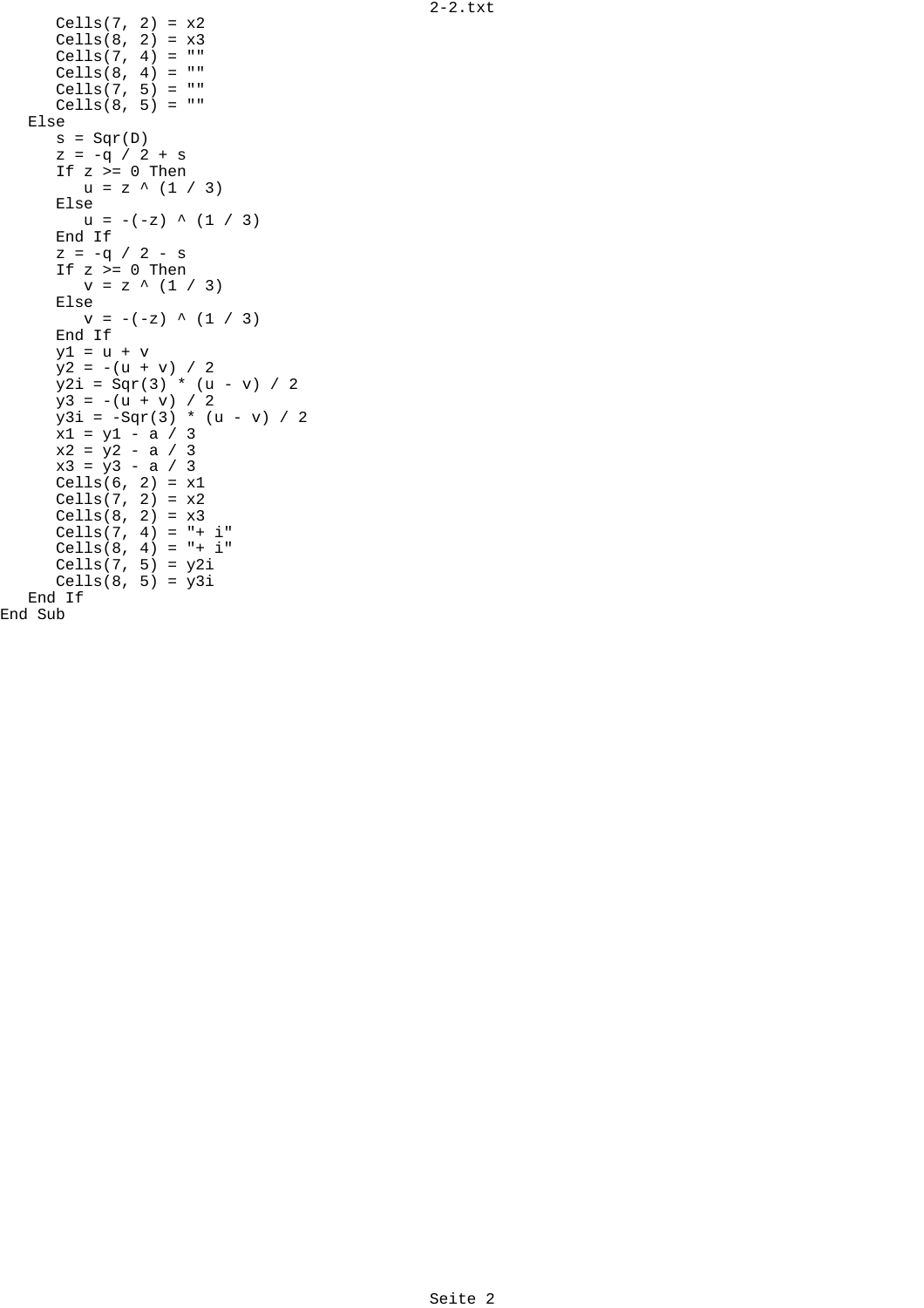```
      Cells(7, 2) = x2
      Cells(8, 2) = x3
      Cells(7, 4) = ""
      Cells(8, 4) = ""
      Cells(7, 5) = ""
      Cells(8, 5) = ""
   Else
      s = Sqr(D)
      z = -q / 2 + s
      If z >= 0 Then
         u = z ^ (1 / 3)
      Else
         u = -(-z) ^ (1 / 3)
      End If
      z = -q / 2 - s
      If z >= 0 Then
         v = z ^ (1 / 3)
      Else
         v = -(-z) ^ (1 / 3)
      End If
      y1 = u + v
      y2 = -(u + v) / 2
      y2i = Sqr(3) * (u - v) / 2
      y3 = -(u + v) / 2
      y3i = -Sqr(3) * (u - v) / 2
      x1 = y1 - a / 3
      x2 = y2 - a / 3
      x3 = y3 - a / 3
      Cells(6, 2) = x1
      Cells(7, 2) = x2
      Cells(8, 2) = x3
      Cells(7, 4) = "+ i"
      Cells(8, 4) = "+ i"
      Cells(7, 5) = y2i
      Cells(8, 5) = y3i
   End If
End Sub
```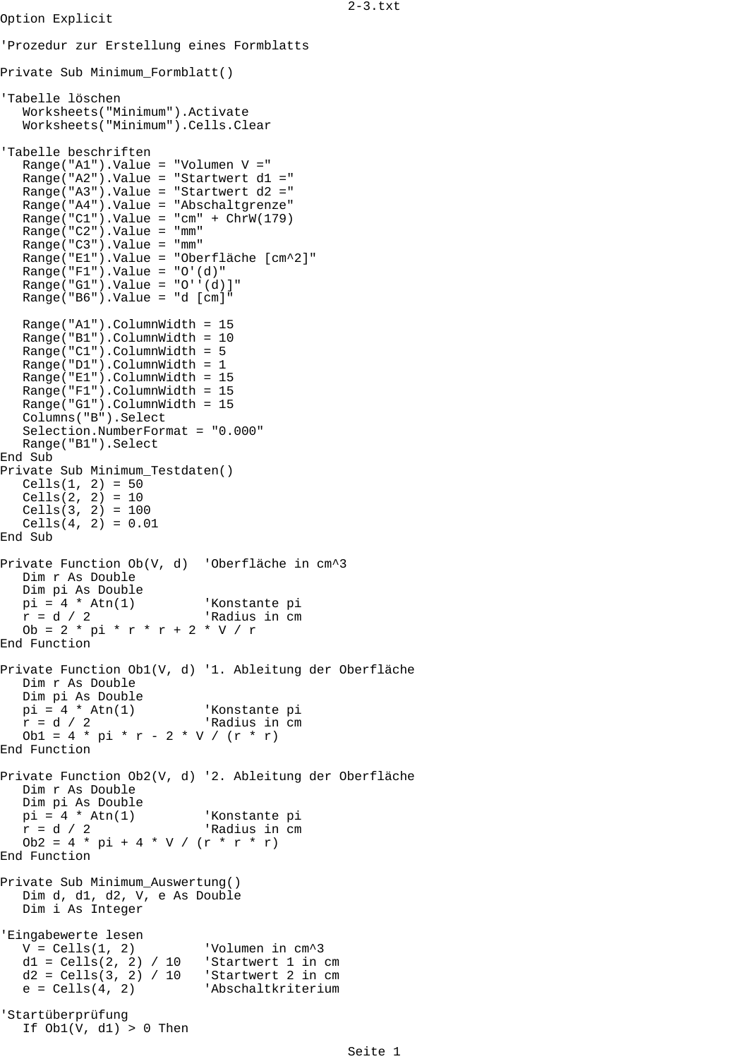```
Option Explicit

'Prozedur zur Erstellung eines Formblatts

Private Sub Minimum_Formblatt()

'Tabelle löschen
   Worksheets("Minimum").Activate
   Worksheets("Minimum").Cells.Clear

'Tabelle beschriften
   Range("A1").Value = "Volumen V ="
   Range("A2").Value = "Startwert d1 ="
   Range("A3").Value = "Startwert d2 ="
   Range("A4").Value = "Abschaltgrenze"
   Range("C1").Value = "cm" + ChrW(179)
   Range("C2").Value = "mm"
   Range("C3").Value = "mm"
   Range("E1").Value = "Oberfläche [cm^2]"
   Range("F1").Value = "O'(d)"
   Range("G1").Value = "O''(d)]"
   Range("B6").Value = "d [cm]"

   Range("A1").ColumnWidth = 15
   Range("B1").ColumnWidth = 10
   Range("C1").ColumnWidth = 5
   Range("D1").ColumnWidth = 1
   Range("E1").ColumnWidth = 15
   Range("F1").ColumnWidth = 15
   Range("G1").ColumnWidth = 15
   Columns("B").Select
   Selection.NumberFormat = "0.000"
   Range("B1").Select
End Sub
Private Sub Minimum_Testdaten()
   Cells(1, 2) = 50
   Cells(2, 2) = 10
   Cells(3, 2) = 100
   Cells(4, 2) = 0.01
End Sub

Private Function Ob(V, d)  'Oberfläche in cm^3
   Dim r As Double
   Dim pi As Double
   pi = 4 * Atn(1)         'Konstante pi
   r = d / 2               'Radius in cm
   Ob = 2 * pi * r * r + 2 * V / r
End Function

Private Function Ob1(V, d) '1. Ableitung der Oberfläche
   Dim r As Double
   Dim pi As Double
   pi = 4 * Atn(1)         'Konstante pi
   r = d / 2               'Radius in cm
   Ob1 = 4 * pi * r - 2 * V / (r * r)
End Function

Private Function Ob2(V, d) '2. Ableitung der Oberfläche
   Dim r As Double
   Dim pi As Double
   pi = 4 * Atn(1)         'Konstante pi
   r = d / 2               'Radius in cm
   Ob2 = 4 * pi + 4 * V / (r * r * r)
End Function

Private Sub Minimum_Auswertung()
   Dim d, d1, d2, V, e As Double
   Dim i As Integer

'Eingabewerte lesen
   V = Cells(1, 2)         'Volumen in cm^3
   d1 = Cells(2, 2) / 10   'Startwert 1 in cm
   d2 = Cells(3, 2) / 10   'Startwert 2 in cm
   e = Cells(4, 2)         'Abschaltkriterium

'Startüberprüfung
   If Ob1(V, d1) > 0 Then
```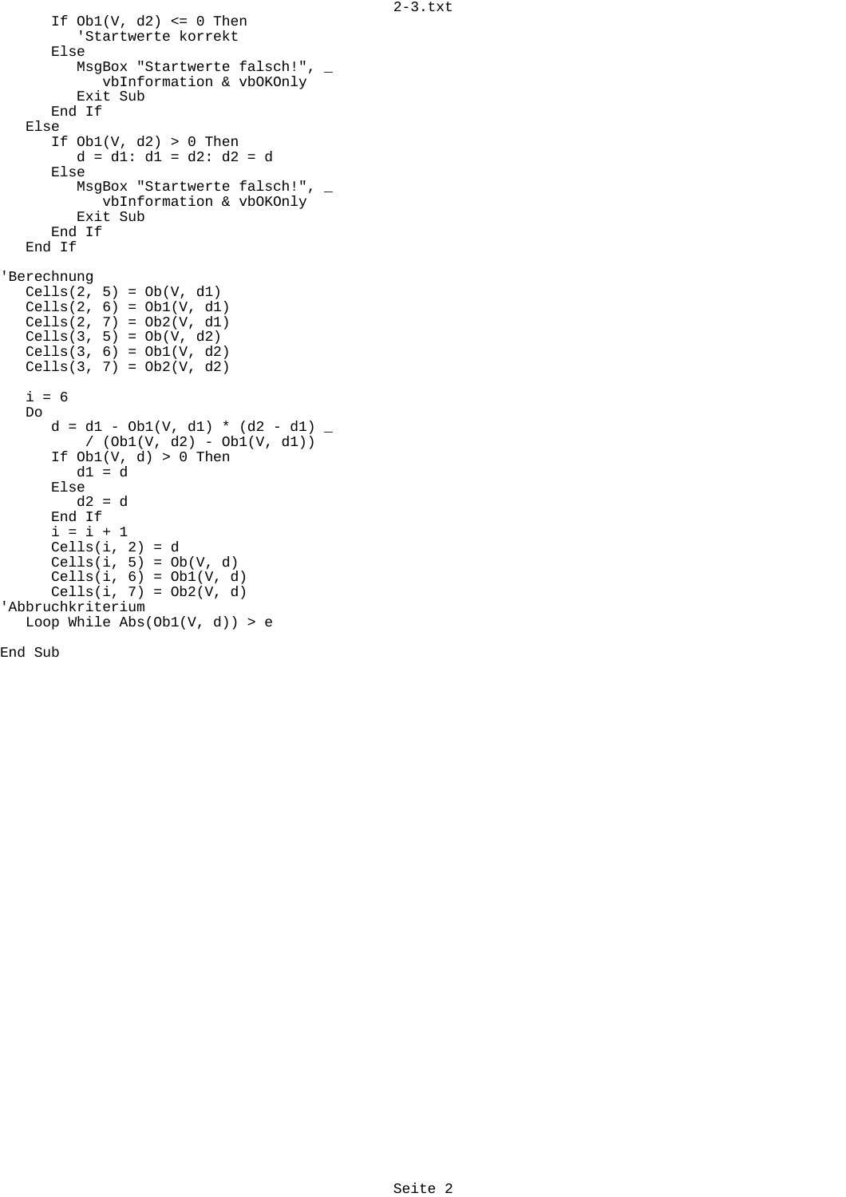```
      If Ob1(V, d2) <= 0 Then
         'Startwerte korrekt
      Else
         MsgBox "Startwerte falsch!", _
            vbInformation & vbOKOnly
         Exit Sub
      End If
   Else
      If Ob1(V, d2) > 0 Then
         d = d1: d1 = d2: d2 = d
      Else
         MsgBox "Startwerte falsch!", _
            vbInformation & vbOKOnly
         Exit Sub
      End If
   End If

'Berechnung
   Cells(2, 5) = Ob(V, d1)
   Cells(2, 6) = Ob1(V, d1)
   Cells(2, 7) = Ob2(V, d1)
   Cells(3, 5) = Ob(V, d2)
   Cells(3, 6) = Ob1(V, d2)
   Cells(3, 7) = Ob2(V, d2)

   i = 6
   Do
      d = d1 - Ob1(V, d1) * (d2 - d1) _
          / (Ob1(V, d2) - Ob1(V, d1))
      If Ob1(V, d) > 0 Then
         d1 = d
      Else
         d2 = d
      End If
      i = i + 1
      Cells(i, 2) = d
      Cells(i, 5) = Ob(V, d)
      Cells(i, 6) = Ob1(V, d)
      Cells(i, 7) = Ob2(V, d)
'Abbruchkriterium
   Loop While Abs(Ob1(V, d)) > e

End Sub
```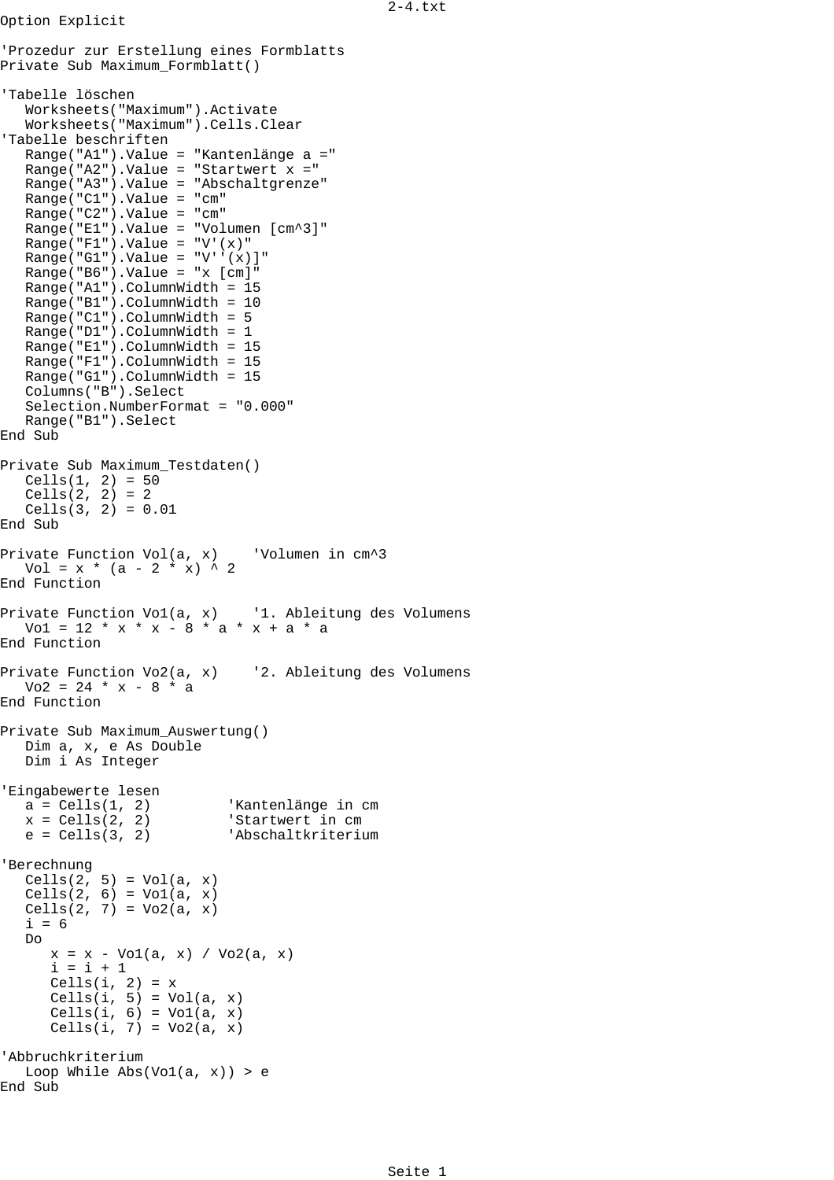```
Option Explicit

'Prozedur zur Erstellung eines Formblatts
Private Sub Maximum_Formblatt()

'Tabelle löschen
   Worksheets("Maximum").Activate
   Worksheets("Maximum").Cells.Clear
'Tabelle beschriften
   Range("A1").Value = "Kantenlänge a ="
   Range("A2").Value = "Startwert x ="
   Range("A3").Value = "Abschaltgrenze"
   Range("C1").Value = "cm"
   Range("C2").Value = "cm"
   Range("E1").Value = "Volumen [cm^3]"
   Range("F1").Value = "V'(x)"
   Range("G1").Value = "V''(x)]"
   Range("B6").Value = "x [cm]"
   Range("A1").ColumnWidth = 15
   Range("B1").ColumnWidth = 10
   Range("C1").ColumnWidth = 5
   Range("D1").ColumnWidth = 1
   Range("E1").ColumnWidth = 15
   Range("F1").ColumnWidth = 15
   Range("G1").ColumnWidth = 15
   Columns("B").Select
   Selection.NumberFormat = "0.000"
   Range("B1").Select
End Sub

Private Sub Maximum_Testdaten()
   Cells(1, 2) = 50
   Cells(2, 2) = 2
   Cells(3, 2) = 0.01
End Sub

Private Function Vol(a, x)    'Volumen in cm^3
   Vol = x * (a - 2 * x) ^ 2
End Function

Private Function Vo1(a, x)    '1. Ableitung des Volumens
   Vo1 = 12 * x * x - 8 * a * x + a * a
End Function

Private Function Vo2(a, x)    '2. Ableitung des Volumens
   Vo2 = 24 * x - 8 * a
End Function

Private Sub Maximum_Auswertung()
   Dim a, x, e As Double
   Dim i As Integer

'Eingabewerte lesen
   a = Cells(1, 2)         'Kantenlänge in cm
   x = Cells(2, 2)         'Startwert in cm
   e = Cells(3, 2)         'Abschaltkriterium

'Berechnung
   Cells(2, 5) = Vol(a, x)
   Cells(2, 6) = Vo1(a, x)
   Cells(2, 7) = Vo2(a, x)
   i = 6
   Do
      x = x - Vo1(a, x) / Vo2(a, x)
      i = i + 1
      Cells(i, 2) = x
      Cells(i, 5) = Vol(a, x)
      Cells(i, 6) = Vo1(a, x)
      Cells(i, 7) = Vo2(a, x)

'Abbruchkriterium
   Loop While Abs(Vo1(a, x)) > e
End Sub
```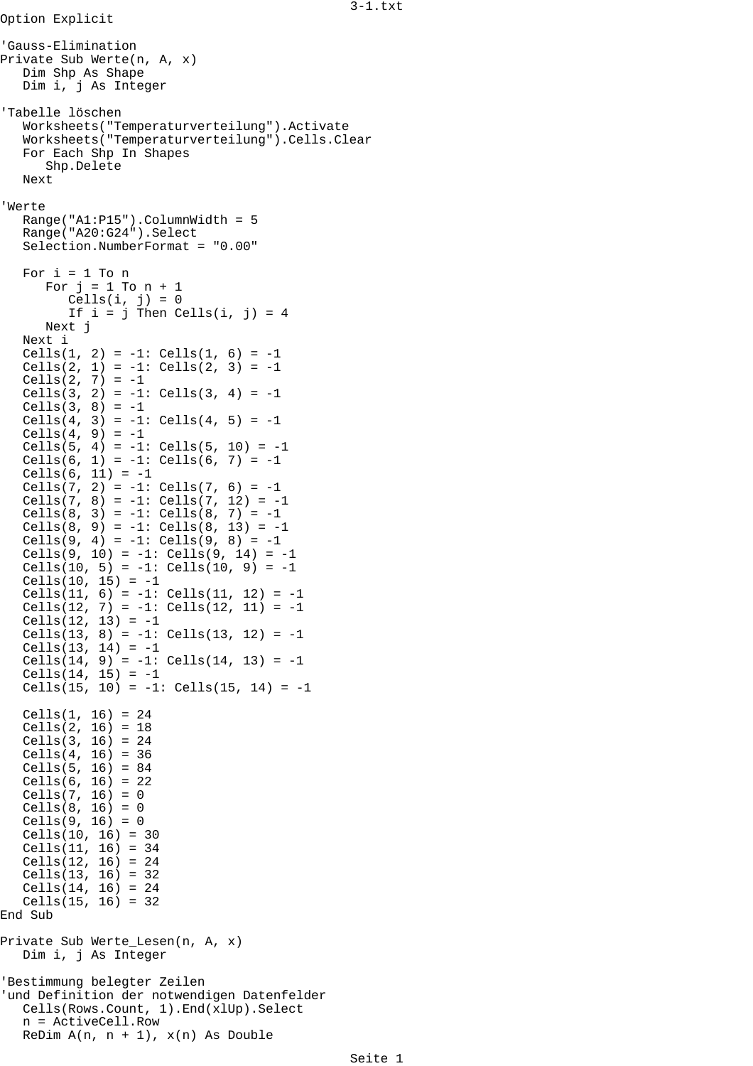```
Option Explicit

'Gauss-Elimination
Private Sub Werte(n, A, x)
   Dim Shp As Shape
   Dim i, j As Integer

'Tabelle löschen
   Worksheets("Temperaturverteilung").Activate
   Worksheets("Temperaturverteilung").Cells.Clear
   For Each Shp In Shapes
      Shp.Delete
   Next

'Werte
   Range("A1:P15").ColumnWidth = 5
   Range("A20:G24").Select
   Selection.NumberFormat = "0.00"

   For i = 1 To n
      For j = 1 To n + 1
         Cells(i, j) = 0
         If i = j Then Cells(i, j) = 4
      Next j
   Next i
   Cells(1, 2) = -1: Cells(1, 6) = -1
   Cells(2, 1) = -1: Cells(2, 3) = -1
   Cells(2, 7) = -1
   Cells(3, 2) = -1: Cells(3, 4) = -1
   Cells(3, 8) = -1
   Cells(4, 3) = -1: Cells(4, 5) = -1
   Cells(4, 9) = -1
   Cells(5, 4) = -1: Cells(5, 10) = -1
   Cells(6, 1) = -1: Cells(6, 7) = -1
   Cells(6, 11) = -1
   Cells(7, 2) = -1: Cells(7, 6) = -1
   Cells(7, 8) = -1: Cells(7, 12) = -1
   Cells(8, 3) = -1: Cells(8, 7) = -1
   Cells(8, 9) = -1: Cells(8, 13) = -1
   Cells(9, 4) = -1: Cells(9, 8) = -1
   Cells(9, 10) = -1: Cells(9, 14) = -1
   Cells(10, 5) = -1: Cells(10, 9) = -1
   Cells(10, 15) = -1
   Cells(11, 6) = -1: Cells(11, 12) = -1
   Cells(12, 7) = -1: Cells(12, 11) = -1
   Cells(12, 13) = -1
   Cells(13, 8) = -1: Cells(13, 12) = -1
   Cells(13, 14) = -1
   Cells(14, 9) = -1: Cells(14, 13) = -1
   Cells(14, 15) = -1
   Cells(15, 10) = -1: Cells(15, 14) = -1

   Cells(1, 16) = 24
   Cells(2, 16) = 18
   Cells(3, 16) = 24
   Cells(4, 16) = 36
   Cells(5, 16) = 84
   Cells(6, 16) = 22
   Cells(7, 16) = 0
   Cells(8, 16) = 0
   Cells(9, 16) = 0
   Cells(10, 16) = 30
   Cells(11, 16) = 34
   Cells(12, 16) = 24
   Cells(13, 16) = 32
   Cells(14, 16) = 24
   Cells(15, 16) = 32
End Sub

Private Sub Werte_Lesen(n, A, x)
   Dim i, j As Integer

'Bestimmung belegter Zeilen
'und Definition der notwendigen Datenfelder
   Cells(Rows.Count, 1).End(xlUp).Select
   n = ActiveCell.Row
   ReDim A(n, n + 1), x(n) As Double
```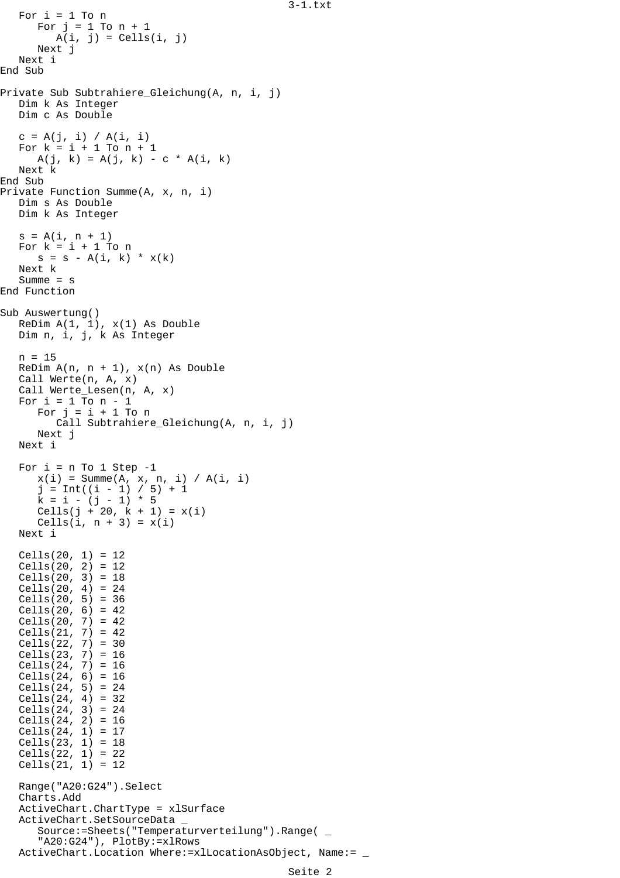```
   For i = 1 To n
      For j = 1 To n + 1
         A(i, j) = Cells(i, j)
      Next j
   Next i
End Sub

Private Sub Subtrahiere_Gleichung(A, n, i, j)
   Dim k As Integer
   Dim c As Double

   c = A(j, i) / A(i, i)
   For k = i + 1 To n + 1
      A(j, k) = A(j, k) - c * A(i, k)
   Next k
End Sub
Private Function Summe(A, x, n, i)
   Dim s As Double
   Dim k As Integer

   s = A(i, n + 1)
   For k = i + 1 To n
      s = s - A(i, k) * x(k)
   Next k
   Summe = s
End Function

Sub Auswertung()
   ReDim A(1, 1), x(1) As Double
   Dim n, i, j, k As Integer

   n = 15
   ReDim A(n, n + 1), x(n) As Double
   Call Werte(n, A, x)
   Call Werte_Lesen(n, A, x)
   For i = 1 To n - 1
      For j = i + 1 To n
         Call Subtrahiere_Gleichung(A, n, i, j)
      Next j
   Next i

   For i = n To 1 Step -1
      x(i) = Summe(A, x, n, i) / A(i, i)
      j = Int((i - 1) / 5) + 1
      k = i - (j - 1) * 5
      Cells(j + 20, k + 1) = x(i)
      Cells(i, n + 3) = x(i)
   Next i

   Cells(20, 1) = 12
   Cells(20, 2) = 12
   Cells(20, 3) = 18
   Cells(20, 4) = 24
   Cells(20, 5) = 36
   Cells(20, 6) = 42
   Cells(20, 7) = 42
   Cells(21, 7) = 42
   Cells(22, 7) = 30
   Cells(23, 7) = 16
   Cells(24, 7) = 16
   Cells(24, 6) = 16
   Cells(24, 5) = 24
   Cells(24, 4) = 32
   Cells(24, 3) = 24
   Cells(24, 2) = 16
   Cells(24, 1) = 17
   Cells(23, 1) = 18
   Cells(22, 1) = 22
   Cells(21, 1) = 12

   Range("A20:G24").Select
   Charts.Add
   ActiveChart.ChartType = xlSurface
   ActiveChart.SetSourceData _
      Source:=Sheets("Temperaturverteilung").Range( _
      "A20:G24"), PlotBy:=xlRows
   ActiveChart.Location Where:=xlLocationAsObject, Name:= _
```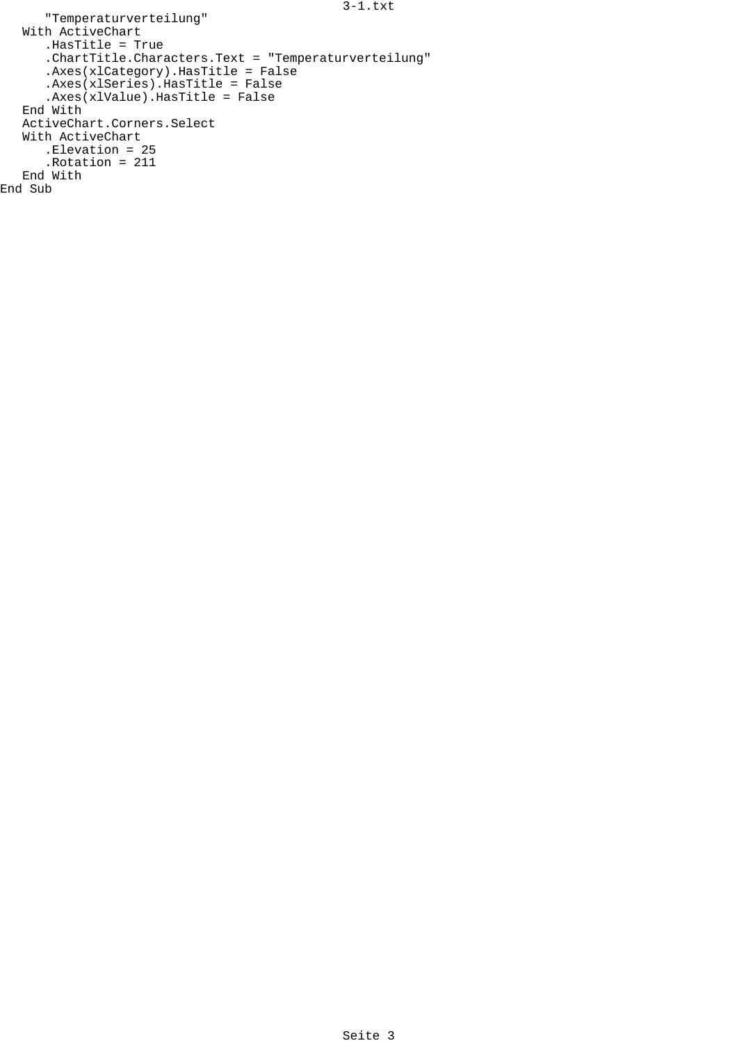```
      "Temperaturverteilung"
   With ActiveChart
      .HasTitle = True
      .ChartTitle.Characters.Text = "Temperaturverteilung"
      .Axes(xlCategory).HasTitle = False
      .Axes(xlSeries).HasTitle = False
      .Axes(xlValue).HasTitle = False
   End With
   ActiveChart.Corners.Select
   With ActiveChart
      .Elevation = 25
      .Rotation = 211
   End With
End Sub
```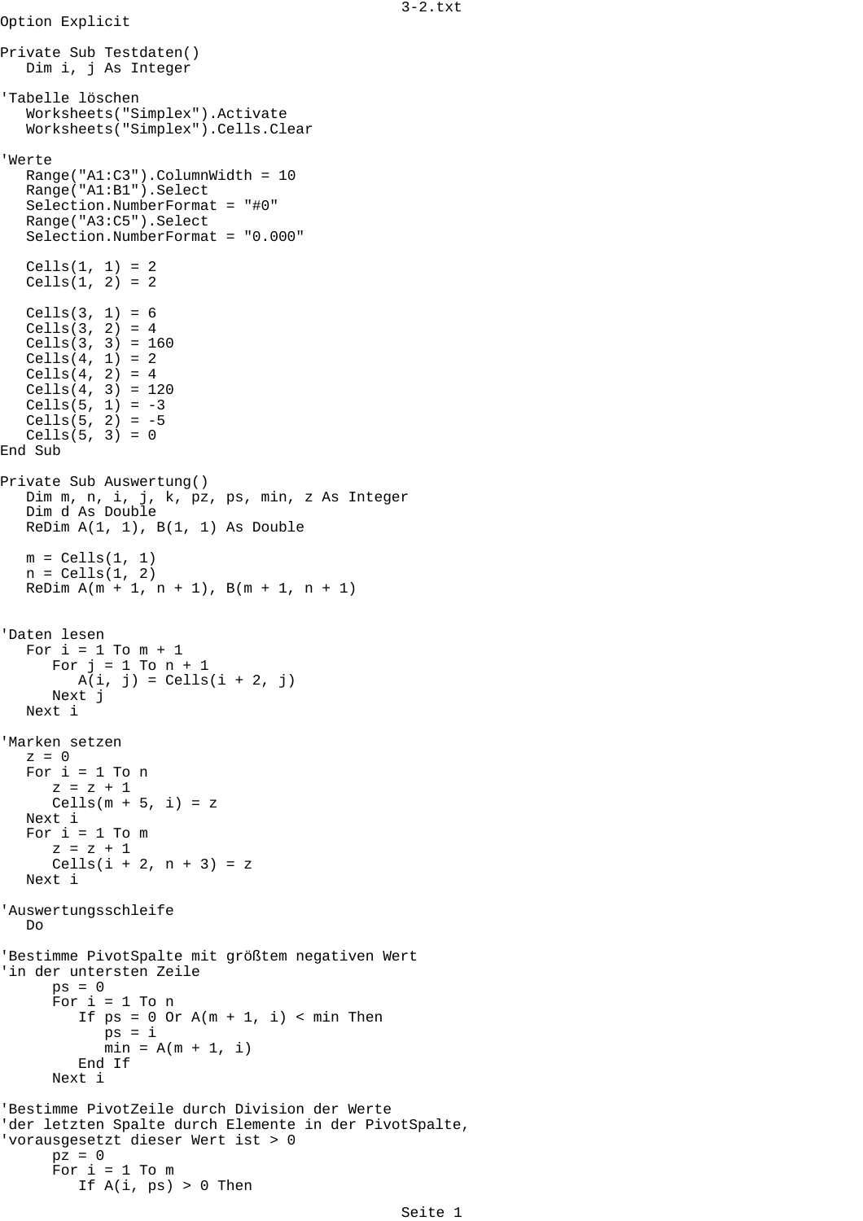```
Option Explicit

Private Sub Testdaten()
   Dim i, j As Integer

'Tabelle löschen
   Worksheets("Simplex").Activate
   Worksheets("Simplex").Cells.Clear

'Werte
   Range("A1:C3").ColumnWidth = 10
   Range("A1:B1").Select
   Selection.NumberFormat = "#0"
   Range("A3:C5").Select
   Selection.NumberFormat = "0.000"

   Cells(1, 1) = 2
   Cells(1, 2) = 2

   Cells(3, 1) = 6
   Cells(3, 2) = 4
   Cells(3, 3) = 160
   Cells(4, 1) = 2
   Cells(4, 2) = 4
   Cells(4, 3) = 120
   Cells(5, 1) = -3
   Cells(5, 2) = -5
   Cells(5, 3) = 0
End Sub

Private Sub Auswertung()
   Dim m, n, i, j, k, pz, ps, min, z As Integer
   Dim d As Double
   ReDim A(1, 1), B(1, 1) As Double

   m = Cells(1, 1)
   n = Cells(1, 2)
   ReDim A(m + 1, n + 1), B(m + 1, n + 1)


'Daten lesen
   For i = 1 To m + 1
      For j = 1 To n + 1
         A(i, j) = Cells(i + 2, j)
      Next j
   Next i

'Marken setzen
   z = 0
   For i = 1 To n
      z = z + 1
      Cells(m + 5, i) = z
   Next i
   For i = 1 To m
      z = z + 1
      Cells(i + 2, n + 3) = z
   Next i

'Auswertungsschleife
   Do

'Bestimme PivotSpalte mit größtem negativen Wert
'in der untersten Zeile
      ps = 0
      For i = 1 To n
         If ps = 0 Or A(m + 1, i) < min Then
            ps = i
            min = A(m + 1, i)
         End If
      Next i

'Bestimme PivotZeile durch Division der Werte
'der letzten Spalte durch Elemente in der PivotSpalte,
'vorausgesetzt dieser Wert ist > 0
      pz = 0
      For i = 1 To m
         If A(i, ps) > 0 Then
```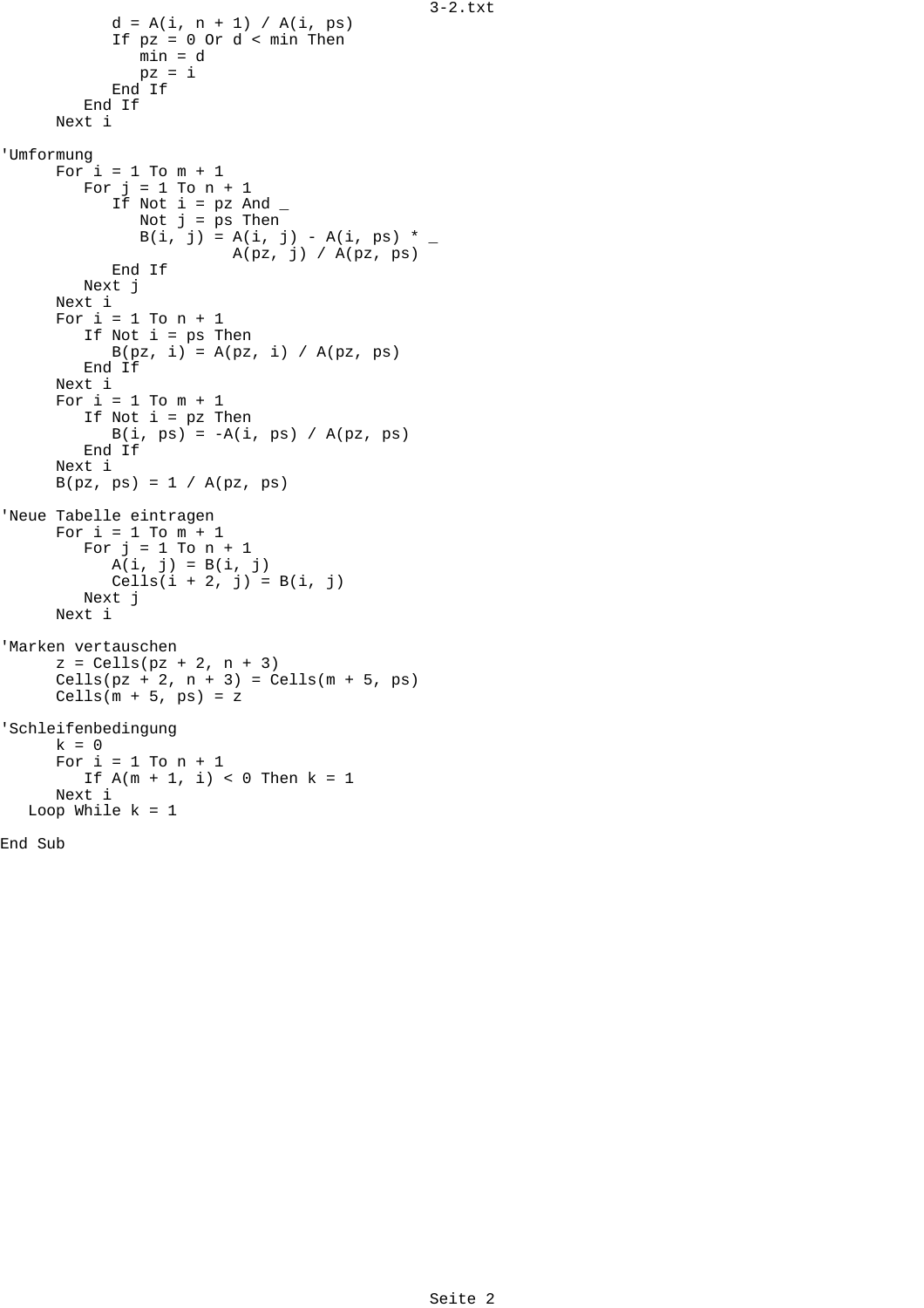```
            d = A(i, n + 1) / A(i, ps)
            If pz = 0 Or d < min Then
               min = d
               pz = i
            End If
         End If
      Next i

'Umformung
      For i = 1 To m + 1
         For j = 1 To n + 1
            If Not i = pz And _
               Not j = ps Then
               B(i, j) = A(i, j) - A(i, ps) * _
                         A(pz, j) / A(pz, ps)
            End If
         Next j
      Next i
      For i = 1 To n + 1
         If Not i = ps Then
            B(pz, i) = A(pz, i) / A(pz, ps)
         End If
      Next i
      For i = 1 To m + 1
         If Not i = pz Then
            B(i, ps) = -A(i, ps) / A(pz, ps)
         End If
      Next i
      B(pz, ps) = 1 / A(pz, ps)

'Neue Tabelle eintragen
      For i = 1 To m + 1
         For j = 1 To n + 1
            A(i, j) = B(i, j)
            Cells(i + 2, j) = B(i, j)
         Next j
      Next i

'Marken vertauschen
      z = Cells(pz + 2, n + 3)
      Cells(pz + 2, n + 3) = Cells(m + 5, ps)
      Cells(m + 5, ps) = z

'Schleifenbedingung
      k = 0
      For i = 1 To n + 1
         If A(m + 1, i) < 0 Then k = 1
      Next i
   Loop While k = 1

End Sub
```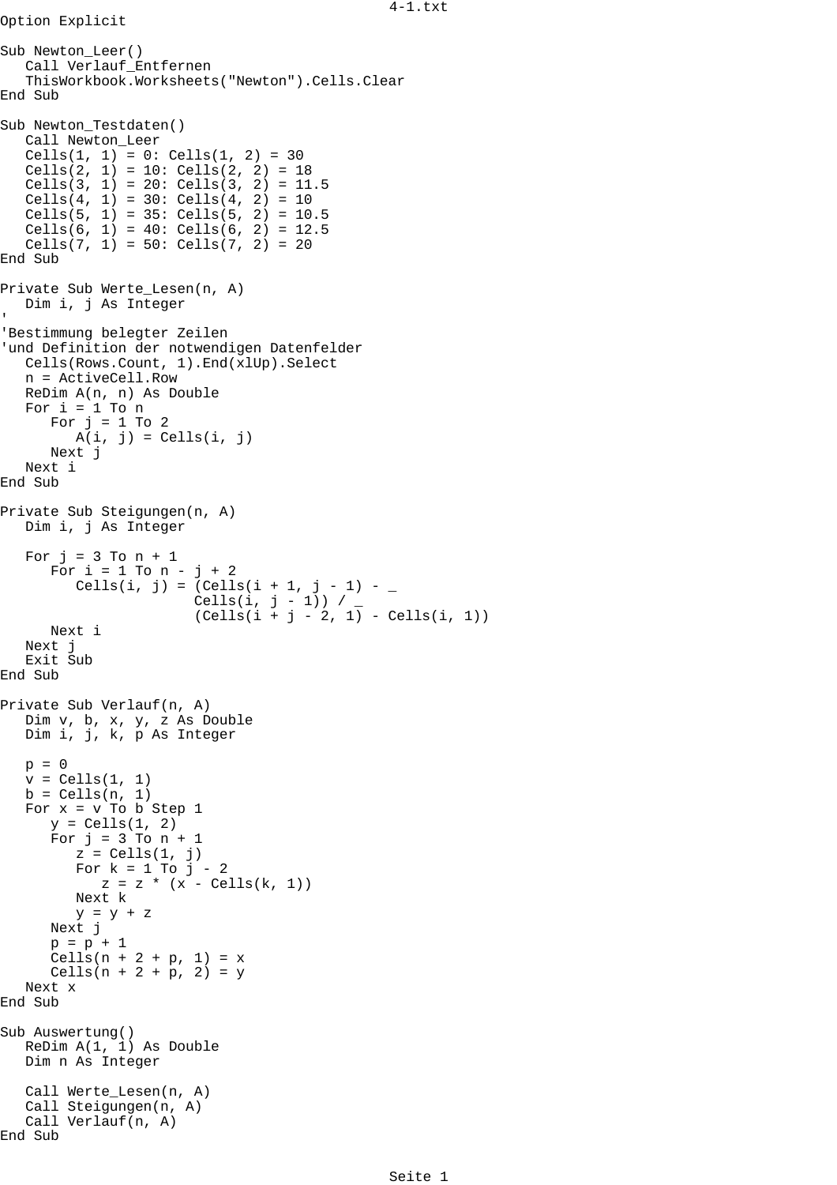```
Option Explicit

Sub Newton_Leer()
   Call Verlauf_Entfernen
   ThisWorkbook.Worksheets("Newton").Cells.Clear
End Sub

Sub Newton_Testdaten()
   Call Newton_Leer
   Cells(1, 1) = 0: Cells(1, 2) = 30
   Cells(2, 1) = 10: Cells(2, 2) = 18
   Cells(3, 1) = 20: Cells(3, 2) = 11.5
   Cells(4, 1) = 30: Cells(4, 2) = 10
   Cells(5, 1) = 35: Cells(5, 2) = 10.5
   Cells(6, 1) = 40: Cells(6, 2) = 12.5
   Cells(7, 1) = 50: Cells(7, 2) = 20
End Sub

Private Sub Werte_Lesen(n, A)
   Dim i, j As Integer
'
'Bestimmung belegter Zeilen
'und Definition der notwendigen Datenfelder
   Cells(Rows.Count, 1).End(xlUp).Select
   n = ActiveCell.Row
   ReDim A(n, n) As Double
   For i = 1 To n
      For j = 1 To 2
         A(i, j) = Cells(i, j)
      Next j
   Next i
End Sub

Private Sub Steigungen(n, A)
   Dim i, j As Integer

   For j = 3 To n + 1
      For i = 1 To n - j + 2
         Cells(i, j) = (Cells(i + 1, j - 1) - _
                       Cells(i, j - 1)) / _
                       (Cells(i + j - 2, 1) - Cells(i, 1))
      Next i
   Next j
   Exit Sub
End Sub

Private Sub Verlauf(n, A)
   Dim v, b, x, y, z As Double
   Dim i, j, k, p As Integer

   p = 0
   v = Cells(1, 1)
   b = Cells(n, 1)
   For x = v To b Step 1
      y = Cells(1, 2)
      For j = 3 To n + 1
         z = Cells(1, j)
         For k = 1 To j - 2
            z = z * (x - Cells(k, 1))
         Next k
         y = y + z
      Next j
      p = p + 1
      Cells(n + 2 + p, 1) = x
      Cells(n + 2 + p, 2) = y
   Next x
End Sub

Sub Auswertung()
   ReDim A(1, 1) As Double
   Dim n As Integer

   Call Werte_Lesen(n, A)
   Call Steigungen(n, A)
   Call Verlauf(n, A)
End Sub
```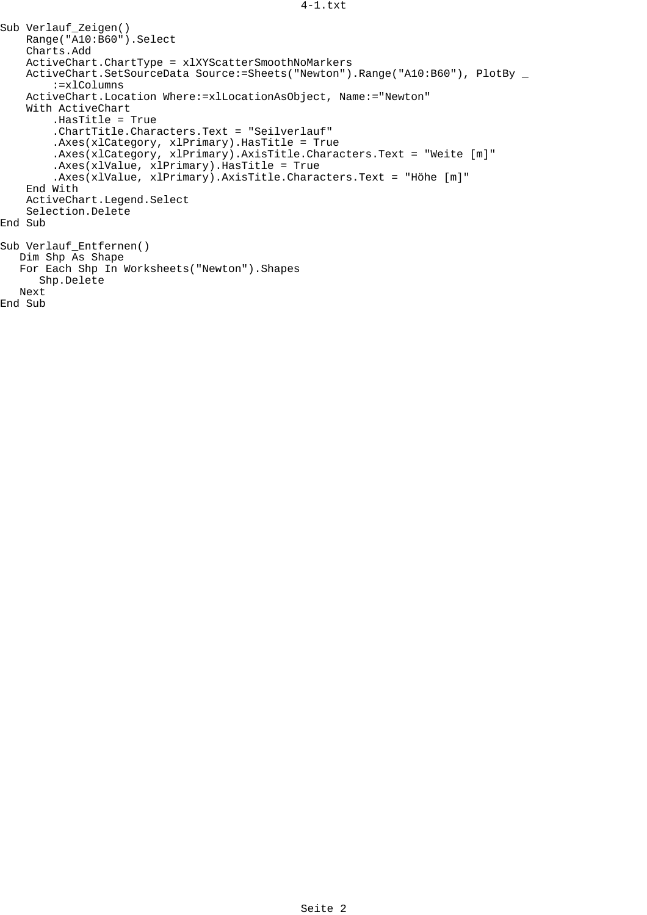```
Sub Verlauf_Zeigen()
    Range("A10:B60").Select
    Charts.Add
    ActiveChart.ChartType = xlXYScatterSmoothNoMarkers
    ActiveChart.SetSourceData Source:=Sheets("Newton").Range("A10:B60"), PlotBy _
        :=xlColumns
    ActiveChart.Location Where:=xlLocationAsObject, Name:="Newton"
    With ActiveChart
        .HasTitle = True
        .ChartTitle.Characters.Text = "Seilverlauf"
        .Axes(xlCategory, xlPrimary).HasTitle = True
        .Axes(xlCategory, xlPrimary).AxisTitle.Characters.Text = "Weite [m]"
        .Axes(xlValue, xlPrimary).HasTitle = True
        .Axes(xlValue, xlPrimary).AxisTitle.Characters.Text = "Höhe [m]"
    End With
    ActiveChart.Legend.Select
    Selection.Delete
End Sub

Sub Verlauf_Entfernen()
   Dim Shp As Shape
   For Each Shp In Worksheets("Newton").Shapes
      Shp.Delete
   Next
End Sub
```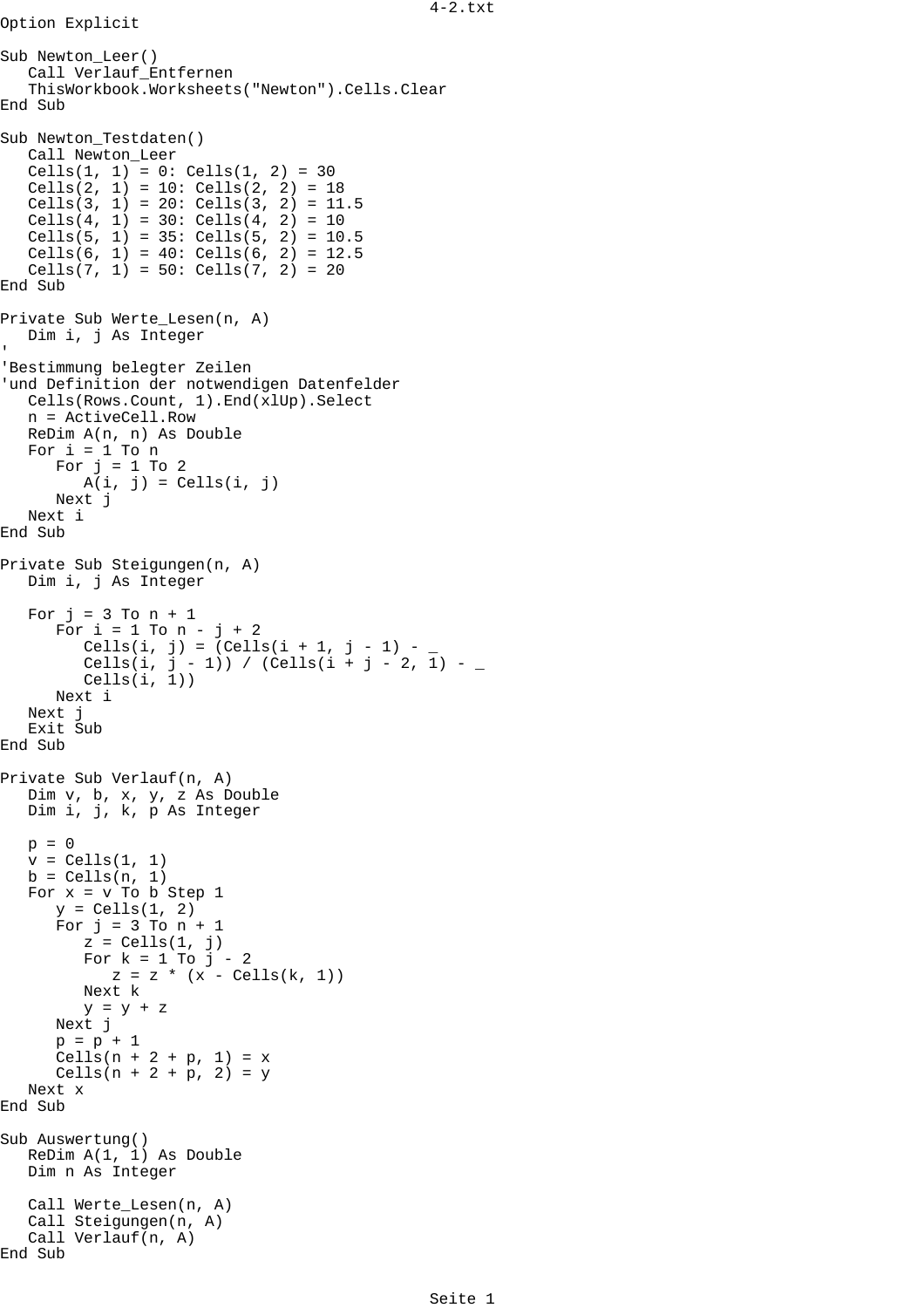```
Option Explicit

Sub Newton_Leer()
   Call Verlauf_Entfernen
   ThisWorkbook.Worksheets("Newton").Cells.Clear
End Sub

Sub Newton_Testdaten()
   Call Newton_Leer
   Cells(1, 1) = 0: Cells(1, 2) = 30
   Cells(2, 1) = 10: Cells(2, 2) = 18
   Cells(3, 1) = 20: Cells(3, 2) = 11.5
   Cells(4, 1) = 30: Cells(4, 2) = 10
   Cells(5, 1) = 35: Cells(5, 2) = 10.5
   Cells(6, 1) = 40: Cells(6, 2) = 12.5
   Cells(7, 1) = 50: Cells(7, 2) = 20
End Sub

Private Sub Werte_Lesen(n, A)
   Dim i, j As Integer
'
'Bestimmung belegter Zeilen
'und Definition der notwendigen Datenfelder
   Cells(Rows.Count, 1).End(xlUp).Select
   n = ActiveCell.Row
   ReDim A(n, n) As Double
   For i = 1 To n
      For j = 1 To 2
         A(i, j) = Cells(i, j)
      Next j
   Next i
End Sub

Private Sub Steigungen(n, A)
   Dim i, j As Integer

   For j = 3 To n + 1
      For i = 1 To n - j + 2
         Cells(i, j) = (Cells(i + 1, j - 1) - _
         Cells(i, j - 1)) / (Cells(i + j - 2, 1) - _
         Cells(i, 1))
      Next i
   Next j
   Exit Sub
End Sub

Private Sub Verlauf(n, A)
   Dim v, b, x, y, z As Double
   Dim i, j, k, p As Integer

   p = 0
   v = Cells(1, 1)
   b = Cells(n, 1)
   For x = v To b Step 1
      y = Cells(1, 2)
      For j = 3 To n + 1
         z = Cells(1, j)
         For k = 1 To j - 2
            z = z * (x - Cells(k, 1))
         Next k
         y = y + z
      Next j
      p = p + 1
      Cells(n + 2 + p, 1) = x
      Cells(n + 2 + p, 2) = y
   Next x
End Sub

Sub Auswertung()
   ReDim A(1, 1) As Double
   Dim n As Integer

   Call Werte_Lesen(n, A)
   Call Steigungen(n, A)
   Call Verlauf(n, A)
End Sub
```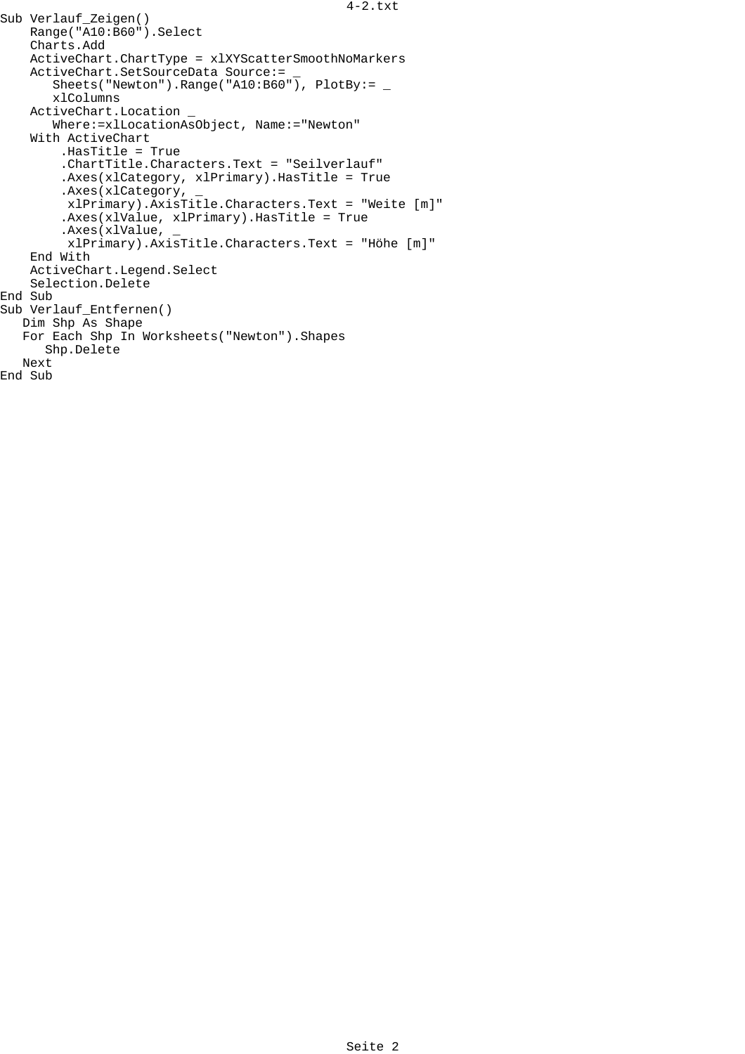```
Sub Verlauf_Zeigen()
    Range("A10:B60").Select
    Charts.Add
    ActiveChart.ChartType = xlXYScatterSmoothNoMarkers
    ActiveChart.SetSourceData Source:= _
       Sheets("Newton").Range("A10:B60"), PlotBy:= _
       xlColumns
    ActiveChart.Location _
       Where:=xlLocationAsObject, Name:="Newton"
    With ActiveChart
        .HasTitle = True
        .ChartTitle.Characters.Text = "Seilverlauf"
        .Axes(xlCategory, xlPrimary).HasTitle = True
        .Axes(xlCategory, _
         xlPrimary).AxisTitle.Characters.Text = "Weite [m]"
        .Axes(xlValue, xlPrimary).HasTitle = True
        .Axes(xlValue, _
         xlPrimary).AxisTitle.Characters.Text = "Höhe [m]"
    End With
    ActiveChart.Legend.Select
    Selection.Delete
End Sub
Sub Verlauf_Entfernen()
   Dim Shp As Shape
   For Each Shp In Worksheets("Newton").Shapes
      Shp.Delete
   Next
End Sub
```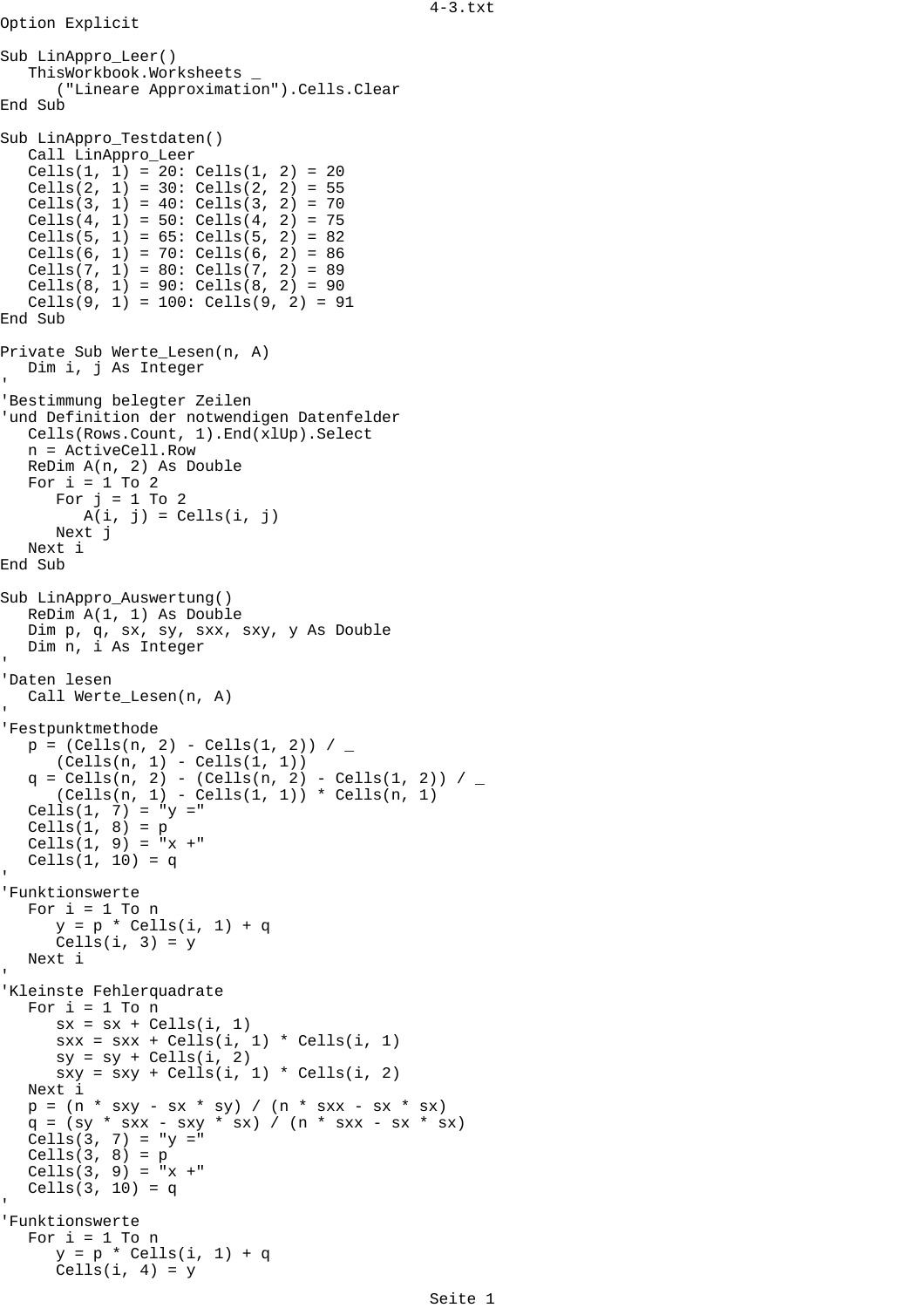```
Option Explicit

Sub LinAppro_Leer()
   ThisWorkbook.Worksheets _
      ("Lineare Approximation").Cells.Clear
End Sub

Sub LinAppro_Testdaten()
   Call LinAppro_Leer
   Cells(1, 1) = 20: Cells(1, 2) = 20
   Cells(2, 1) = 30: Cells(2, 2) = 55
   Cells(3, 1) = 40: Cells(3, 2) = 70
   Cells(4, 1) = 50: Cells(4, 2) = 75
   Cells(5, 1) = 65: Cells(5, 2) = 82
   Cells(6, 1) = 70: Cells(6, 2) = 86
   Cells(7, 1) = 80: Cells(7, 2) = 89
   Cells(8, 1) = 90: Cells(8, 2) = 90
   Cells(9, 1) = 100: Cells(9, 2) = 91
End Sub

Private Sub Werte_Lesen(n, A)
   Dim i, j As Integer
'
'Bestimmung belegter Zeilen
'und Definition der notwendigen Datenfelder
   Cells(Rows.Count, 1).End(xlUp).Select
   n = ActiveCell.Row
   ReDim A(n, 2) As Double
   For i = 1 To 2
      For j = 1 To 2
         A(i, j) = Cells(i, j)
      Next j
   Next i
End Sub

Sub LinAppro_Auswertung()
   ReDim A(1, 1) As Double
   Dim p, q, sx, sy, sxx, sxy, y As Double
   Dim n, i As Integer
'
'Daten lesen
   Call Werte_Lesen(n, A)
'
'Festpunktmethode
   p = (Cells(n, 2) - Cells(1, 2)) / _
      (Cells(n, 1) - Cells(1, 1))
   q = Cells(n, 2) - (Cells(n, 2) - Cells(1, 2)) / _
      (Cells(n, 1) - Cells(1, 1)) * Cells(n, 1)
   Cells(1, 7) = "y ="
   Cells(1, 8) = p
   Cells(1, 9) = "x +"
   Cells(1, 10) = q
'
'Funktionswerte
   For i = 1 To n
      y = p * Cells(i, 1) + q
      Cells(i, 3) = y
   Next i
'
'Kleinste Fehlerquadrate
   For i = 1 To n
      sx = sx + Cells(i, 1)
      sxx = sxx + Cells(i, 1) * Cells(i, 1)
      sy = sy + Cells(i, 2)
      sxy = sxy + Cells(i, 1) * Cells(i, 2)
   Next i
   p = (n * sxy - sx * sy) / (n * sxx - sx * sx)
   q = (sy * sxx - sxy * sx) / (n * sxx - sx * sx)
   Cells(3, 7) = "y ="
   Cells(3, 8) = p
   Cells(3, 9) = "x +"
   Cells(3, 10) = q
'
'Funktionswerte
   For i = 1 To n
      y = p * Cells(i, 1) + q
      Cells(i, 4) = y
```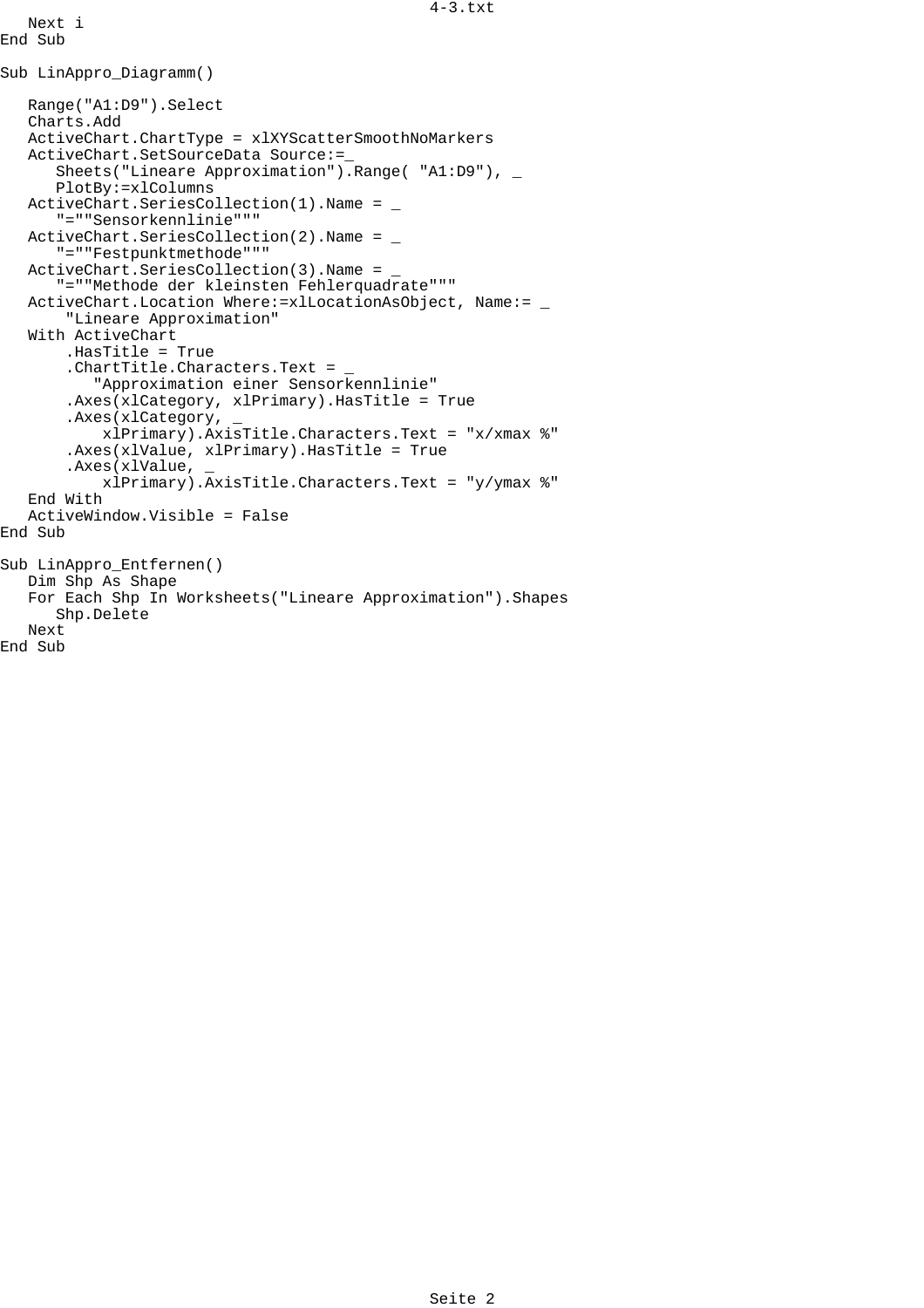```
   Next i
End Sub

Sub LinAppro_Diagramm()

   Range("A1:D9").Select
   Charts.Add
   ActiveChart.ChartType = xlXYScatterSmoothNoMarkers
   ActiveChart.SetSourceData Source:=_
      Sheets("Lineare Approximation").Range( "A1:D9"), _
      PlotBy:=xlColumns
   ActiveChart.SeriesCollection(1).Name = _
      "=""Sensorkennlinie"""
   ActiveChart.SeriesCollection(2).Name = _
      "=""Festpunktmethode"""
   ActiveChart.SeriesCollection(3).Name = _
      "=""Methode der kleinsten Fehlerquadrate"""
   ActiveChart.Location Where:=xlLocationAsObject, Name:= _
       "Lineare Approximation"
   With ActiveChart
       .HasTitle = True
       .ChartTitle.Characters.Text = _
          "Approximation einer Sensorkennlinie"
       .Axes(xlCategory, xlPrimary).HasTitle = True
       .Axes(xlCategory, _
           xlPrimary).AxisTitle.Characters.Text = "x/xmax %"
       .Axes(xlValue, xlPrimary).HasTitle = True
       .Axes(xlValue, _
           xlPrimary).AxisTitle.Characters.Text = "y/ymax %"
   End With
   ActiveWindow.Visible = False
End Sub

Sub LinAppro_Entfernen()
   Dim Shp As Shape
   For Each Shp In Worksheets("Lineare Approximation").Shapes
      Shp.Delete
   Next
End Sub
```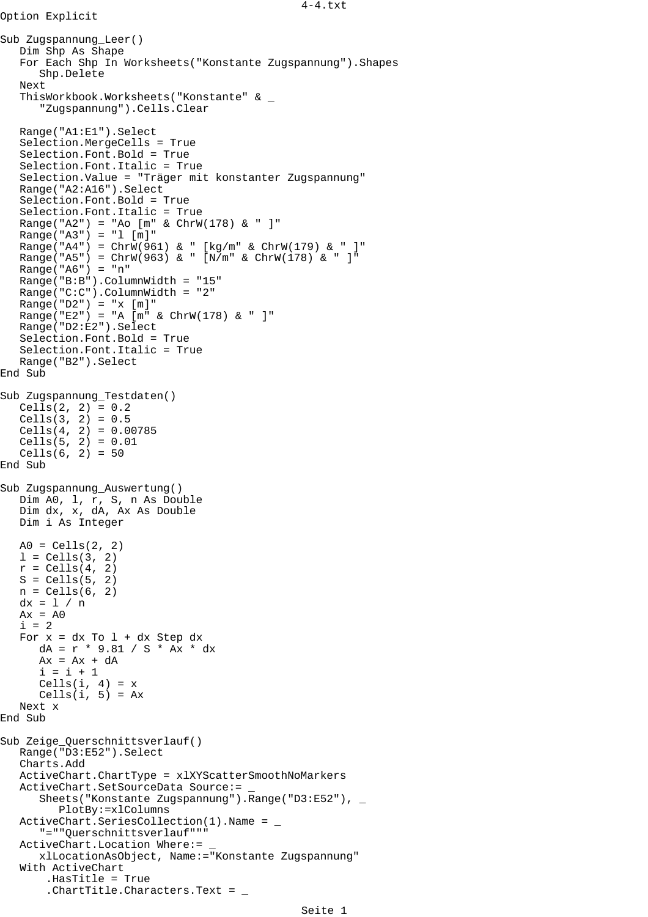```
Option Explicit

Sub Zugspannung_Leer()
   Dim Shp As Shape
   For Each Shp In Worksheets("Konstante Zugspannung").Shapes
      Shp.Delete
   Next
   ThisWorkbook.Worksheets("Konstante" & _
      "Zugspannung").Cells.Clear

   Range("A1:E1").Select
   Selection.MergeCells = True
   Selection.Font.Bold = True
   Selection.Font.Italic = True
   Selection.Value = "Träger mit konstanter Zugspannung"
   Range("A2:A16").Select
   Selection.Font.Bold = True
   Selection.Font.Italic = True
   Range("A2") = "Ao [m" & ChrW(178) & " ]"
   Range("A3") = "l [m]"
   Range("A4") = ChrW(961) & " [kg/m" & ChrW(179) & " ]"
   Range("A5") = ChrW(963) & " [N/m" & ChrW(178) & " ]"
   Range("A6") = "n"
   Range("B:B").ColumnWidth = "15"
   Range("C:C").ColumnWidth = "2"
   Range("D2") = "x [m]"
   Range("E2") = "A [m" & ChrW(178) & " ]"
   Range("D2:E2").Select
   Selection.Font.Bold = True
   Selection.Font.Italic = True
   Range("B2").Select
End Sub

Sub Zugspannung_Testdaten()
   Cells(2, 2) = 0.2
   Cells(3, 2) = 0.5
   Cells(4, 2) = 0.00785
   Cells(5, 2) = 0.01
   Cells(6, 2) = 50
End Sub

Sub Zugspannung_Auswertung()
   Dim A0, l, r, S, n As Double
   Dim dx, x, dA, Ax As Double
   Dim i As Integer

   A0 = Cells(2, 2)
   l = Cells(3, 2)
   r = Cells(4, 2)
   S = Cells(5, 2)
   n = Cells(6, 2)
   dx = l / n
   Ax = A0
   i = 2
   For x = dx To l + dx Step dx
      dA = r * 9.81 / S * Ax * dx
      Ax = Ax + dA
      i = i + 1
      Cells(i, 4) = x
      Cells(i, 5) = Ax
   Next x
End Sub

Sub Zeige_Querschnittsverlauf()
   Range("D3:E52").Select
   Charts.Add
   ActiveChart.ChartType = xlXYScatterSmoothNoMarkers
   ActiveChart.SetSourceData Source:= _
      Sheets("Konstante Zugspannung").Range("D3:E52"), _
         PlotBy:=xlColumns
   ActiveChart.SeriesCollection(1).Name = _
      "=""Querschnittsverlauf"""
   ActiveChart.Location Where:= _
      xlLocationAsObject, Name:="Konstante Zugspannung"
   With ActiveChart
       .HasTitle = True
       .ChartTitle.Characters.Text = _
```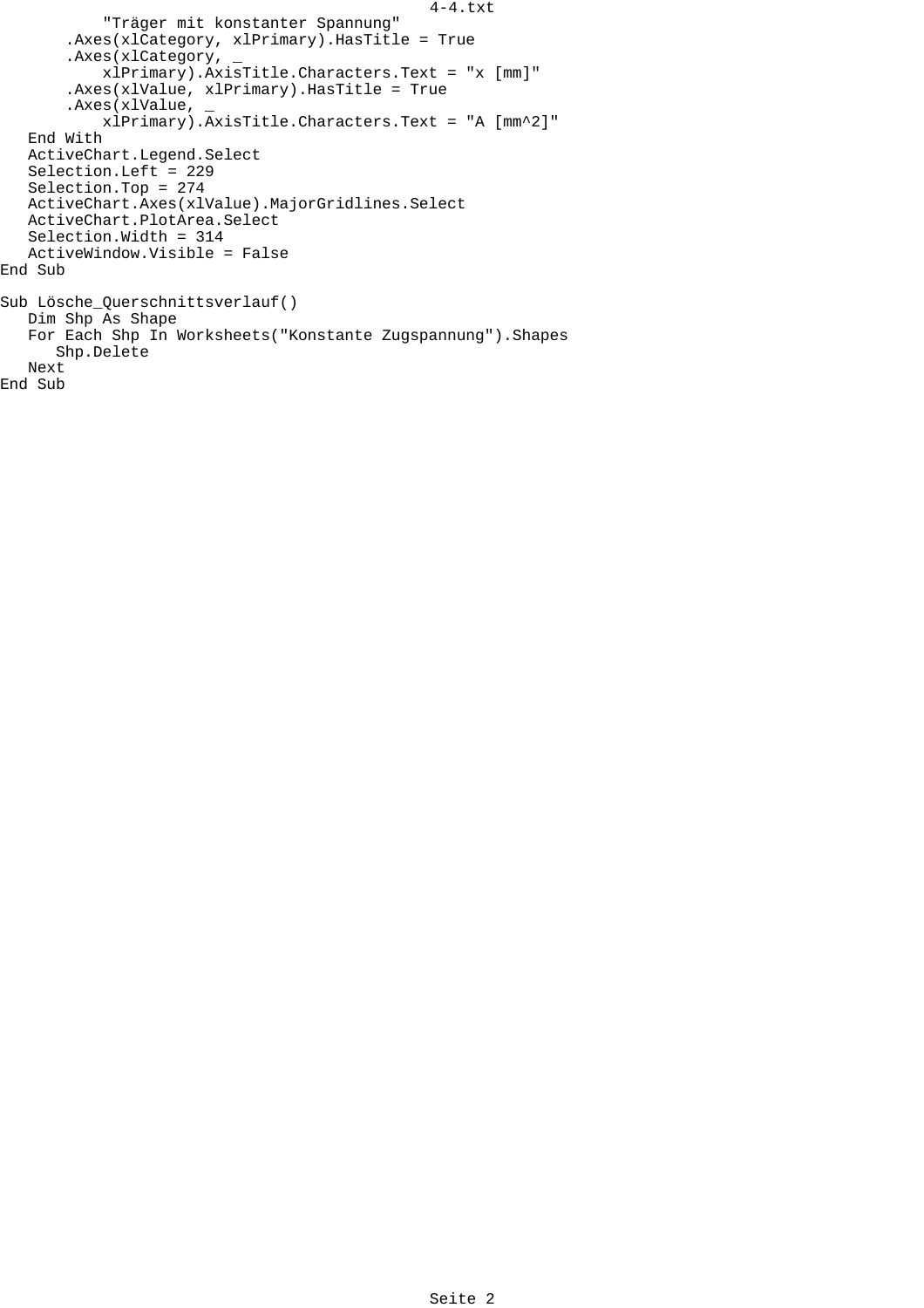```
            "Träger mit konstanter Spannung"
       .Axes(xlCategory, xlPrimary).HasTitle = True
       .Axes(xlCategory, _
           xlPrimary).AxisTitle.Characters.Text = "x [mm]"
       .Axes(xlValue, xlPrimary).HasTitle = True
       .Axes(xlValue, _
           xlPrimary).AxisTitle.Characters.Text = "A [mm^2]"
   End With
   ActiveChart.Legend.Select
   Selection.Left = 229
   Selection.Top = 274
   ActiveChart.Axes(xlValue).MajorGridlines.Select
   ActiveChart.PlotArea.Select
   Selection.Width = 314
   ActiveWindow.Visible = False
End Sub

Sub Lösche_Querschnittsverlauf()
   Dim Shp As Shape
   For Each Shp In Worksheets("Konstante Zugspannung").Shapes
      Shp.Delete
   Next
End Sub
```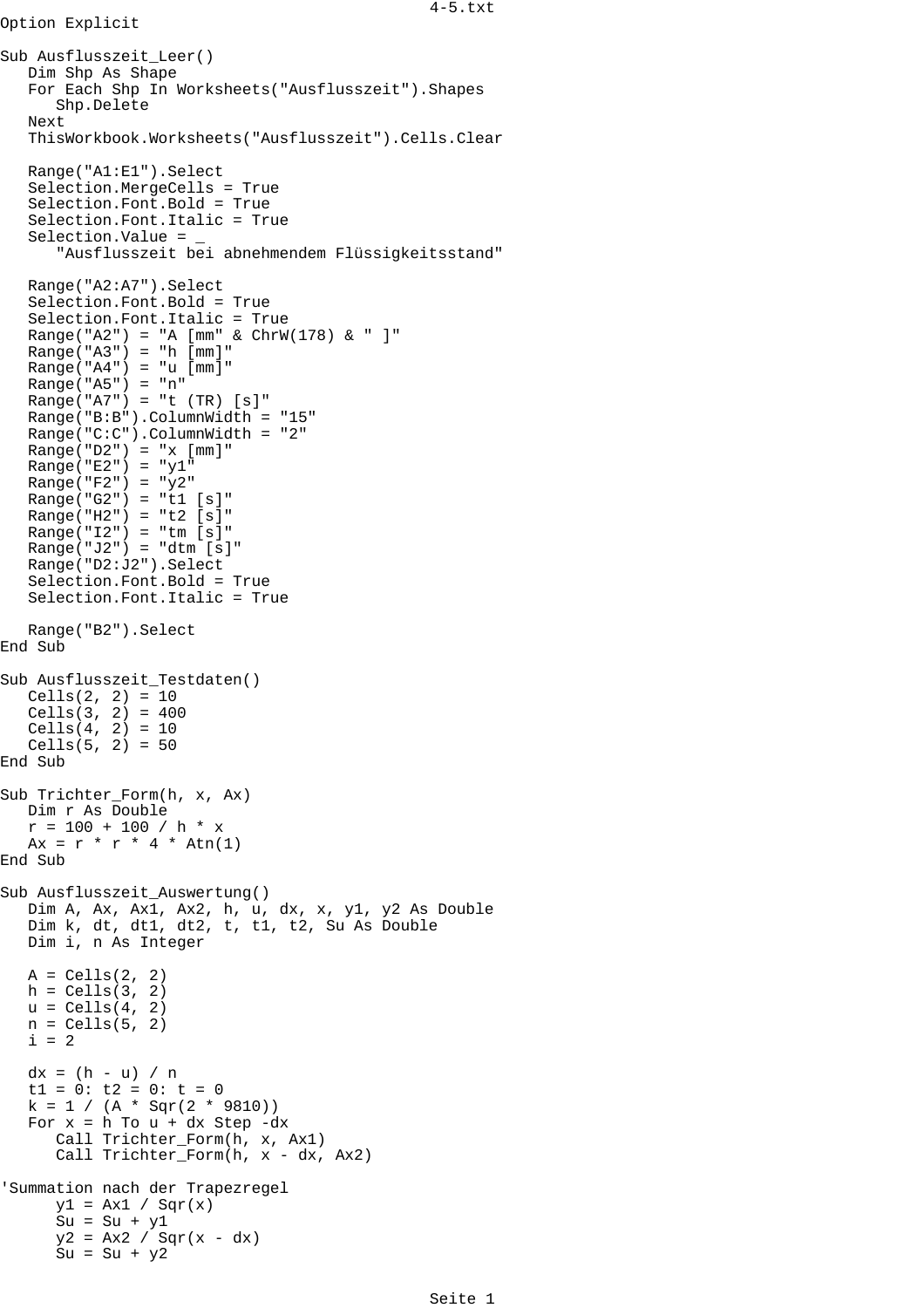```vba
Option Explicit

Sub Ausflusszeit_Leer()
   Dim Shp As Shape
   For Each Shp In Worksheets("Ausflusszeit").Shapes
      Shp.Delete
   Next
   ThisWorkbook.Worksheets("Ausflusszeit").Cells.Clear

   Range("A1:E1").Select
   Selection.MergeCells = True
   Selection.Font.Bold = True
   Selection.Font.Italic = True
   Selection.Value = _
      "Ausflusszeit bei abnehmendem Flüssigkeitsstand"

   Range("A2:A7").Select
   Selection.Font.Bold = True
   Selection.Font.Italic = True
   Range("A2") = "A [mm" & ChrW(178) & " ]"
   Range("A3") = "h [mm]"
   Range("A4") = "u [mm]"
   Range("A5") = "n"
   Range("A7") = "t (TR) [s]"
   Range("B:B").ColumnWidth = "15"
   Range("C:C").ColumnWidth = "2"
   Range("D2") = "x [mm]"
   Range("E2") = "y1"
   Range("F2") = "y2"
   Range("G2") = "t1 [s]"
   Range("H2") = "t2 [s]"
   Range("I2") = "tm [s]"
   Range("J2") = "dtm [s]"
   Range("D2:J2").Select
   Selection.Font.Bold = True
   Selection.Font.Italic = True

   Range("B2").Select
End Sub

Sub Ausflusszeit_Testdaten()
   Cells(2, 2) = 10
   Cells(3, 2) = 400
   Cells(4, 2) = 10
   Cells(5, 2) = 50
End Sub

Sub Trichter_Form(h, x, Ax)
   Dim r As Double
   r = 100 + 100 / h * x
   Ax = r * r * 4 * Atn(1)
End Sub

Sub Ausflusszeit_Auswertung()
   Dim A, Ax, Ax1, Ax2, h, u, dx, x, y1, y2 As Double
   Dim k, dt, dt1, dt2, t, t1, t2, Su As Double
   Dim i, n As Integer

   A = Cells(2, 2)
   h = Cells(3, 2)
   u = Cells(4, 2)
   n = Cells(5, 2)
   i = 2

   dx = (h - u) / n
   t1 = 0: t2 = 0: t = 0
   k = 1 / (A * Sqr(2 * 9810))
   For x = h To u + dx Step -dx
      Call Trichter_Form(h, x, Ax1)
      Call Trichter_Form(h, x - dx, Ax2)

'Summation nach der Trapezregel
      y1 = Ax1 / Sqr(x)
      Su = Su + y1
      y2 = Ax2 / Sqr(x - dx)
      Su = Su + y2
```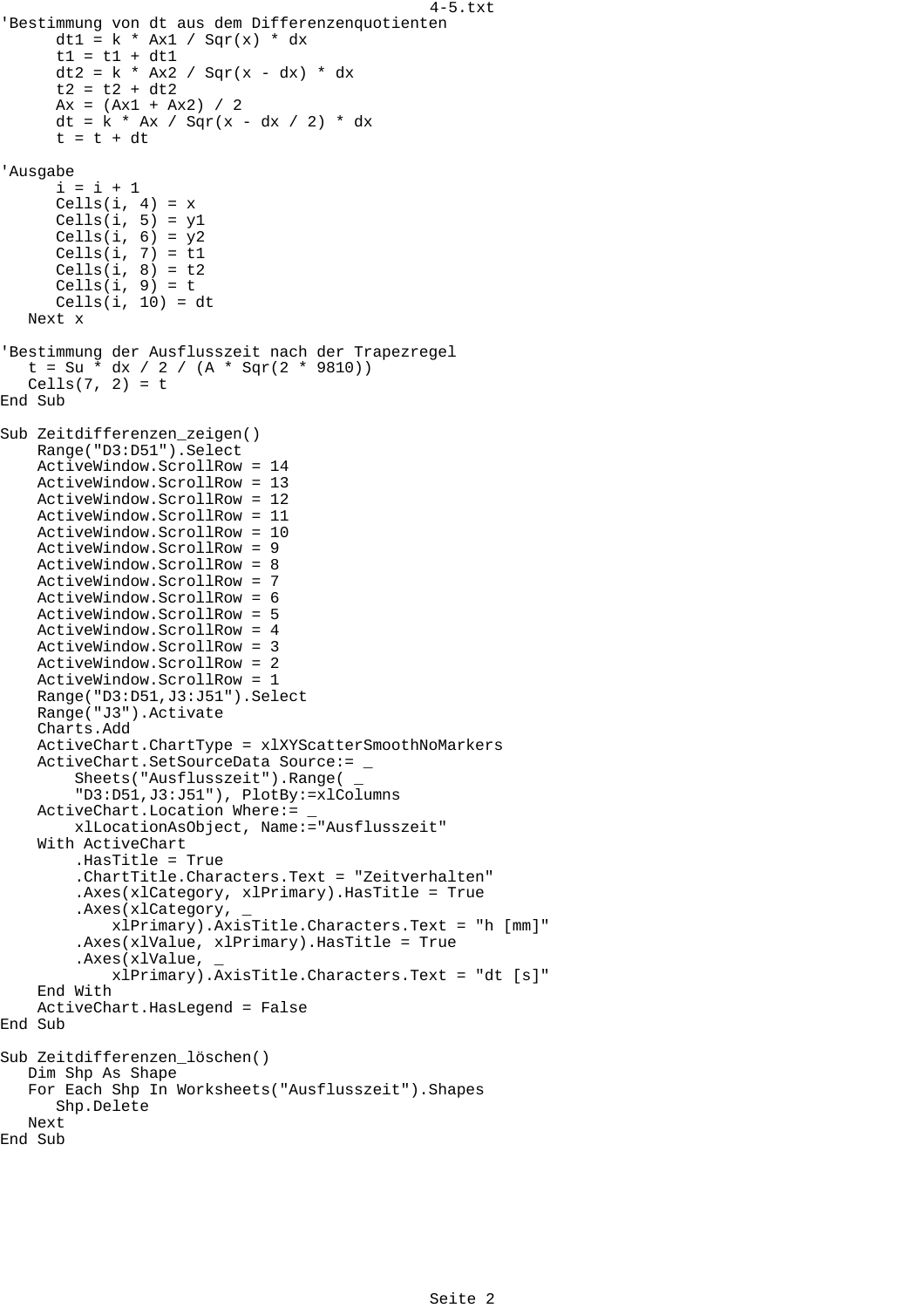```
'Bestimmung von dt aus dem Differenzenquotienten
      dt1 = k * Ax1 / Sqr(x) * dx
      t1 = t1 + dt1
      dt2 = k * Ax2 / Sqr(x - dx) * dx
      t2 = t2 + dt2
      Ax = (Ax1 + Ax2) / 2
      dt = k * Ax / Sqr(x - dx / 2) * dx
      t = t + dt

'Ausgabe
      i = i + 1
      Cells(i, 4) = x
      Cells(i, 5) = y1
      Cells(i, 6) = y2
      Cells(i, 7) = t1
      Cells(i, 8) = t2
      Cells(i, 9) = t
      Cells(i, 10) = dt
   Next x

'Bestimmung der Ausflusszeit nach der Trapezregel
   t = Su * dx / 2 / (A * Sqr(2 * 9810))
   Cells(7, 2) = t
End Sub

Sub Zeitdifferenzen_zeigen()
    Range("D3:D51").Select
    ActiveWindow.ScrollRow = 14
    ActiveWindow.ScrollRow = 13
    ActiveWindow.ScrollRow = 12
    ActiveWindow.ScrollRow = 11
    ActiveWindow.ScrollRow = 10
    ActiveWindow.ScrollRow = 9
    ActiveWindow.ScrollRow = 8
    ActiveWindow.ScrollRow = 7
    ActiveWindow.ScrollRow = 6
    ActiveWindow.ScrollRow = 5
    ActiveWindow.ScrollRow = 4
    ActiveWindow.ScrollRow = 3
    ActiveWindow.ScrollRow = 2
    ActiveWindow.ScrollRow = 1
    Range("D3:D51,J3:J51").Select
    Range("J3").Activate
    Charts.Add
    ActiveChart.ChartType = xlXYScatterSmoothNoMarkers
    ActiveChart.SetSourceData Source:= _
        Sheets("Ausflusszeit").Range( _
        "D3:D51,J3:J51"), PlotBy:=xlColumns
    ActiveChart.Location Where:= _
        xlLocationAsObject, Name:="Ausflusszeit"
    With ActiveChart
        .HasTitle = True
        .ChartTitle.Characters.Text = "Zeitverhalten"
        .Axes(xlCategory, xlPrimary).HasTitle = True
        .Axes(xlCategory, _
            xlPrimary).AxisTitle.Characters.Text = "h [mm]"
        .Axes(xlValue, xlPrimary).HasTitle = True
        .Axes(xlValue, _
            xlPrimary).AxisTitle.Characters.Text = "dt [s]"
    End With
    ActiveChart.HasLegend = False
End Sub

Sub Zeitdifferenzen_löschen()
   Dim Shp As Shape
   For Each Shp In Worksheets("Ausflusszeit").Shapes
      Shp.Delete
   Next
End Sub
```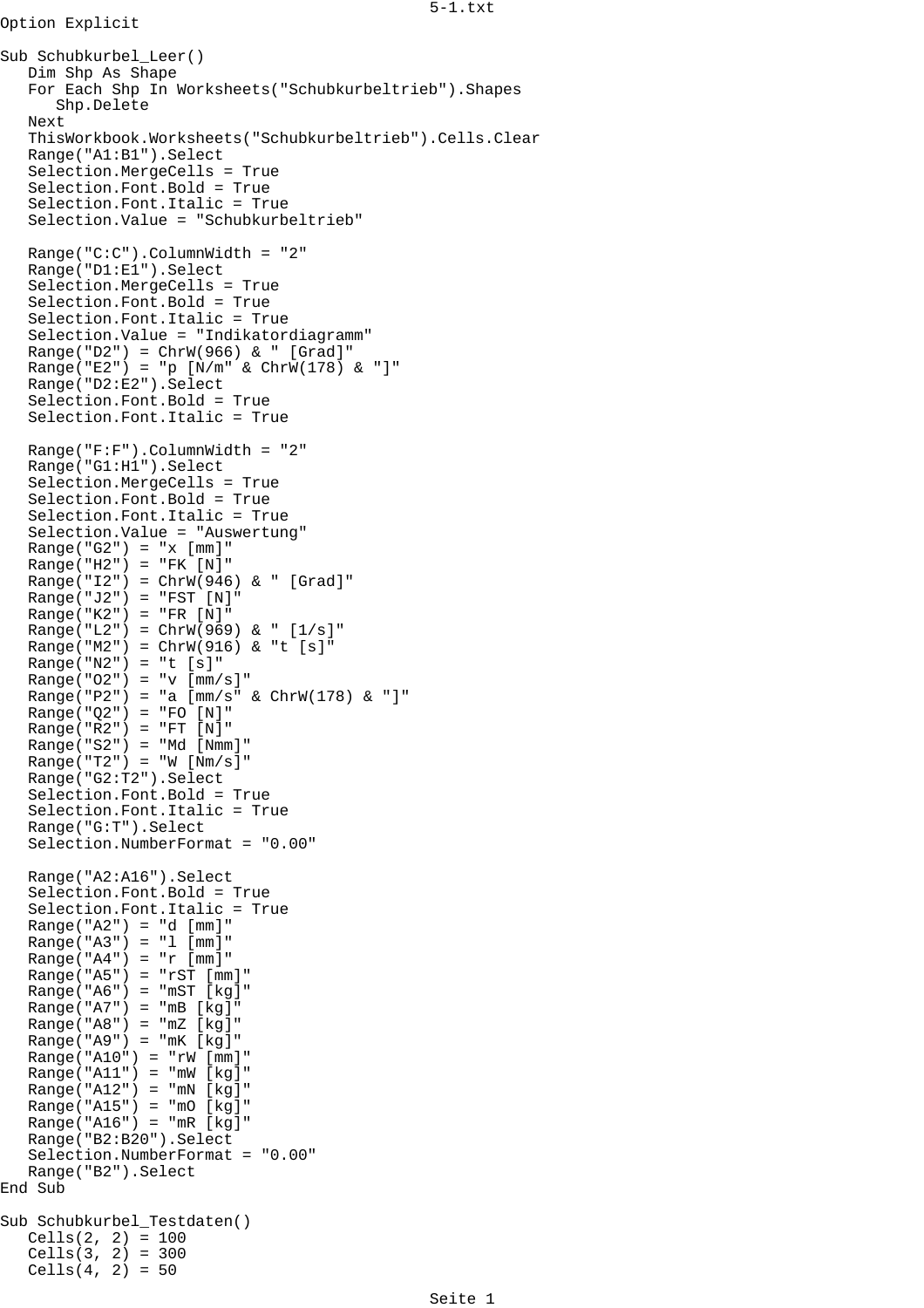```
Option Explicit

Sub Schubkurbel_Leer()
   Dim Shp As Shape
   For Each Shp In Worksheets("Schubkurbeltrieb").Shapes
      Shp.Delete
   Next
   ThisWorkbook.Worksheets("Schubkurbeltrieb").Cells.Clear
   Range("A1:B1").Select
   Selection.MergeCells = True
   Selection.Font.Bold = True
   Selection.Font.Italic = True
   Selection.Value = "Schubkurbeltrieb"

   Range("C:C").ColumnWidth = "2"
   Range("D1:E1").Select
   Selection.MergeCells = True
   Selection.Font.Bold = True
   Selection.Font.Italic = True
   Selection.Value = "Indikatordiagramm"
   Range("D2") = ChrW(966) & " [Grad]"
   Range("E2") = "p [N/m" & ChrW(178) & "]"
   Range("D2:E2").Select
   Selection.Font.Bold = True
   Selection.Font.Italic = True

   Range("F:F").ColumnWidth = "2"
   Range("G1:H1").Select
   Selection.MergeCells = True
   Selection.Font.Bold = True
   Selection.Font.Italic = True
   Selection.Value = "Auswertung"
   Range("G2") = "x [mm]"
   Range("H2") = "FK [N]"
   Range("I2") = ChrW(946) & " [Grad]"
   Range("J2") = "FST [N]"
   Range("K2") = "FR [N]"
   Range("L2") = ChrW(969) & " [1/s]"
   Range("M2") = ChrW(916) & "t [s]"
   Range("N2") = "t [s]"
   Range("O2") = "v [mm/s]"
   Range("P2") = "a [mm/s" & ChrW(178) & "]"
   Range("Q2") = "FO [N]"
   Range("R2") = "FT [N]"
   Range("S2") = "Md [Nmm]"
   Range("T2") = "W [Nm/s]"
   Range("G2:T2").Select
   Selection.Font.Bold = True
   Selection.Font.Italic = True
   Range("G:T").Select
   Selection.NumberFormat = "0.00"

   Range("A2:A16").Select
   Selection.Font.Bold = True
   Selection.Font.Italic = True
   Range("A2") = "d [mm]"
   Range("A3") = "l [mm]"
   Range("A4") = "r [mm]"
   Range("A5") = "rST [mm]"
   Range("A6") = "mST [kg]"
   Range("A7") = "mB [kg]"
   Range("A8") = "mZ [kg]"
   Range("A9") = "mK [kg]"
   Range("A10") = "rW [mm]"
   Range("A11") = "mW [kg]"
   Range("A12") = "mN [kg]"
   Range("A15") = "mO [kg]"
   Range("A16") = "mR [kg]"
   Range("B2:B20").Select
   Selection.NumberFormat = "0.00"
   Range("B2").Select
End Sub

Sub Schubkurbel_Testdaten()
   Cells(2, 2) = 100
   Cells(3, 2) = 300
   Cells(4, 2) = 50
```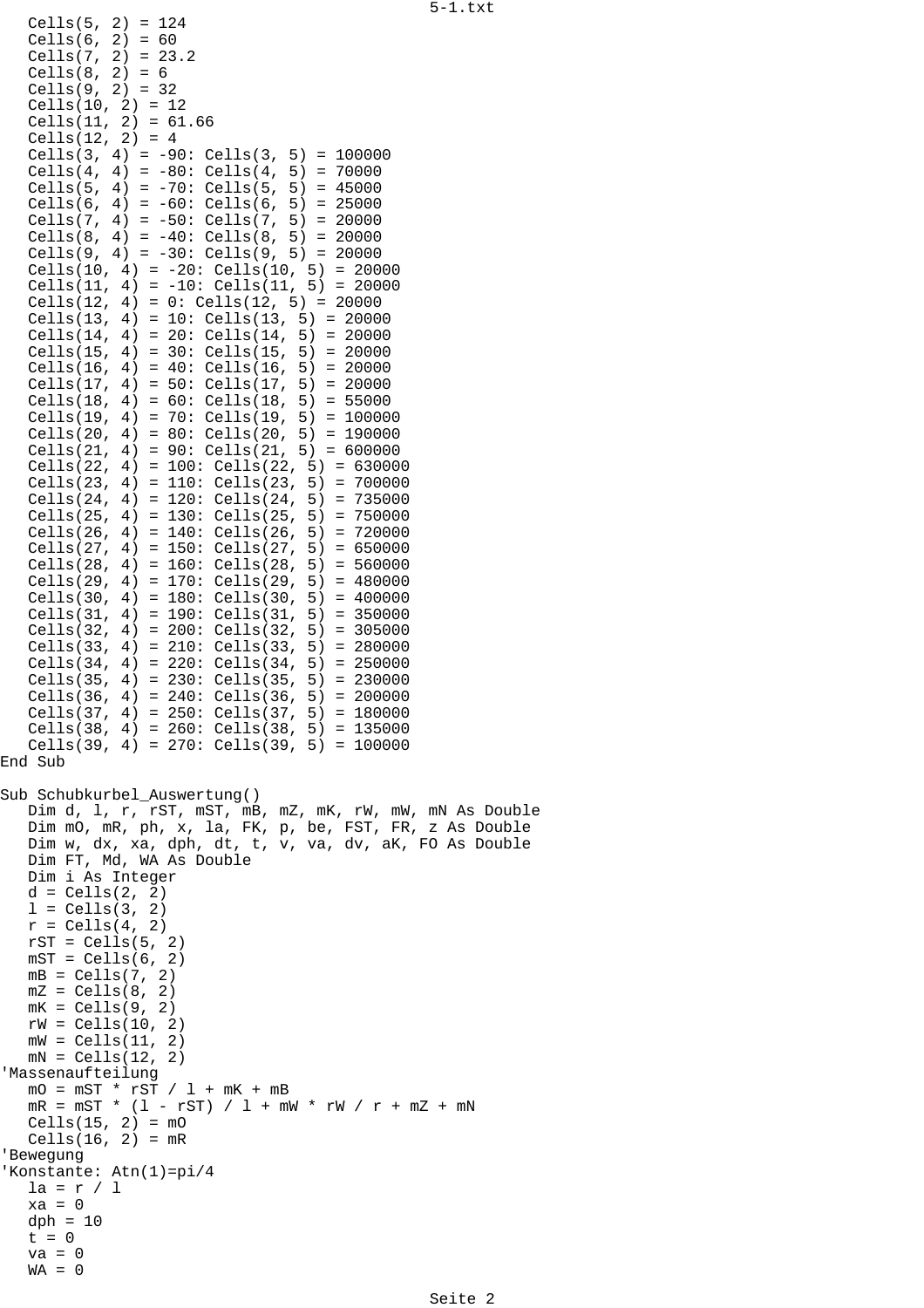```
   Cells(5, 2) = 124
   Cells(6, 2) = 60
   Cells(7, 2) = 23.2
   Cells(8, 2) = 6
   Cells(9, 2) = 32
   Cells(10, 2) = 12
   Cells(11, 2) = 61.66
   Cells(12, 2) = 4
   Cells(3, 4) = -90: Cells(3, 5) = 100000
   Cells(4, 4) = -80: Cells(4, 5) = 70000
   Cells(5, 4) = -70: Cells(5, 5) = 45000
   Cells(6, 4) = -60: Cells(6, 5) = 25000
   Cells(7, 4) = -50: Cells(7, 5) = 20000
   Cells(8, 4) = -40: Cells(8, 5) = 20000
   Cells(9, 4) = -30: Cells(9, 5) = 20000
   Cells(10, 4) = -20: Cells(10, 5) = 20000
   Cells(11, 4) = -10: Cells(11, 5) = 20000
   Cells(12, 4) = 0: Cells(12, 5) = 20000
   Cells(13, 4) = 10: Cells(13, 5) = 20000
   Cells(14, 4) = 20: Cells(14, 5) = 20000
   Cells(15, 4) = 30: Cells(15, 5) = 20000
   Cells(16, 4) = 40: Cells(16, 5) = 20000
   Cells(17, 4) = 50: Cells(17, 5) = 20000
   Cells(18, 4) = 60: Cells(18, 5) = 55000
   Cells(19, 4) = 70: Cells(19, 5) = 100000
   Cells(20, 4) = 80: Cells(20, 5) = 190000
   Cells(21, 4) = 90: Cells(21, 5) = 600000
   Cells(22, 4) = 100: Cells(22, 5) = 630000
   Cells(23, 4) = 110: Cells(23, 5) = 700000
   Cells(24, 4) = 120: Cells(24, 5) = 735000
   Cells(25, 4) = 130: Cells(25, 5) = 750000
   Cells(26, 4) = 140: Cells(26, 5) = 720000
   Cells(27, 4) = 150: Cells(27, 5) = 650000
   Cells(28, 4) = 160: Cells(28, 5) = 560000
   Cells(29, 4) = 170: Cells(29, 5) = 480000
   Cells(30, 4) = 180: Cells(30, 5) = 400000
   Cells(31, 4) = 190: Cells(31, 5) = 350000
   Cells(32, 4) = 200: Cells(32, 5) = 305000
   Cells(33, 4) = 210: Cells(33, 5) = 280000
   Cells(34, 4) = 220: Cells(34, 5) = 250000
   Cells(35, 4) = 230: Cells(35, 5) = 230000
   Cells(36, 4) = 240: Cells(36, 5) = 200000
   Cells(37, 4) = 250: Cells(37, 5) = 180000
   Cells(38, 4) = 260: Cells(38, 5) = 135000
   Cells(39, 4) = 270: Cells(39, 5) = 100000
End Sub

Sub Schubkurbel_Auswertung()
   Dim d, l, r, rST, mST, mB, mZ, mK, rW, mW, mN As Double
   Dim mO, mR, ph, x, la, FK, p, be, FST, FR, z As Double
   Dim w, dx, xa, dph, dt, t, v, va, dv, aK, FO As Double
   Dim FT, Md, WA As Double
   Dim i As Integer
   d = Cells(2, 2)
   l = Cells(3, 2)
   r = Cells(4, 2)
   rST = Cells(5, 2)
   mST = Cells(6, 2)
   mB = Cells(7, 2)
   mZ = Cells(8, 2)
   mK = Cells(9, 2)
   rW = Cells(10, 2)
   mW = Cells(11, 2)
   mN = Cells(12, 2)
'Massenaufteilung
   mO = mST * rST / l + mK + mB
   mR = mST * (l - rST) / l + mW * rW / r + mZ + mN
   Cells(15, 2) = mO
   Cells(16, 2) = mR
'Bewegung
'Konstante: Atn(1)=pi/4
   la = r / l
   xa = 0
   dph = 10
   t = 0
   va = 0
   WA = 0
```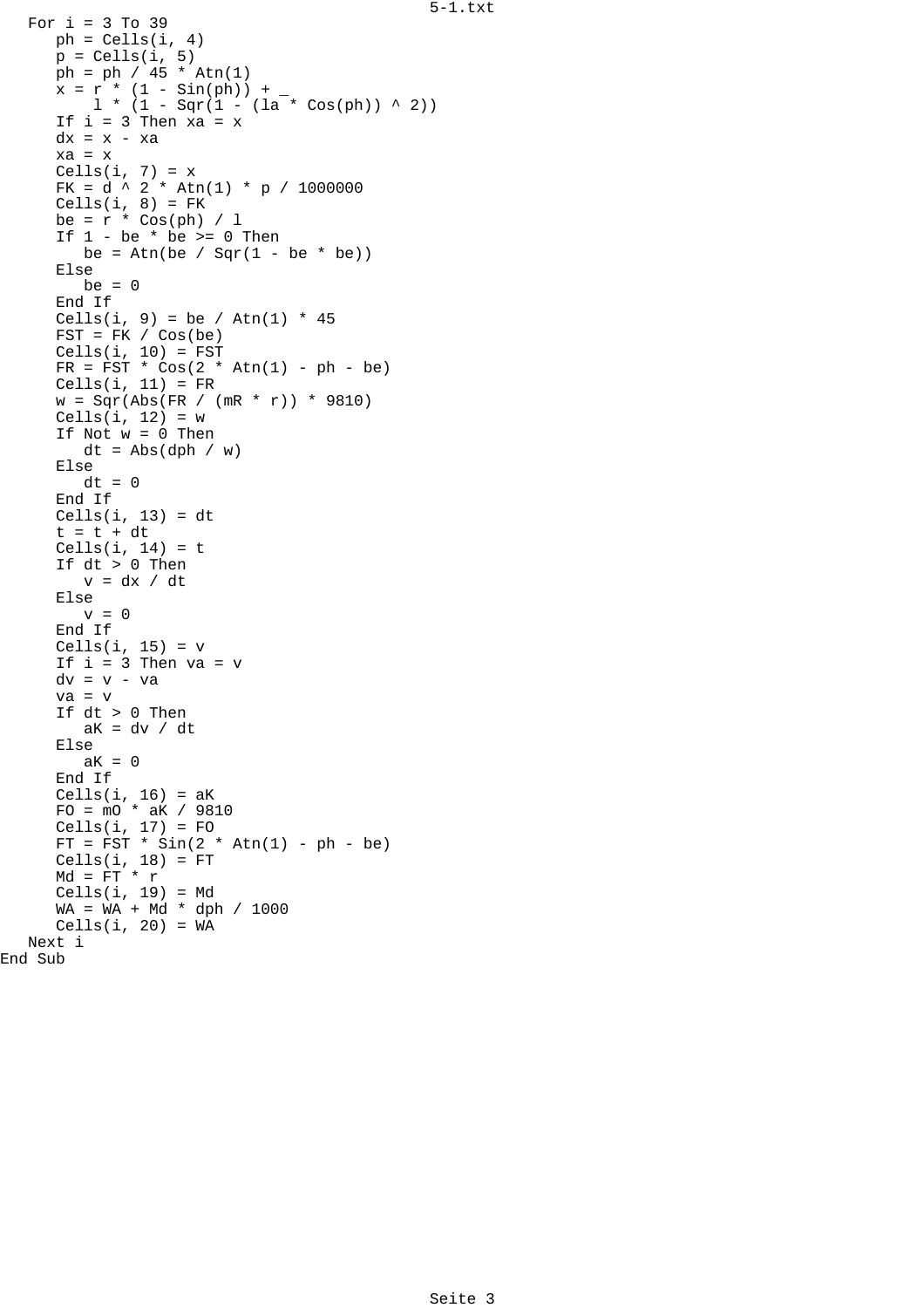```
   For i = 3 To 39
      ph = Cells(i, 4)
      p = Cells(i, 5)
      ph = ph / 45 * Atn(1)
      x = r * (1 - Sin(ph)) + _
          l * (1 - Sqr(1 - (la * Cos(ph)) ^ 2))
      If i = 3 Then xa = x
      dx = x - xa
      xa = x
      Cells(i, 7) = x
      FK = d ^ 2 * Atn(1) * p / 1000000
      Cells(i, 8) = FK
      be = r * Cos(ph) / l
      If 1 - be * be >= 0 Then
         be = Atn(be / Sqr(1 - be * be))
      Else
         be = 0
      End If
      Cells(i, 9) = be / Atn(1) * 45
      FST = FK / Cos(be)
      Cells(i, 10) = FST
      FR = FST * Cos(2 * Atn(1) - ph - be)
      Cells(i, 11) = FR
      w = Sqr(Abs(FR / (mR * r)) * 9810)
      Cells(i, 12) = w
      If Not w = 0 Then
         dt = Abs(dph / w)
      Else
         dt = 0
      End If
      Cells(i, 13) = dt
      t = t + dt
      Cells(i, 14) = t
      If dt > 0 Then
         v = dx / dt
      Else
         v = 0
      End If
      Cells(i, 15) = v
      If i = 3 Then va = v
      dv = v - va
      va = v
      If dt > 0 Then
         aK = dv / dt
      Else
         aK = 0
      End If
      Cells(i, 16) = aK
      FO = mO * aK / 9810
      Cells(i, 17) = FO
      FT = FST * Sin(2 * Atn(1) - ph - be)
      Cells(i, 18) = FT
      Md = FT * r
      Cells(i, 19) = Md
      WA = WA + Md * dph / 1000
      Cells(i, 20) = WA
   Next i
End Sub
```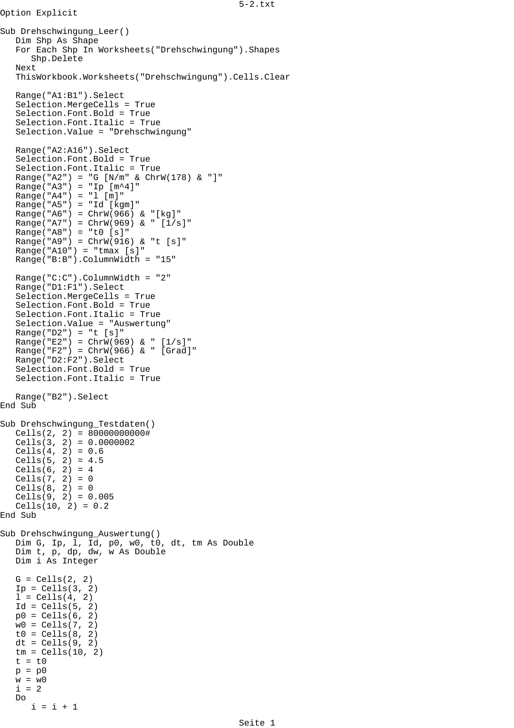```
Option Explicit

Sub Drehschwingung_Leer()
   Dim Shp As Shape
   For Each Shp In Worksheets("Drehschwingung").Shapes
      Shp.Delete
   Next
   ThisWorkbook.Worksheets("Drehschwingung").Cells.Clear

   Range("A1:B1").Select
   Selection.MergeCells = True
   Selection.Font.Bold = True
   Selection.Font.Italic = True
   Selection.Value = "Drehschwingung"

   Range("A2:A16").Select
   Selection.Font.Bold = True
   Selection.Font.Italic = True
   Range("A2") = "G [N/m" & ChrW(178) & "]"
   Range("A3") = "Ip [m^4]"
   Range("A4") = "l [m]"
   Range("A5") = "Id [kgm]"
   Range("A6") = ChrW(966) & "[kg]"
   Range("A7") = ChrW(969) & " [1/s]"
   Range("A8") = "t0 [s]"
   Range("A9") = ChrW(916) & "t [s]"
   Range("A10") = "tmax [s]"
   Range("B:B").ColumnWidth = "15"

   Range("C:C").ColumnWidth = "2"
   Range("D1:F1").Select
   Selection.MergeCells = True
   Selection.Font.Bold = True
   Selection.Font.Italic = True
   Selection.Value = "Auswertung"
   Range("D2") = "t [s]"
   Range("E2") = ChrW(969) & " [1/s]"
   Range("F2") = ChrW(966) & " [Grad]"
   Range("D2:F2").Select
   Selection.Font.Bold = True
   Selection.Font.Italic = True

   Range("B2").Select
End Sub

Sub Drehschwingung_Testdaten()
   Cells(2, 2) = 80000000000#
   Cells(3, 2) = 0.0000002
   Cells(4, 2) = 0.6
   Cells(5, 2) = 4.5
   Cells(6, 2) = 4
   Cells(7, 2) = 0
   Cells(8, 2) = 0
   Cells(9, 2) = 0.005
   Cells(10, 2) = 0.2
End Sub

Sub Drehschwingung_Auswertung()
   Dim G, Ip, l, Id, p0, w0, t0, dt, tm As Double
   Dim t, p, dp, dw, w As Double
   Dim i As Integer

   G = Cells(2, 2)
   Ip = Cells(3, 2)
   l = Cells(4, 2)
   Id = Cells(5, 2)
   p0 = Cells(6, 2)
   w0 = Cells(7, 2)
   t0 = Cells(8, 2)
   dt = Cells(9, 2)
   tm = Cells(10, 2)
   t = t0
   p = p0
   w = w0
   i = 2
   Do
      i = i + 1
```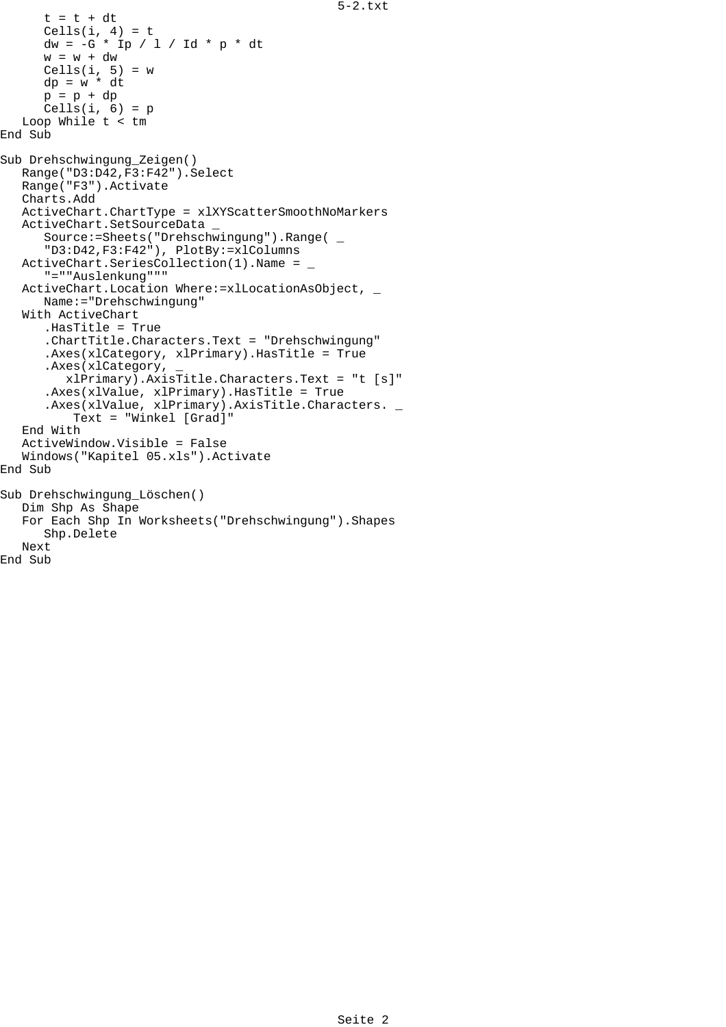```
      t = t + dt
      Cells(i, 4) = t
      dw = -G * Ip / l / Id * p * dt
      w = w + dw
      Cells(i, 5) = w
      dp = w * dt
      p = p + dp
      Cells(i, 6) = p
   Loop While t < tm
End Sub

Sub Drehschwingung_Zeigen()
   Range("D3:D42,F3:F42").Select
   Range("F3").Activate
   Charts.Add
   ActiveChart.ChartType = xlXYScatterSmoothNoMarkers
   ActiveChart.SetSourceData _
      Source:=Sheets("Drehschwingung").Range( _
      "D3:D42,F3:F42"), PlotBy:=xlColumns
   ActiveChart.SeriesCollection(1).Name = _
      "=""Auslenkung"""
   ActiveChart.Location Where:=xlLocationAsObject, _
      Name:="Drehschwingung"
   With ActiveChart
      .HasTitle = True
      .ChartTitle.Characters.Text = "Drehschwingung"
      .Axes(xlCategory, xlPrimary).HasTitle = True
      .Axes(xlCategory, _
         xlPrimary).AxisTitle.Characters.Text = "t [s]"
      .Axes(xlValue, xlPrimary).HasTitle = True
      .Axes(xlValue, xlPrimary).AxisTitle.Characters. _
          Text = "Winkel [Grad]"
   End With
   ActiveWindow.Visible = False
   Windows("Kapitel 05.xls").Activate
End Sub

Sub Drehschwingung_Löschen()
   Dim Shp As Shape
   For Each Shp In Worksheets("Drehschwingung").Shapes
      Shp.Delete
   Next
End Sub
```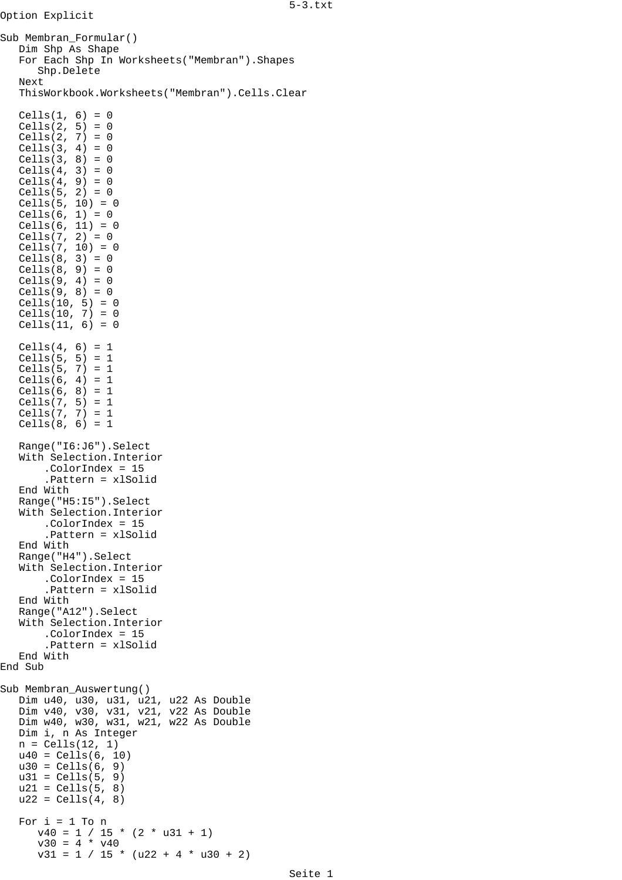```
Option Explicit

Sub Membran_Formular()
   Dim Shp As Shape
   For Each Shp In Worksheets("Membran").Shapes
      Shp.Delete
   Next
   ThisWorkbook.Worksheets("Membran").Cells.Clear

   Cells(1, 6) = 0
   Cells(2, 5) = 0
   Cells(2, 7) = 0
   Cells(3, 4) = 0
   Cells(3, 8) = 0
   Cells(4, 3) = 0
   Cells(4, 9) = 0
   Cells(5, 2) = 0
   Cells(5, 10) = 0
   Cells(6, 1) = 0
   Cells(6, 11) = 0
   Cells(7, 2) = 0
   Cells(7, 10) = 0
   Cells(8, 3) = 0
   Cells(8, 9) = 0
   Cells(9, 4) = 0
   Cells(9, 8) = 0
   Cells(10, 5) = 0
   Cells(10, 7) = 0
   Cells(11, 6) = 0

   Cells(4, 6) = 1
   Cells(5, 5) = 1
   Cells(5, 7) = 1
   Cells(6, 4) = 1
   Cells(6, 8) = 1
   Cells(7, 5) = 1
   Cells(7, 7) = 1
   Cells(8, 6) = 1

   Range("I6:J6").Select
   With Selection.Interior
       .ColorIndex = 15
       .Pattern = xlSolid
   End With
   Range("H5:I5").Select
   With Selection.Interior
       .ColorIndex = 15
       .Pattern = xlSolid
   End With
   Range("H4").Select
   With Selection.Interior
       .ColorIndex = 15
       .Pattern = xlSolid
   End With
   Range("A12").Select
   With Selection.Interior
       .ColorIndex = 15
       .Pattern = xlSolid
   End With
End Sub

Sub Membran_Auswertung()
   Dim u40, u30, u31, u21, u22 As Double
   Dim v40, v30, v31, v21, v22 As Double
   Dim w40, w30, w31, w21, w22 As Double
   Dim i, n As Integer
   n = Cells(12, 1)
   u40 = Cells(6, 10)
   u30 = Cells(6, 9)
   u31 = Cells(5, 9)
   u21 = Cells(5, 8)
   u22 = Cells(4, 8)

   For i = 1 To n
      v40 = 1 / 15 * (2 * u31 + 1)
      v30 = 4 * v40
      v31 = 1 / 15 * (u22 + 4 * u30 + 2)
```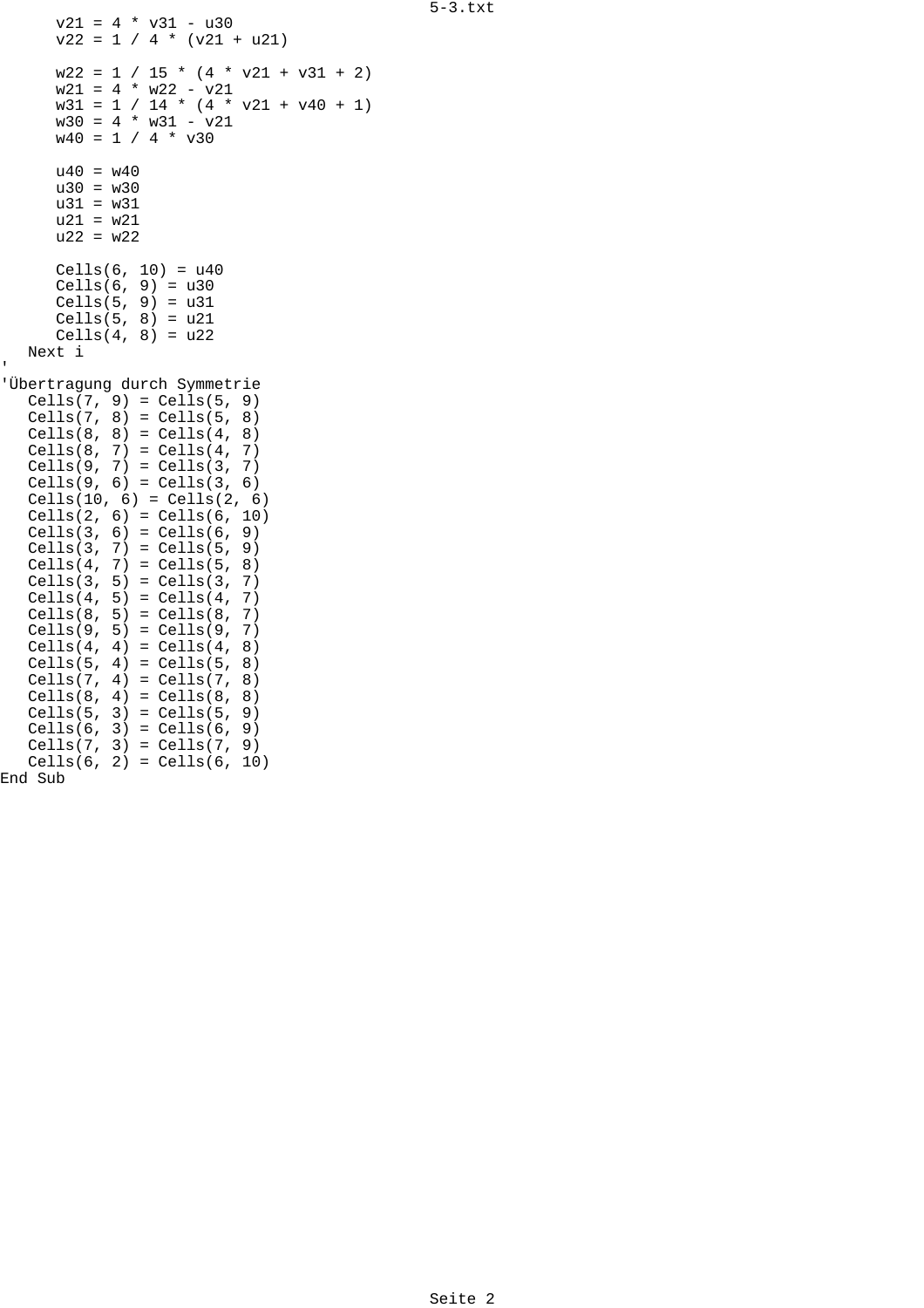```
      v21 = 4 * v31 - u30
      v22 = 1 / 4 * (v21 + u21)

      w22 = 1 / 15 * (4 * v21 + v31 + 2)
      w21 = 4 * w22 - v21
      w31 = 1 / 14 * (4 * v21 + v40 + 1)
      w30 = 4 * w31 - v21
      w40 = 1 / 4 * v30

      u40 = w40
      u30 = w30
      u31 = w31
      u21 = w21
      u22 = w22

      Cells(6, 10) = u40
      Cells(6, 9) = u30
      Cells(5, 9) = u31
      Cells(5, 8) = u21
      Cells(4, 8) = u22
   Next i
'
'Übertragung durch Symmetrie
   Cells(7, 9) = Cells(5, 9)
   Cells(7, 8) = Cells(5, 8)
   Cells(8, 8) = Cells(4, 8)
   Cells(8, 7) = Cells(4, 7)
   Cells(9, 7) = Cells(3, 7)
   Cells(9, 6) = Cells(3, 6)
   Cells(10, 6) = Cells(2, 6)
   Cells(2, 6) = Cells(6, 10)
   Cells(3, 6) = Cells(6, 9)
   Cells(3, 7) = Cells(5, 9)
   Cells(4, 7) = Cells(5, 8)
   Cells(3, 5) = Cells(3, 7)
   Cells(4, 5) = Cells(4, 7)
   Cells(8, 5) = Cells(8, 7)
   Cells(9, 5) = Cells(9, 7)
   Cells(4, 4) = Cells(4, 8)
   Cells(5, 4) = Cells(5, 8)
   Cells(7, 4) = Cells(7, 8)
   Cells(8, 4) = Cells(8, 8)
   Cells(5, 3) = Cells(5, 9)
   Cells(6, 3) = Cells(6, 9)
   Cells(7, 3) = Cells(7, 9)
   Cells(6, 2) = Cells(6, 10)
End Sub
```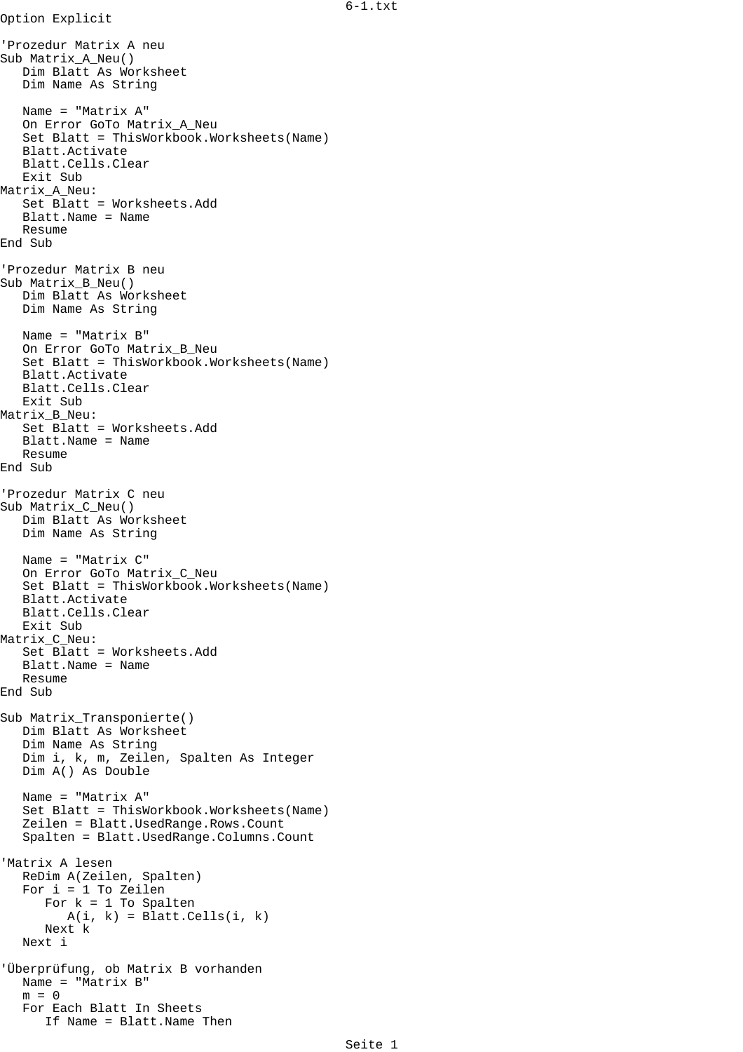```
Option Explicit

'Prozedur Matrix A neu
Sub Matrix_A_Neu()
   Dim Blatt As Worksheet
   Dim Name As String

   Name = "Matrix A"
   On Error GoTo Matrix_A_Neu
   Set Blatt = ThisWorkbook.Worksheets(Name)
   Blatt.Activate
   Blatt.Cells.Clear
   Exit Sub
Matrix_A_Neu:
   Set Blatt = Worksheets.Add
   Blatt.Name = Name
   Resume
End Sub

'Prozedur Matrix B neu
Sub Matrix_B_Neu()
   Dim Blatt As Worksheet
   Dim Name As String

   Name = "Matrix B"
   On Error GoTo Matrix_B_Neu
   Set Blatt = ThisWorkbook.Worksheets(Name)
   Blatt.Activate
   Blatt.Cells.Clear
   Exit Sub
Matrix_B_Neu:
   Set Blatt = Worksheets.Add
   Blatt.Name = Name
   Resume
End Sub

'Prozedur Matrix C neu
Sub Matrix_C_Neu()
   Dim Blatt As Worksheet
   Dim Name As String

   Name = "Matrix C"
   On Error GoTo Matrix_C_Neu
   Set Blatt = ThisWorkbook.Worksheets(Name)
   Blatt.Activate
   Blatt.Cells.Clear
   Exit Sub
Matrix_C_Neu:
   Set Blatt = Worksheets.Add
   Blatt.Name = Name
   Resume
End Sub

Sub Matrix_Transponierte()
   Dim Blatt As Worksheet
   Dim Name As String
   Dim i, k, m, Zeilen, Spalten As Integer
   Dim A() As Double

   Name = "Matrix A"
   Set Blatt = ThisWorkbook.Worksheets(Name)
   Zeilen = Blatt.UsedRange.Rows.Count
   Spalten = Blatt.UsedRange.Columns.Count

'Matrix A lesen
   ReDim A(Zeilen, Spalten)
   For i = 1 To Zeilen
      For k = 1 To Spalten
         A(i, k) = Blatt.Cells(i, k)
      Next k
   Next i

'Überprüfung, ob Matrix B vorhanden
   Name = "Matrix B"
   m = 0
   For Each Blatt In Sheets
      If Name = Blatt.Name Then
```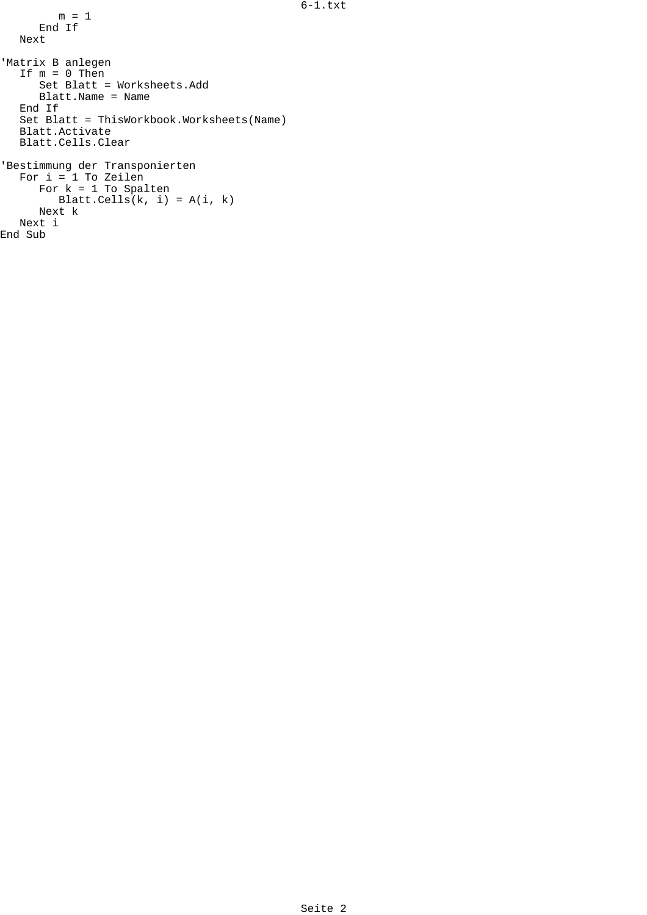```
         m = 1
      End If
   Next

'Matrix B anlegen
   If m = 0 Then
      Set Blatt = Worksheets.Add
      Blatt.Name = Name
   End If
   Set Blatt = ThisWorkbook.Worksheets(Name)
   Blatt.Activate
   Blatt.Cells.Clear

'Bestimmung der Transponierten
   For i = 1 To Zeilen
      For k = 1 To Spalten
         Blatt.Cells(k, i) = A(i, k)
      Next k
   Next i
End Sub
```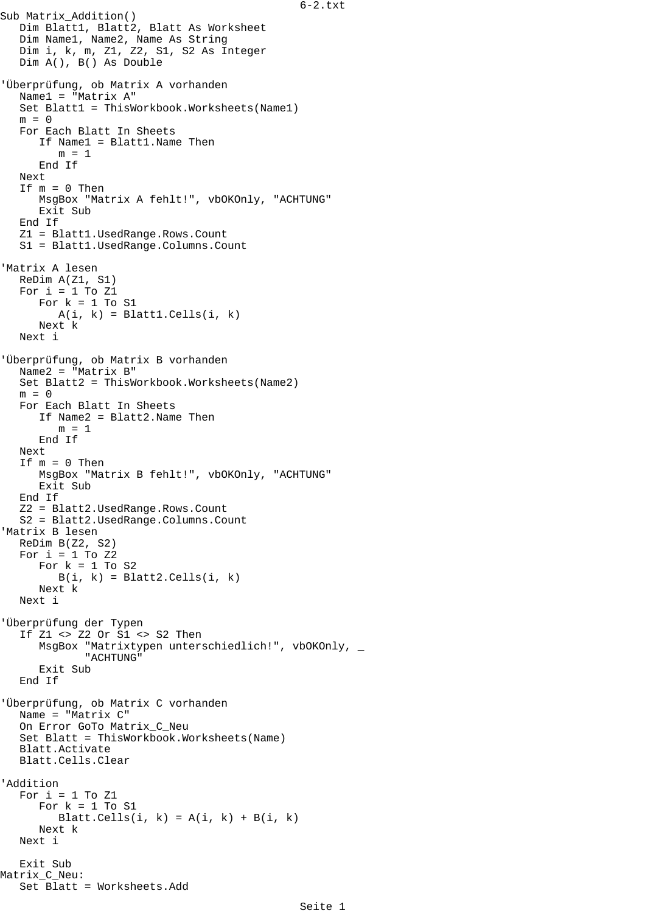```
Sub Matrix_Addition()
   Dim Blatt1, Blatt2, Blatt As Worksheet
   Dim Name1, Name2, Name As String
   Dim i, k, m, Z1, Z2, S1, S2 As Integer
   Dim A(), B() As Double

'Überprüfung, ob Matrix A vorhanden
   Name1 = "Matrix A"
   Set Blatt1 = ThisWorkbook.Worksheets(Name1)
   m = 0
   For Each Blatt In Sheets
      If Name1 = Blatt1.Name Then
         m = 1
      End If
   Next
   If m = 0 Then
      MsgBox "Matrix A fehlt!", vbOKOnly, "ACHTUNG"
      Exit Sub
   End If
   Z1 = Blatt1.UsedRange.Rows.Count
   S1 = Blatt1.UsedRange.Columns.Count

'Matrix A lesen
   ReDim A(Z1, S1)
   For i = 1 To Z1
      For k = 1 To S1
         A(i, k) = Blatt1.Cells(i, k)
      Next k
   Next i

'Überprüfung, ob Matrix B vorhanden
   Name2 = "Matrix B"
   Set Blatt2 = ThisWorkbook.Worksheets(Name2)
   m = 0
   For Each Blatt In Sheets
      If Name2 = Blatt2.Name Then
         m = 1
      End If
   Next
   If m = 0 Then
      MsgBox "Matrix B fehlt!", vbOKOnly, "ACHTUNG"
      Exit Sub
   End If
   Z2 = Blatt2.UsedRange.Rows.Count
   S2 = Blatt2.UsedRange.Columns.Count
'Matrix B lesen
   ReDim B(Z2, S2)
   For i = 1 To Z2
      For k = 1 To S2
         B(i, k) = Blatt2.Cells(i, k)
      Next k
   Next i

'Überprüfung der Typen
   If Z1 <> Z2 Or S1 <> S2 Then
      MsgBox "Matrixtypen unterschiedlich!", vbOKOnly, _
             "ACHTUNG"
      Exit Sub
   End If

'Überprüfung, ob Matrix C vorhanden
   Name = "Matrix C"
   On Error GoTo Matrix_C_Neu
   Set Blatt = ThisWorkbook.Worksheets(Name)
   Blatt.Activate
   Blatt.Cells.Clear

'Addition
   For i = 1 To Z1
      For k = 1 To S1
         Blatt.Cells(i, k) = A(i, k) + B(i, k)
      Next k
   Next i

   Exit Sub
Matrix_C_Neu:
   Set Blatt = Worksheets.Add
```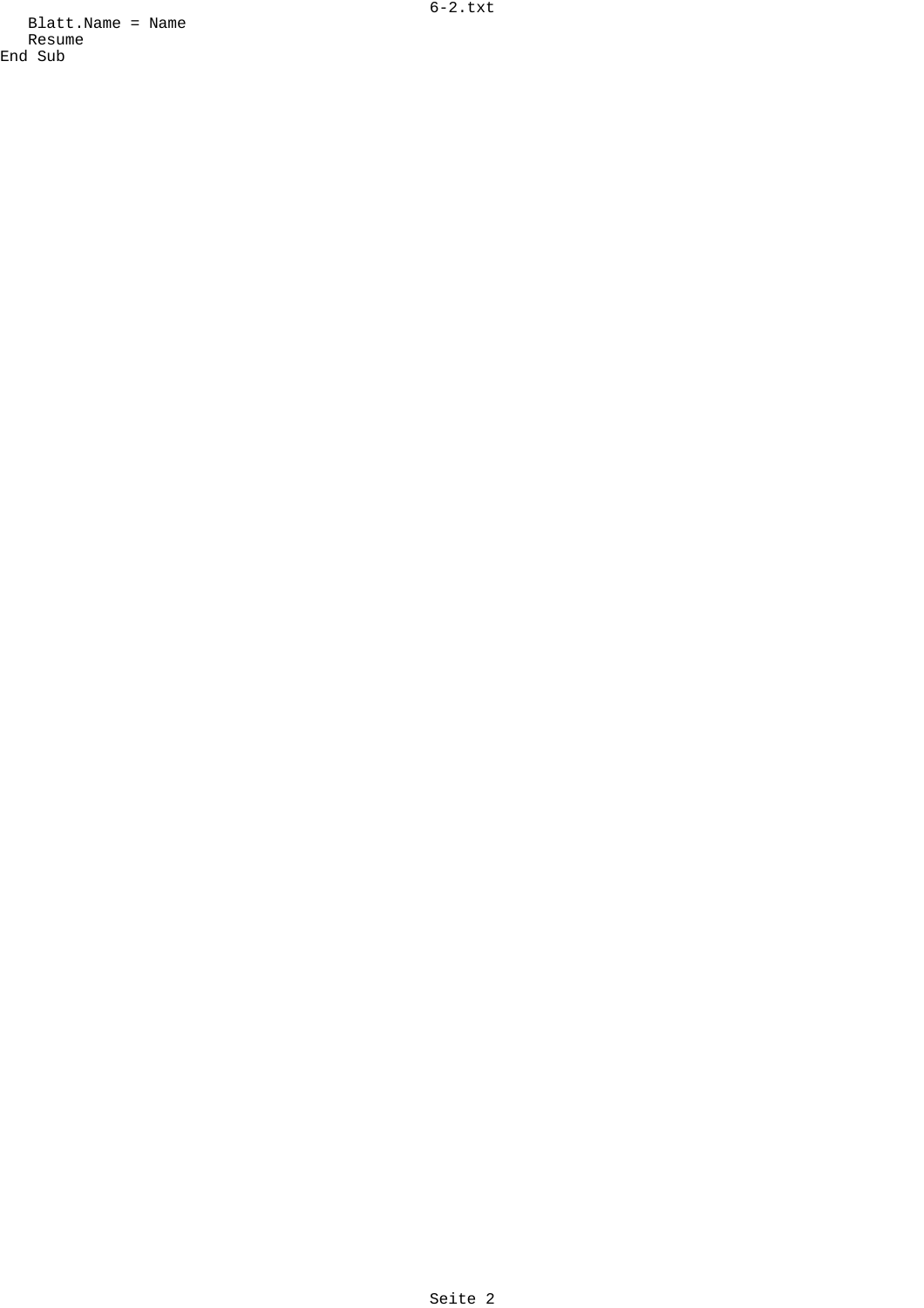```
   Blatt.Name = Name
   Resume
End Sub
```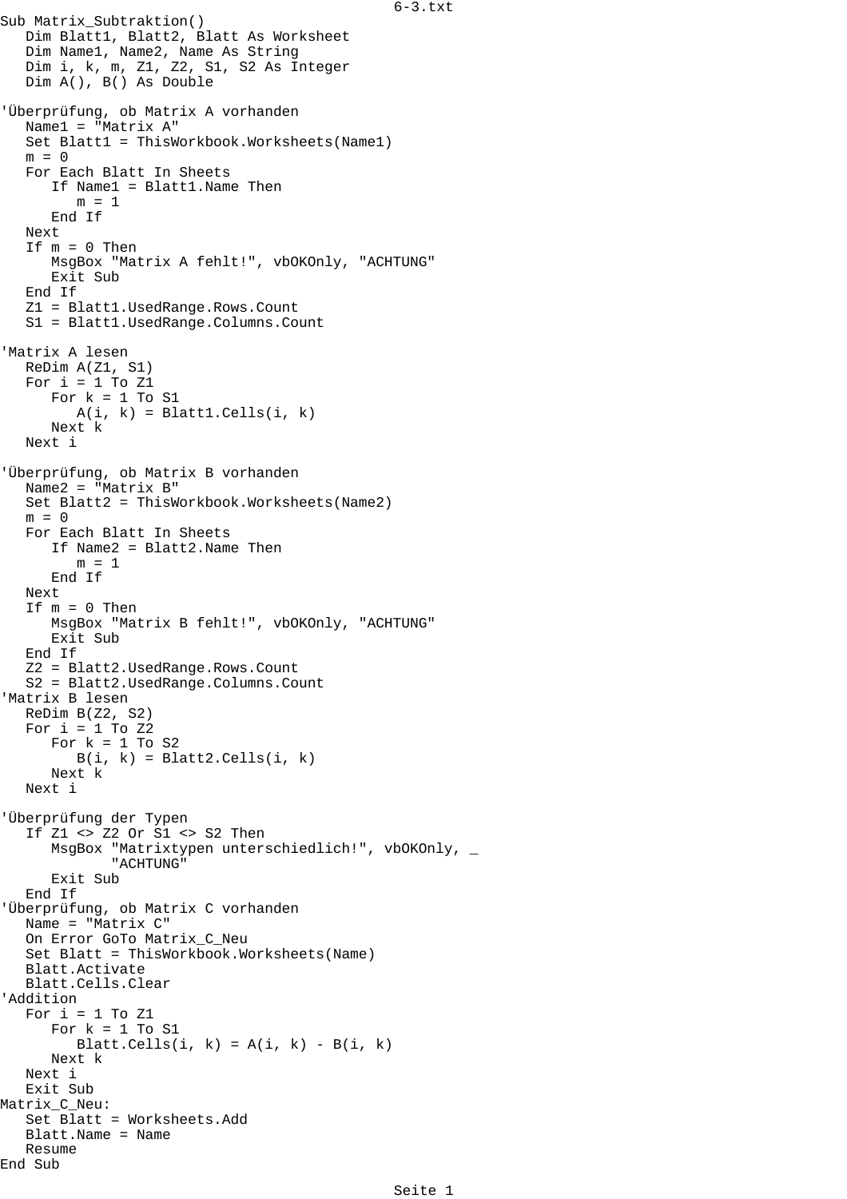```
Sub Matrix_Subtraktion()
   Dim Blatt1, Blatt2, Blatt As Worksheet
   Dim Name1, Name2, Name As String
   Dim i, k, m, Z1, Z2, S1, S2 As Integer
   Dim A(), B() As Double

'Überprüfung, ob Matrix A vorhanden
   Name1 = "Matrix A"
   Set Blatt1 = ThisWorkbook.Worksheets(Name1)
   m = 0
   For Each Blatt In Sheets
      If Name1 = Blatt1.Name Then
         m = 1
      End If
   Next
   If m = 0 Then
      MsgBox "Matrix A fehlt!", vbOKOnly, "ACHTUNG"
      Exit Sub
   End If
   Z1 = Blatt1.UsedRange.Rows.Count
   S1 = Blatt1.UsedRange.Columns.Count

'Matrix A lesen
   ReDim A(Z1, S1)
   For i = 1 To Z1
      For k = 1 To S1
         A(i, k) = Blatt1.Cells(i, k)
      Next k
   Next i

'Überprüfung, ob Matrix B vorhanden
   Name2 = "Matrix B"
   Set Blatt2 = ThisWorkbook.Worksheets(Name2)
   m = 0
   For Each Blatt In Sheets
      If Name2 = Blatt2.Name Then
         m = 1
      End If
   Next
   If m = 0 Then
      MsgBox "Matrix B fehlt!", vbOKOnly, "ACHTUNG"
      Exit Sub
   End If
   Z2 = Blatt2.UsedRange.Rows.Count
   S2 = Blatt2.UsedRange.Columns.Count
'Matrix B lesen
   ReDim B(Z2, S2)
   For i = 1 To Z2
      For k = 1 To S2
         B(i, k) = Blatt2.Cells(i, k)
      Next k
   Next i

'Überprüfung der Typen
   If Z1 <> Z2 Or S1 <> S2 Then
      MsgBox "Matrixtypen unterschiedlich!", vbOKOnly, _
           "ACHTUNG"
      Exit Sub
   End If
'Überprüfung, ob Matrix C vorhanden
   Name = "Matrix C"
   On Error GoTo Matrix_C_Neu
   Set Blatt = ThisWorkbook.Worksheets(Name)
   Blatt.Activate
   Blatt.Cells.Clear
'Addition
   For i = 1 To Z1
      For k = 1 To S1
         Blatt.Cells(i, k) = A(i, k) - B(i, k)
      Next k
   Next i
   Exit Sub
Matrix_C_Neu:
   Set Blatt = Worksheets.Add
   Blatt.Name = Name
   Resume
End Sub
```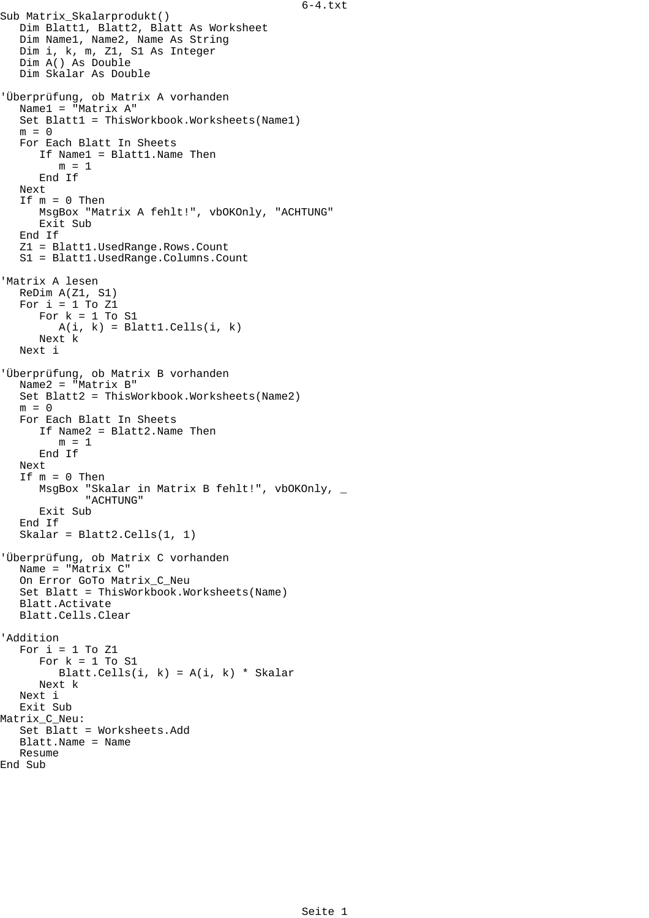```
Sub Matrix_Skalarprodukt()
   Dim Blatt1, Blatt2, Blatt As Worksheet
   Dim Name1, Name2, Name As String
   Dim i, k, m, Z1, S1 As Integer
   Dim A() As Double
   Dim Skalar As Double

'Überprüfung, ob Matrix A vorhanden
   Name1 = "Matrix A"
   Set Blatt1 = ThisWorkbook.Worksheets(Name1)
   m = 0
   For Each Blatt In Sheets
      If Name1 = Blatt1.Name Then
         m = 1
      End If
   Next
   If m = 0 Then
      MsgBox "Matrix A fehlt!", vbOKOnly, "ACHTUNG"
      Exit Sub
   End If
   Z1 = Blatt1.UsedRange.Rows.Count
   S1 = Blatt1.UsedRange.Columns.Count

'Matrix A lesen
   ReDim A(Z1, S1)
   For i = 1 To Z1
      For k = 1 To S1
         A(i, k) = Blatt1.Cells(i, k)
      Next k
   Next i

'Überprüfung, ob Matrix B vorhanden
   Name2 = "Matrix B"
   Set Blatt2 = ThisWorkbook.Worksheets(Name2)
   m = 0
   For Each Blatt In Sheets
      If Name2 = Blatt2.Name Then
         m = 1
      End If
   Next
   If m = 0 Then
      MsgBox "Skalar in Matrix B fehlt!", vbOKOnly, _
             "ACHTUNG"
      Exit Sub
   End If
   Skalar = Blatt2.Cells(1, 1)

'Überprüfung, ob Matrix C vorhanden
   Name = "Matrix C"
   On Error GoTo Matrix_C_Neu
   Set Blatt = ThisWorkbook.Worksheets(Name)
   Blatt.Activate
   Blatt.Cells.Clear

'Addition
   For i = 1 To Z1
      For k = 1 To S1
         Blatt.Cells(i, k) = A(i, k) * Skalar
      Next k
   Next i
   Exit Sub
Matrix_C_Neu:
   Set Blatt = Worksheets.Add
   Blatt.Name = Name
   Resume
End Sub
```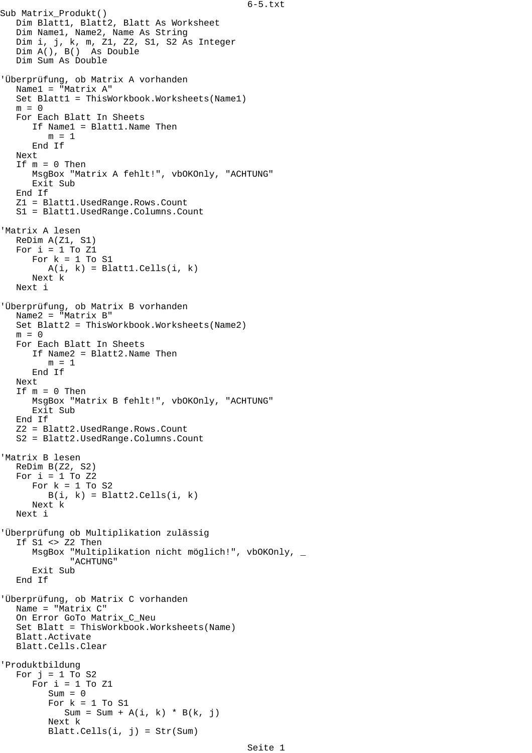```
Sub Matrix_Produkt()
   Dim Blatt1, Blatt2, Blatt As Worksheet
   Dim Name1, Name2, Name As String
   Dim i, j, k, m, Z1, Z2, S1, S2 As Integer
   Dim A(), B()  As Double
   Dim Sum As Double

'Überprüfung, ob Matrix A vorhanden
   Name1 = "Matrix A"
   Set Blatt1 = ThisWorkbook.Worksheets(Name1)
   m = 0
   For Each Blatt In Sheets
      If Name1 = Blatt1.Name Then
         m = 1
      End If
   Next
   If m = 0 Then
      MsgBox "Matrix A fehlt!", vbOKOnly, "ACHTUNG"
      Exit Sub
   End If
   Z1 = Blatt1.UsedRange.Rows.Count
   S1 = Blatt1.UsedRange.Columns.Count

'Matrix A lesen
   ReDim A(Z1, S1)
   For i = 1 To Z1
      For k = 1 To S1
         A(i, k) = Blatt1.Cells(i, k)
      Next k
   Next i

'Überprüfung, ob Matrix B vorhanden
   Name2 = "Matrix B"
   Set Blatt2 = ThisWorkbook.Worksheets(Name2)
   m = 0
   For Each Blatt In Sheets
      If Name2 = Blatt2.Name Then
         m = 1
      End If
   Next
   If m = 0 Then
      MsgBox "Matrix B fehlt!", vbOKOnly, "ACHTUNG"
      Exit Sub
   End If
   Z2 = Blatt2.UsedRange.Rows.Count
   S2 = Blatt2.UsedRange.Columns.Count

'Matrix B lesen
   ReDim B(Z2, S2)
   For i = 1 To Z2
      For k = 1 To S2
         B(i, k) = Blatt2.Cells(i, k)
      Next k
   Next i

'Überprüfung ob Multiplikation zulässig
   If S1 <> Z2 Then
      MsgBox "Multiplikation nicht möglich!", vbOKOnly, _
            "ACHTUNG"
      Exit Sub
   End If

'Überprüfung, ob Matrix C vorhanden
   Name = "Matrix C"
   On Error GoTo Matrix_C_Neu
   Set Blatt = ThisWorkbook.Worksheets(Name)
   Blatt.Activate
   Blatt.Cells.Clear

'Produktbildung
   For j = 1 To S2
      For i = 1 To Z1
         Sum = 0
         For k = 1 To S1
            Sum = Sum + A(i, k) * B(k, j)
         Next k
         Blatt.Cells(i, j) = Str(Sum)
```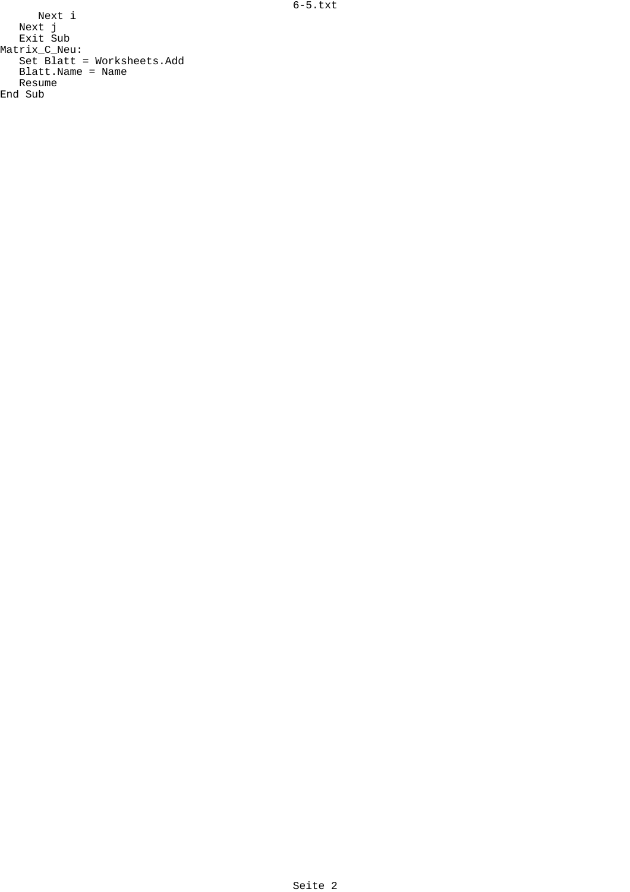```
      Next i
   Next j
   Exit Sub
Matrix_C_Neu:
   Set Blatt = Worksheets.Add
   Blatt.Name = Name
   Resume
End Sub
```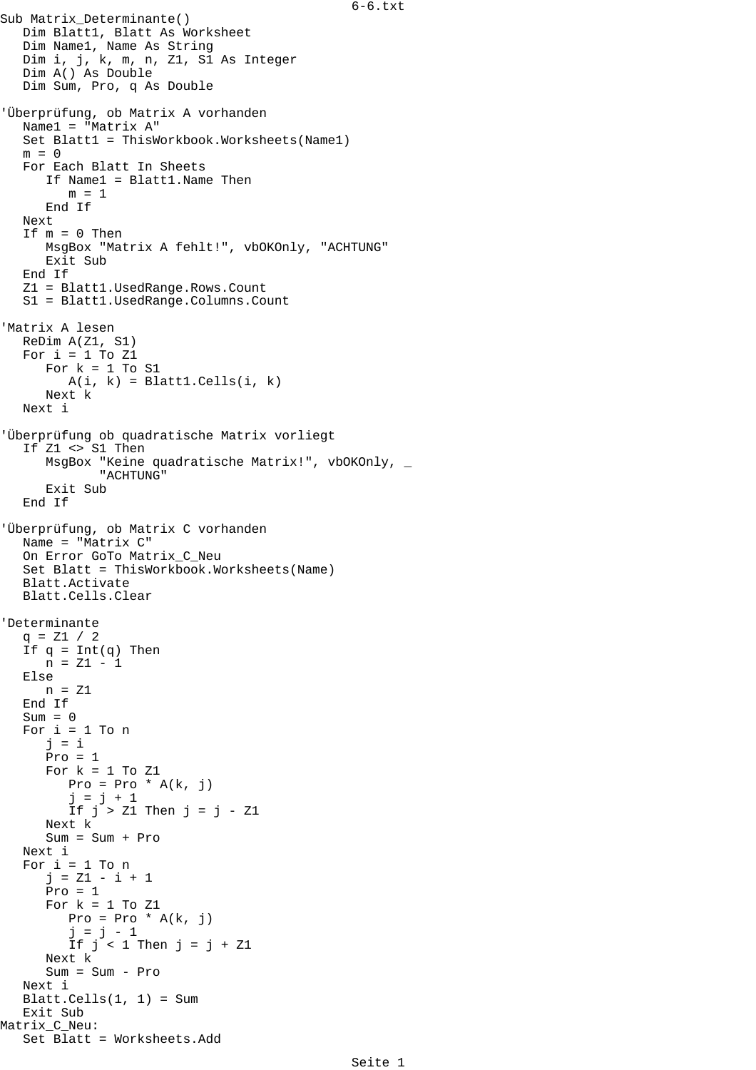```
Sub Matrix_Determinante()
   Dim Blatt1, Blatt As Worksheet
   Dim Name1, Name As String
   Dim i, j, k, m, n, Z1, S1 As Integer
   Dim A() As Double
   Dim Sum, Pro, q As Double

'Überprüfung, ob Matrix A vorhanden
   Name1 = "Matrix A"
   Set Blatt1 = ThisWorkbook.Worksheets(Name1)
   m = 0
   For Each Blatt In Sheets
      If Name1 = Blatt1.Name Then
         m = 1
      End If
   Next
   If m = 0 Then
      MsgBox "Matrix A fehlt!", vbOKOnly, "ACHTUNG"
      Exit Sub
   End If
   Z1 = Blatt1.UsedRange.Rows.Count
   S1 = Blatt1.UsedRange.Columns.Count

'Matrix A lesen
   ReDim A(Z1, S1)
   For i = 1 To Z1
      For k = 1 To S1
         A(i, k) = Blatt1.Cells(i, k)
      Next k
   Next i

'Überprüfung ob quadratische Matrix vorliegt
   If Z1 <> S1 Then
      MsgBox "Keine quadratische Matrix!", vbOKOnly, _
             "ACHTUNG"
      Exit Sub
   End If

'Überprüfung, ob Matrix C vorhanden
   Name = "Matrix C"
   On Error GoTo Matrix_C_Neu
   Set Blatt = ThisWorkbook.Worksheets(Name)
   Blatt.Activate
   Blatt.Cells.Clear

'Determinante
   q = Z1 / 2
   If q = Int(q) Then
      n = Z1 - 1
   Else
      n = Z1
   End If
   Sum = 0
   For i = 1 To n
      j = i
      Pro = 1
      For k = 1 To Z1
         Pro = Pro * A(k, j)
         j = j + 1
         If j > Z1 Then j = j - Z1
      Next k
      Sum = Sum + Pro
   Next i
   For i = 1 To n
      j = Z1 - i + 1
      Pro = 1
      For k = 1 To Z1
         Pro = Pro * A(k, j)
         j = j - 1
         If j < 1 Then j = j + Z1
      Next k
      Sum = Sum - Pro
   Next i
   Blatt.Cells(1, 1) = Sum
   Exit Sub
Matrix_C_Neu:
   Set Blatt = Worksheets.Add
```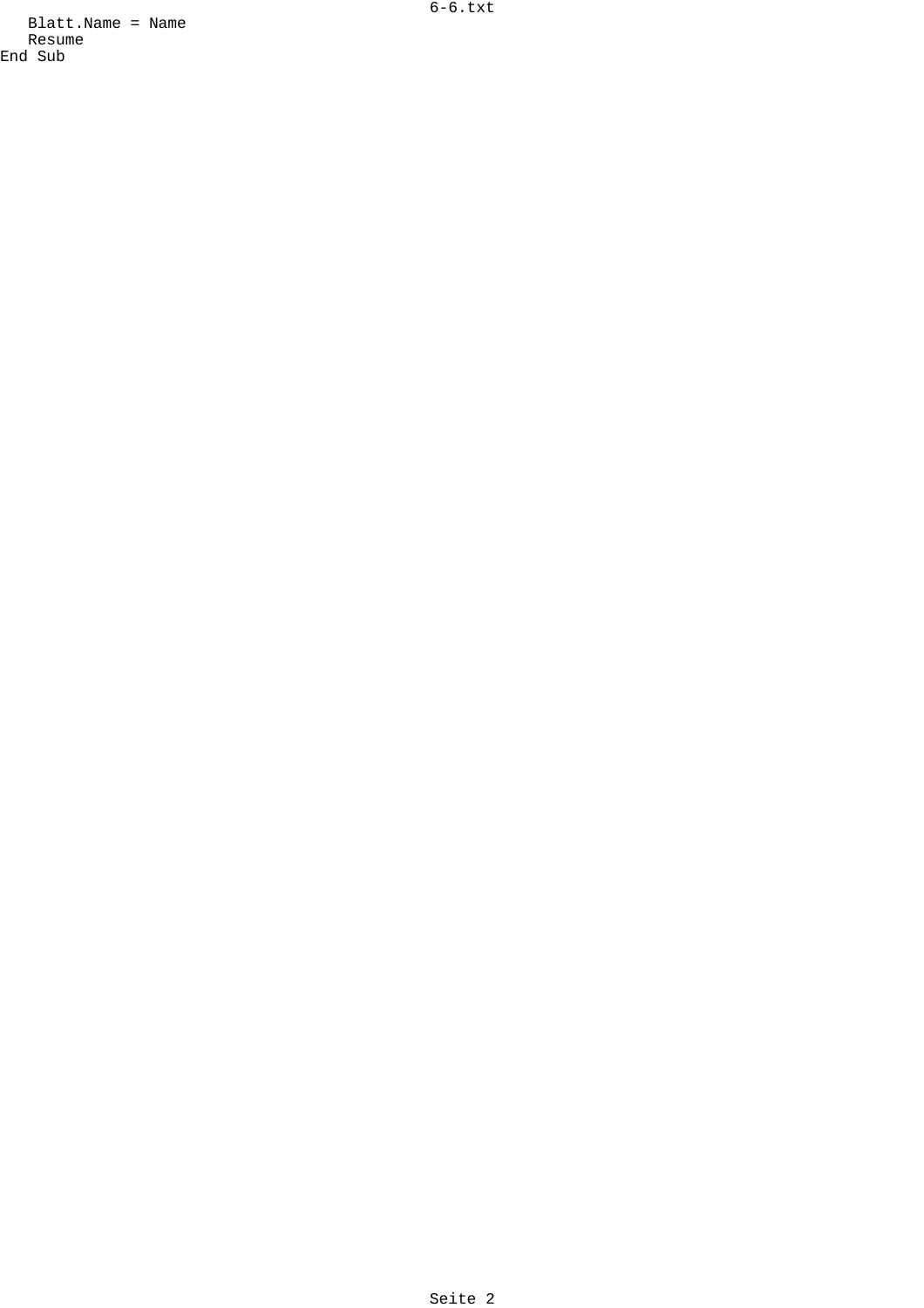```
   Blatt.Name = Name
   Resume
End Sub
```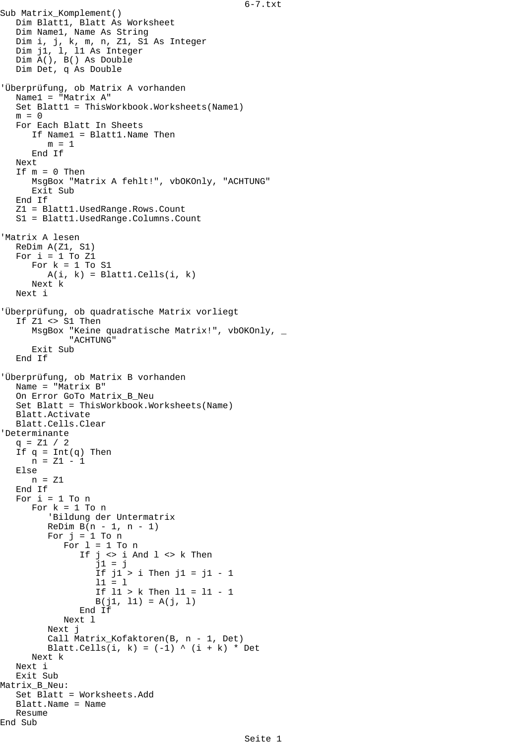```
Sub Matrix_Komplement()
   Dim Blatt1, Blatt As Worksheet
   Dim Name1, Name As String
   Dim i, j, k, m, n, Z1, S1 As Integer
   Dim j1, l, l1 As Integer
   Dim A(), B() As Double
   Dim Det, q As Double

'Überprüfung, ob Matrix A vorhanden
   Name1 = "Matrix A"
   Set Blatt1 = ThisWorkbook.Worksheets(Name1)
   m = 0
   For Each Blatt In Sheets
      If Name1 = Blatt1.Name Then
         m = 1
      End If
   Next
   If m = 0 Then
      MsgBox "Matrix A fehlt!", vbOKOnly, "ACHTUNG"
      Exit Sub
   End If
   Z1 = Blatt1.UsedRange.Rows.Count
   S1 = Blatt1.UsedRange.Columns.Count

'Matrix A lesen
   ReDim A(Z1, S1)
   For i = 1 To Z1
      For k = 1 To S1
         A(i, k) = Blatt1.Cells(i, k)
      Next k
   Next i

'Überprüfung, ob quadratische Matrix vorliegt
   If Z1 <> S1 Then
      MsgBox "Keine quadratische Matrix!", vbOKOnly, _
             "ACHTUNG"
      Exit Sub
   End If

'Überprüfung, ob Matrix B vorhanden
   Name = "Matrix B"
   On Error GoTo Matrix_B_Neu
   Set Blatt = ThisWorkbook.Worksheets(Name)
   Blatt.Activate
   Blatt.Cells.Clear
'Determinante
   q = Z1 / 2
   If q = Int(q) Then
      n = Z1 - 1
   Else
      n = Z1
   End If
   For i = 1 To n
      For k = 1 To n
         'Bildung der Untermatrix
         ReDim B(n - 1, n - 1)
         For j = 1 To n
            For l = 1 To n
               If j <> i And l <> k Then
                  j1 = j
                  If j1 > i Then j1 = j1 - 1
                  l1 = l
                  If l1 > k Then l1 = l1 - 1
                  B(j1, l1) = A(j, l)
               End If
            Next l
         Next j
         Call Matrix_Kofaktoren(B, n - 1, Det)
         Blatt.Cells(i, k) = (-1) ^ (i + k) * Det
      Next k
   Next i
   Exit Sub
Matrix_B_Neu:
   Set Blatt = Worksheets.Add
   Blatt.Name = Name
   Resume
End Sub
```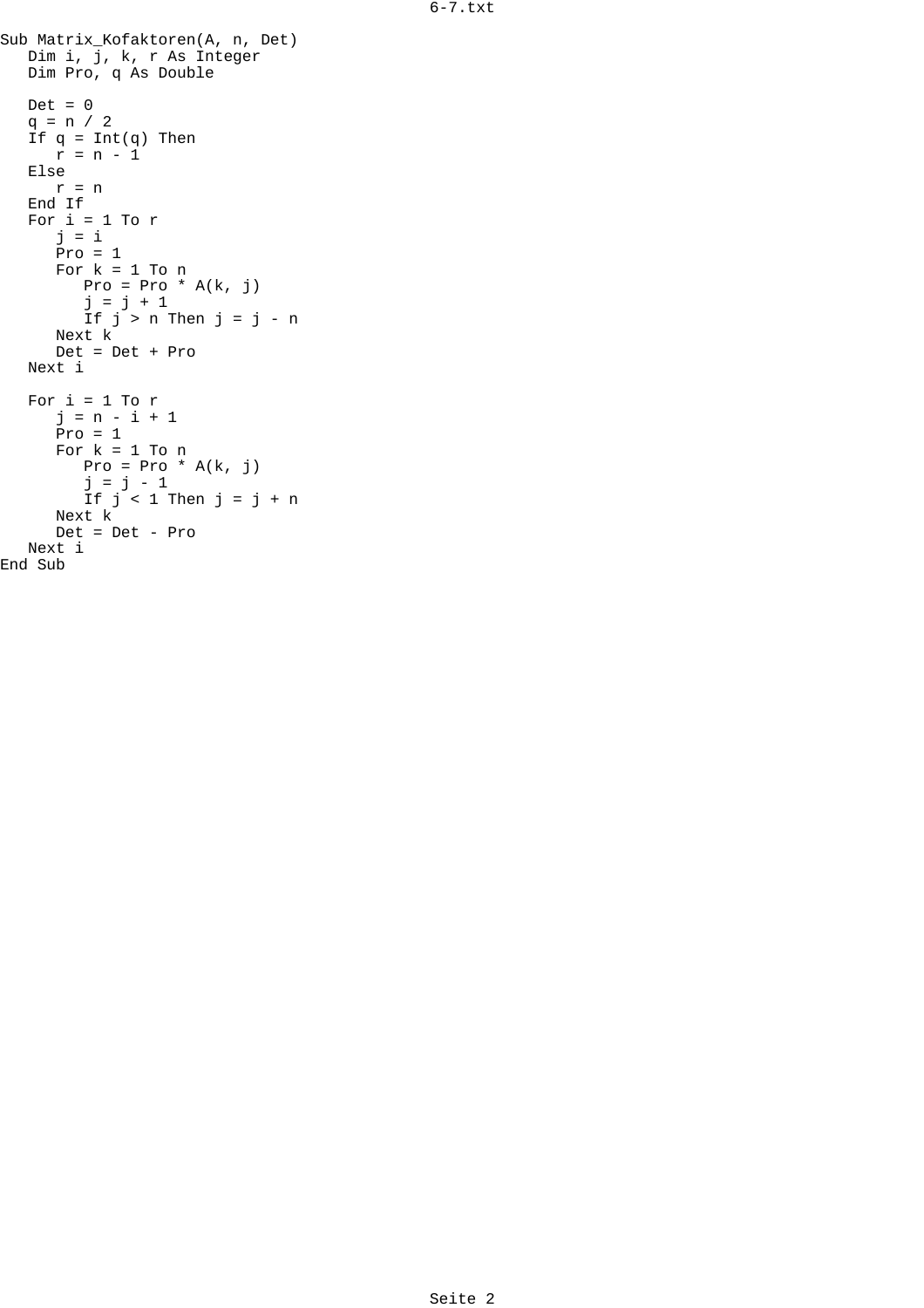```
Sub Matrix_Kofaktoren(A, n, Det)
   Dim i, j, k, r As Integer
   Dim Pro, q As Double

   Det = 0
   q = n / 2
   If q = Int(q) Then
      r = n - 1
   Else
      r = n
   End If
   For i = 1 To r
      j = i
      Pro = 1
      For k = 1 To n
         Pro = Pro * A(k, j)
         j = j + 1
         If j > n Then j = j - n
      Next k
      Det = Det + Pro
   Next i

   For i = 1 To r
      j = n - i + 1
      Pro = 1
      For k = 1 To n
         Pro = Pro * A(k, j)
         j = j - 1
         If j < 1 Then j = j + n
      Next k
      Det = Det - Pro
   Next i
End Sub
```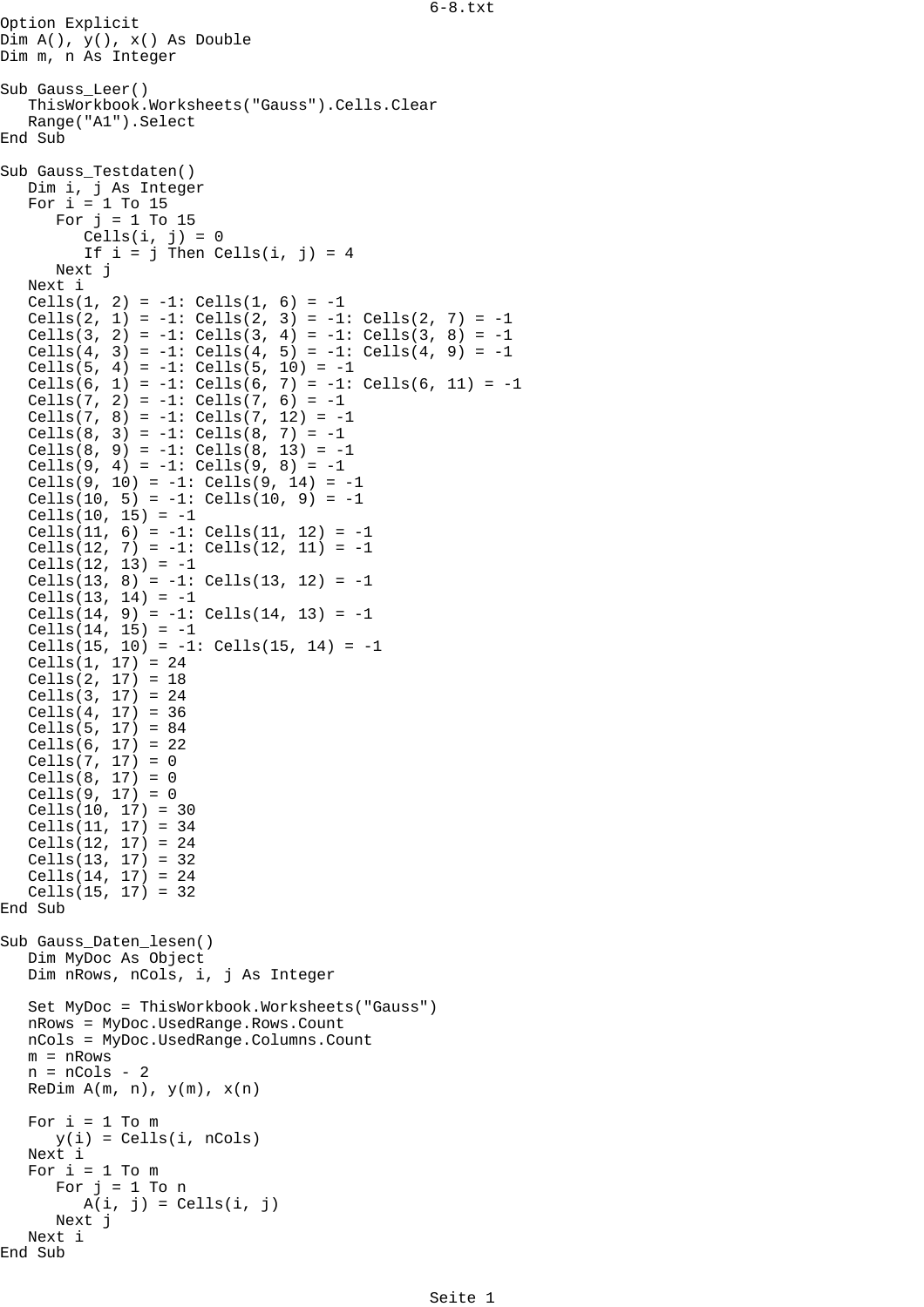```
Option Explicit
Dim A(), y(), x() As Double
Dim m, n As Integer

Sub Gauss_Leer()
   ThisWorkbook.Worksheets("Gauss").Cells.Clear
   Range("A1").Select
End Sub

Sub Gauss_Testdaten()
   Dim i, j As Integer
   For i = 1 To 15
      For j = 1 To 15
         Cells(i, j) = 0
         If i = j Then Cells(i, j) = 4
      Next j
   Next i
   Cells(1, 2) = -1: Cells(1, 6) = -1
   Cells(2, 1) = -1: Cells(2, 3) = -1: Cells(2, 7) = -1
   Cells(3, 2) = -1: Cells(3, 4) = -1: Cells(3, 8) = -1
   Cells(4, 3) = -1: Cells(4, 5) = -1: Cells(4, 9) = -1
   Cells(5, 4) = -1: Cells(5, 10) = -1
   Cells(6, 1) = -1: Cells(6, 7) = -1: Cells(6, 11) = -1
   Cells(7, 2) = -1: Cells(7, 6) = -1
   Cells(7, 8) = -1: Cells(7, 12) = -1
   Cells(8, 3) = -1: Cells(8, 7) = -1
   Cells(8, 9) = -1: Cells(8, 13) = -1
   Cells(9, 4) = -1: Cells(9, 8) = -1
   Cells(9, 10) = -1: Cells(9, 14) = -1
   Cells(10, 5) = -1: Cells(10, 9) = -1
   Cells(10, 15) = -1
   Cells(11, 6) = -1: Cells(11, 12) = -1
   Cells(12, 7) = -1: Cells(12, 11) = -1
   Cells(12, 13) = -1
   Cells(13, 8) = -1: Cells(13, 12) = -1
   Cells(13, 14) = -1
   Cells(14, 9) = -1: Cells(14, 13) = -1
   Cells(14, 15) = -1
   Cells(15, 10) = -1: Cells(15, 14) = -1
   Cells(1, 17) = 24
   Cells(2, 17) = 18
   Cells(3, 17) = 24
   Cells(4, 17) = 36
   Cells(5, 17) = 84
   Cells(6, 17) = 22
   Cells(7, 17) = 0
   Cells(8, 17) = 0
   Cells(9, 17) = 0
   Cells(10, 17) = 30
   Cells(11, 17) = 34
   Cells(12, 17) = 24
   Cells(13, 17) = 32
   Cells(14, 17) = 24
   Cells(15, 17) = 32
End Sub

Sub Gauss_Daten_lesen()
   Dim MyDoc As Object
   Dim nRows, nCols, i, j As Integer

   Set MyDoc = ThisWorkbook.Worksheets("Gauss")
   nRows = MyDoc.UsedRange.Rows.Count
   nCols = MyDoc.UsedRange.Columns.Count
   m = nRows
   n = nCols - 2
   ReDim A(m, n), y(m), x(n)

   For i = 1 To m
      y(i) = Cells(i, nCols)
   Next i
   For i = 1 To m
      For j = 1 To n
         A(i, j) = Cells(i, j)
      Next j
   Next i
End Sub
```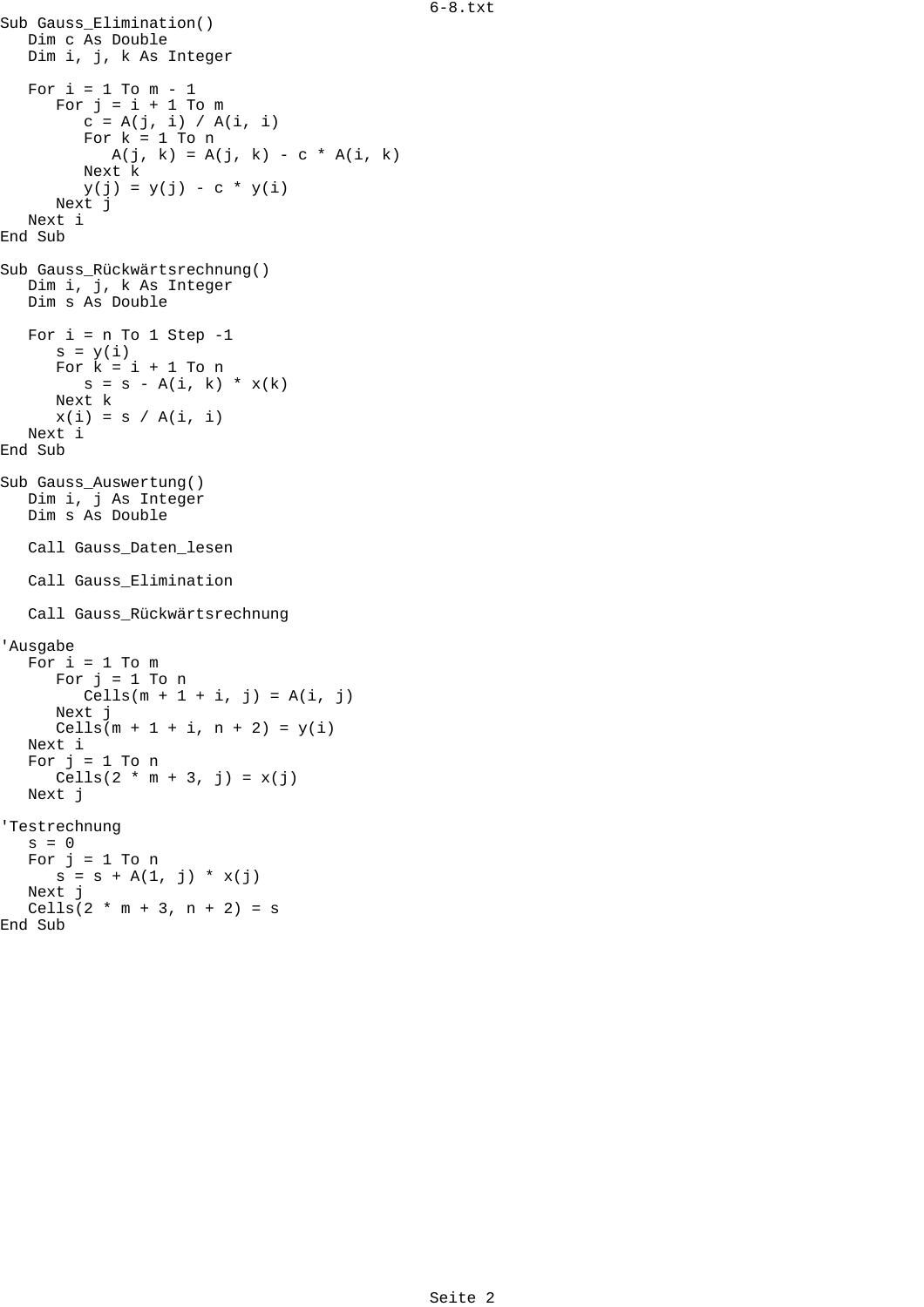```
Sub Gauss_Elimination()
   Dim c As Double
   Dim i, j, k As Integer

   For i = 1 To m - 1
      For j = i + 1 To m
         c = A(j, i) / A(i, i)
         For k = 1 To n
            A(j, k) = A(j, k) - c * A(i, k)
         Next k
         y(j) = y(j) - c * y(i)
      Next j
   Next i
End Sub

Sub Gauss_Rückwärtsrechnung()
   Dim i, j, k As Integer
   Dim s As Double

   For i = n To 1 Step -1
      s = y(i)
      For k = i + 1 To n
         s = s - A(i, k) * x(k)
      Next k
      x(i) = s / A(i, i)
   Next i
End Sub

Sub Gauss_Auswertung()
   Dim i, j As Integer
   Dim s As Double

   Call Gauss_Daten_lesen

   Call Gauss_Elimination

   Call Gauss_Rückwärtsrechnung

'Ausgabe
   For i = 1 To m
      For j = 1 To n
         Cells(m + 1 + i, j) = A(i, j)
      Next j
      Cells(m + 1 + i, n + 2) = y(i)
   Next i
   For j = 1 To n
      Cells(2 * m + 3, j) = x(j)
   Next j

'Testrechnung
   s = 0
   For j = 1 To n
      s = s + A(1, j) * x(j)
   Next j
   Cells(2 * m + 3, n + 2) = s
End Sub
```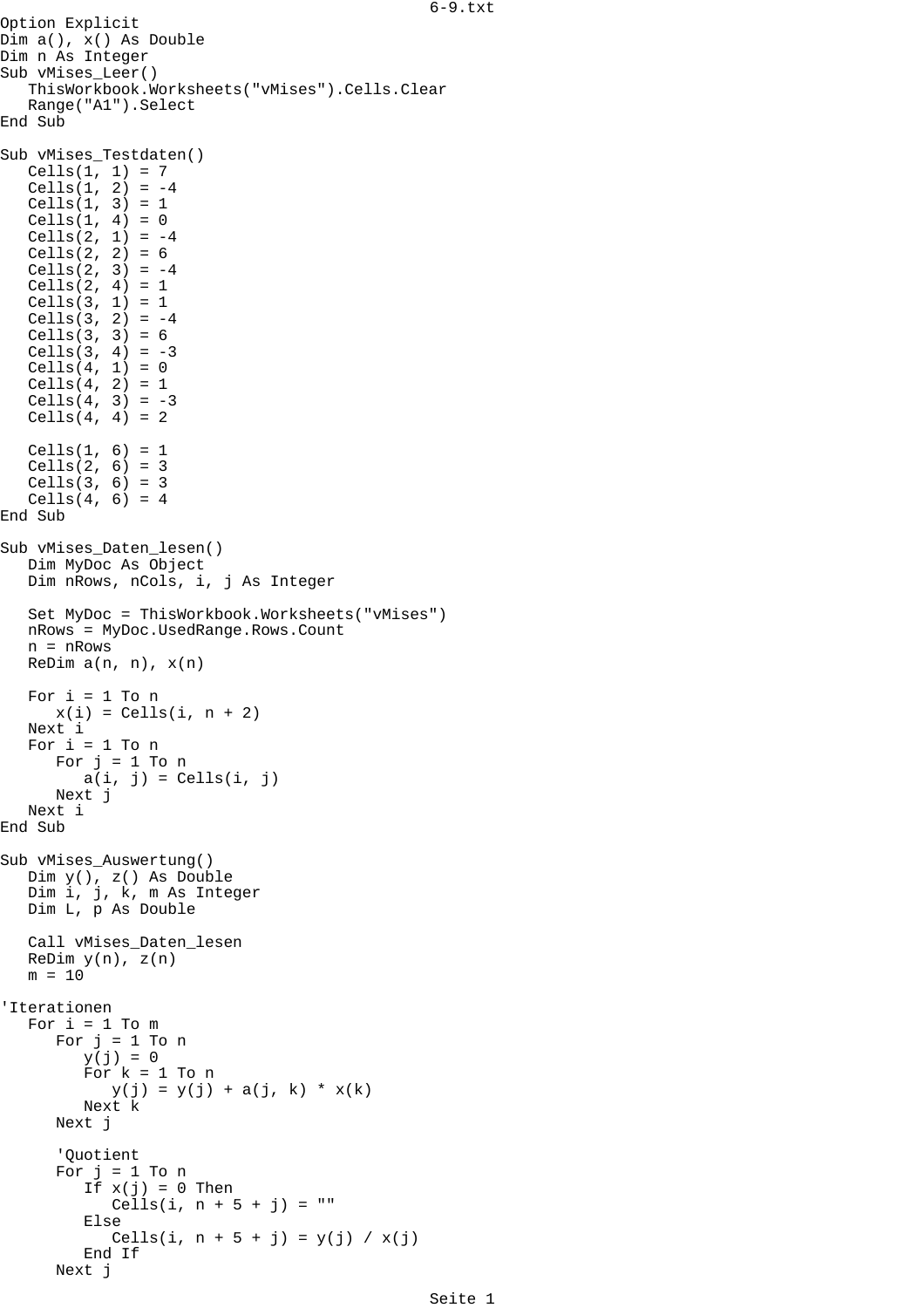```
Option Explicit
Dim a(), x() As Double
Dim n As Integer
Sub vMises_Leer()
   ThisWorkbook.Worksheets("vMises").Cells.Clear
   Range("A1").Select
End Sub

Sub vMises_Testdaten()
   Cells(1, 1) = 7
   Cells(1, 2) = -4
   Cells(1, 3) = 1
   Cells(1, 4) = 0
   Cells(2, 1) = -4
   Cells(2, 2) = 6
   Cells(2, 3) = -4
   Cells(2, 4) = 1
   Cells(3, 1) = 1
   Cells(3, 2) = -4
   Cells(3, 3) = 6
   Cells(3, 4) = -3
   Cells(4, 1) = 0
   Cells(4, 2) = 1
   Cells(4, 3) = -3
   Cells(4, 4) = 2

   Cells(1, 6) = 1
   Cells(2, 6) = 3
   Cells(3, 6) = 3
   Cells(4, 6) = 4
End Sub

Sub vMises_Daten_lesen()
   Dim MyDoc As Object
   Dim nRows, nCols, i, j As Integer

   Set MyDoc = ThisWorkbook.Worksheets("vMises")
   nRows = MyDoc.UsedRange.Rows.Count
   n = nRows
   ReDim a(n, n), x(n)

   For i = 1 To n
      x(i) = Cells(i, n + 2)
   Next i
   For i = 1 To n
      For j = 1 To n
         a(i, j) = Cells(i, j)
      Next j
   Next i
End Sub

Sub vMises_Auswertung()
   Dim y(), z() As Double
   Dim i, j, k, m As Integer
   Dim L, p As Double

   Call vMises_Daten_lesen
   ReDim y(n), z(n)
   m = 10

'Iterationen
   For i = 1 To m
      For j = 1 To n
         y(j) = 0
         For k = 1 To n
            y(j) = y(j) + a(j, k) * x(k)
         Next k
      Next j

      'Quotient
      For j = 1 To n
         If x(j) = 0 Then
            Cells(i, n + 5 + j) = ""
         Else
            Cells(i, n + 5 + j) = y(j) / x(j)
         End If
      Next j
```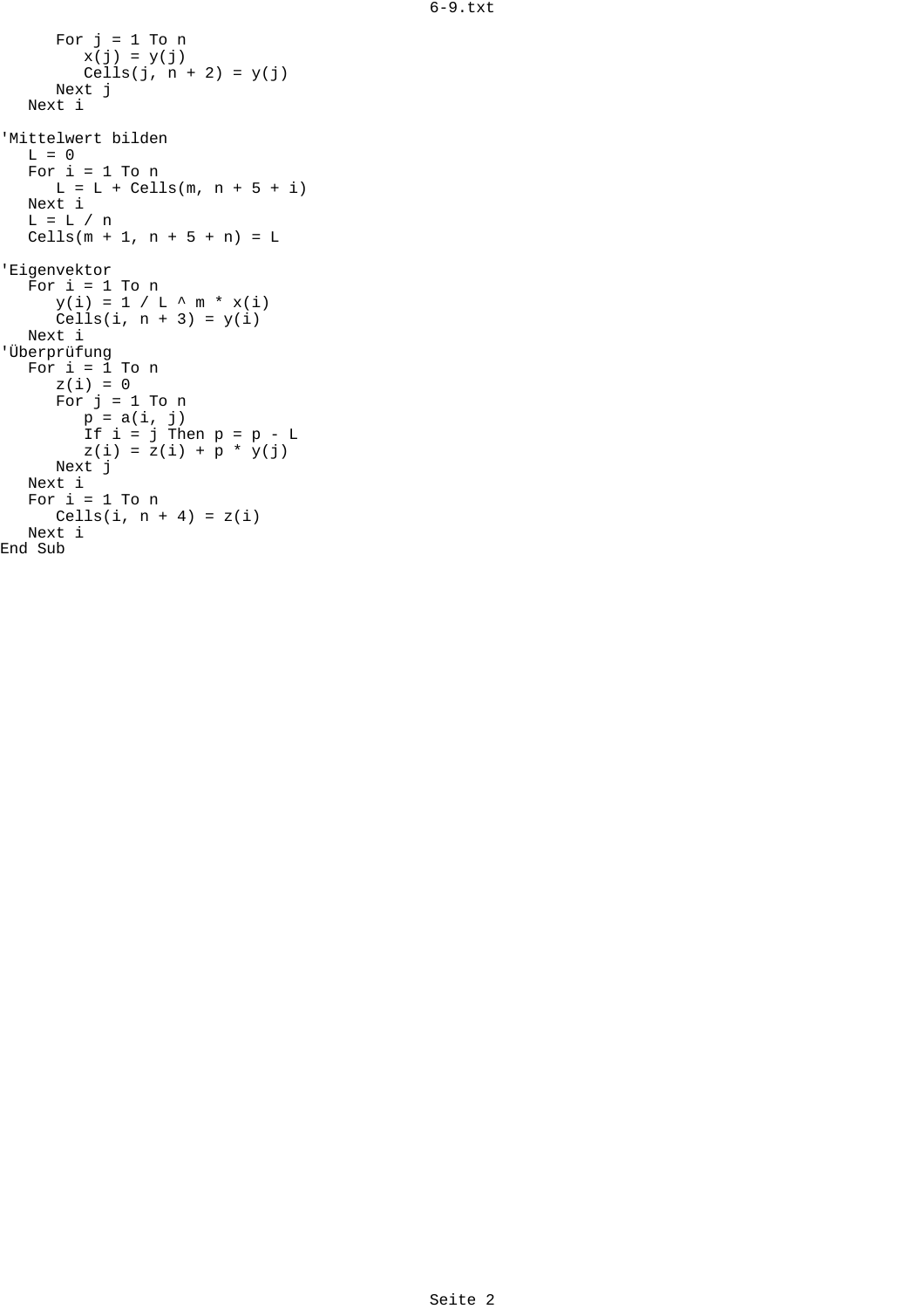```
      For j = 1 To n
         x(j) = y(j)
         Cells(j, n + 2) = y(j)
      Next j
   Next i

'Mittelwert bilden
   L = 0
   For i = 1 To n
      L = L + Cells(m, n + 5 + i)
   Next i
   L = L / n
   Cells(m + 1, n + 5 + n) = L

'Eigenvektor
   For i = 1 To n
      y(i) = 1 / L ^ m * x(i)
      Cells(i, n + 3) = y(i)
   Next i
'Überprüfung
   For i = 1 To n
      z(i) = 0
      For j = 1 To n
         p = a(i, j)
         If i = j Then p = p - L
         z(i) = z(i) + p * y(j)
      Next j
   Next i
   For i = 1 To n
      Cells(i, n + 4) = z(i)
   Next i
End Sub
```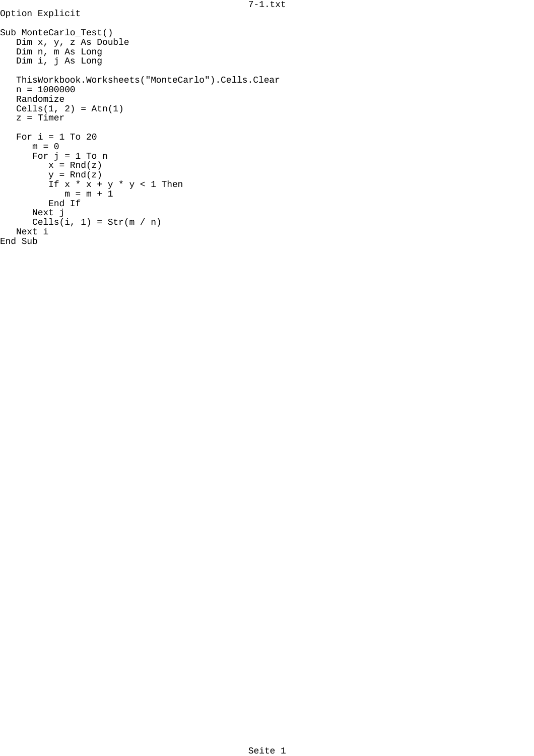```
Option Explicit

Sub MonteCarlo_Test()
   Dim x, y, z As Double
   Dim n, m As Long
   Dim i, j As Long

   ThisWorkbook.Worksheets("MonteCarlo").Cells.Clear
   n = 1000000
   Randomize
   Cells(1, 2) = Atn(1)
   z = Timer

   For i = 1 To 20
      m = 0
      For j = 1 To n
         x = Rnd(z)
         y = Rnd(z)
         If x * x + y * y < 1 Then
            m = m + 1
         End If
      Next j
      Cells(i, 1) = Str(m / n)
   Next i
End Sub
```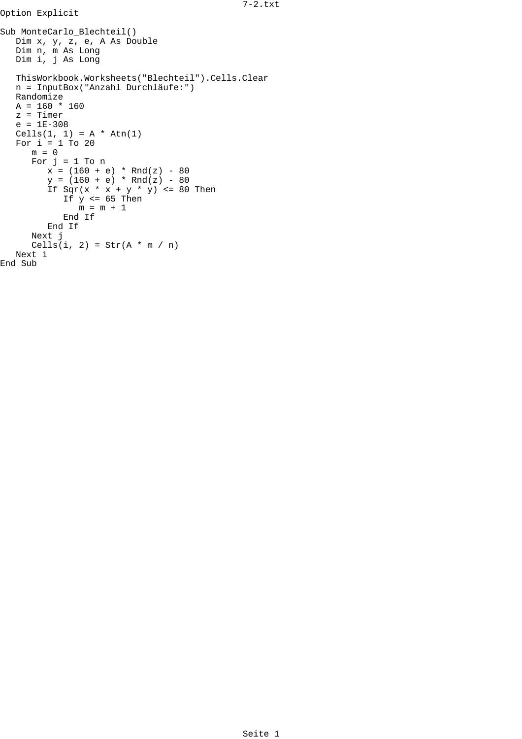```
Option Explicit

Sub MonteCarlo_Blechteil()
   Dim x, y, z, e, A As Double
   Dim n, m As Long
   Dim i, j As Long

   ThisWorkbook.Worksheets("Blechteil").Cells.Clear
   n = InputBox("Anzahl Durchläufe:")
   Randomize
   A = 160 * 160
   z = Timer
   e = 1E-308
   Cells(1, 1) = A * Atn(1)
   For i = 1 To 20
      m = 0
      For j = 1 To n
         x = (160 + e) * Rnd(z) - 80
         y = (160 + e) * Rnd(z) - 80
         If Sqr(x * x + y * y) <= 80 Then
            If y <= 65 Then
               m = m + 1
            End If
         End If
      Next j
      Cells(i, 2) = Str(A * m / n)
   Next i
End Sub
```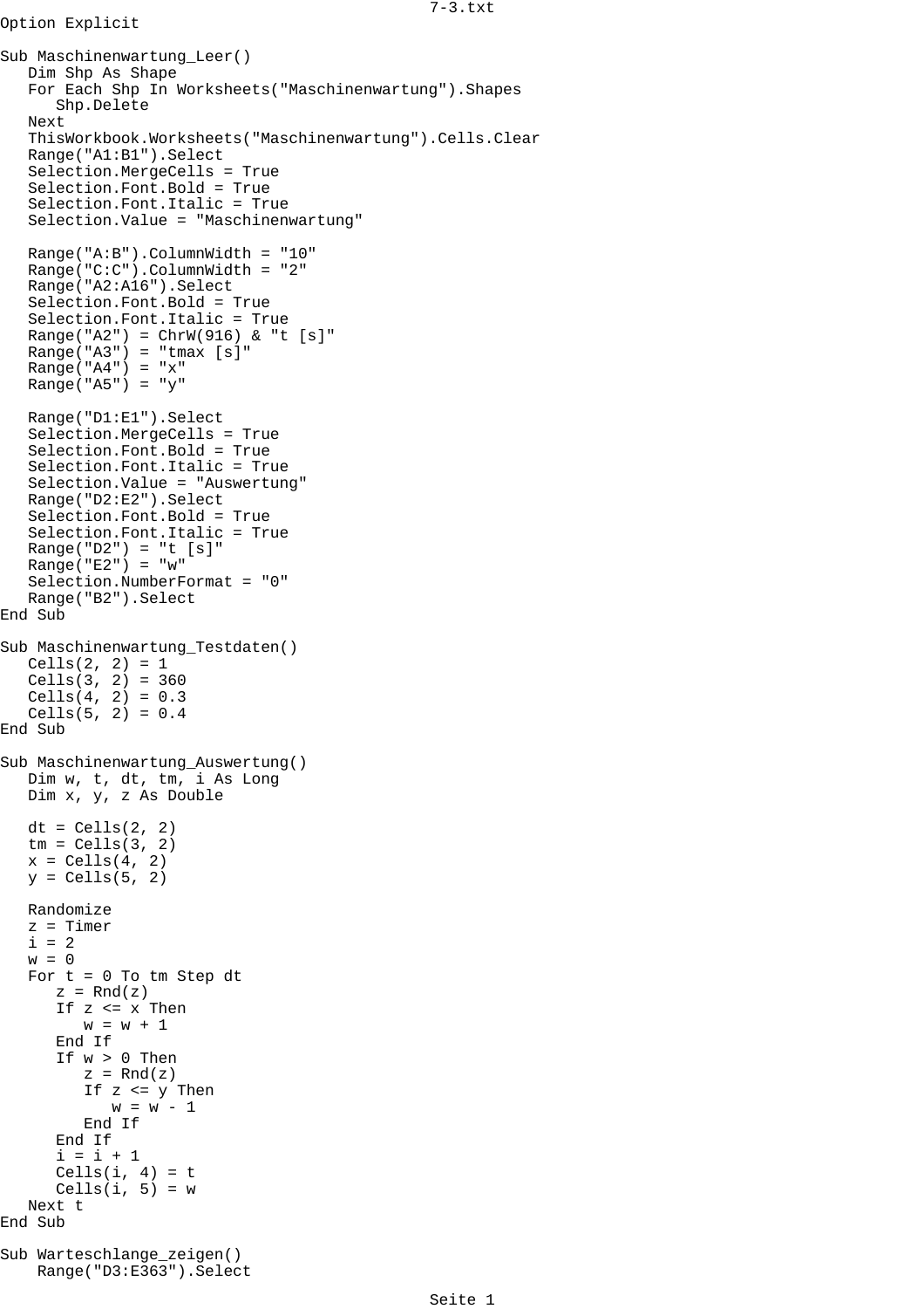```
Option Explicit

Sub Maschinenwartung_Leer()
   Dim Shp As Shape
   For Each Shp In Worksheets("Maschinenwartung").Shapes
      Shp.Delete
   Next
   ThisWorkbook.Worksheets("Maschinenwartung").Cells.Clear
   Range("A1:B1").Select
   Selection.MergeCells = True
   Selection.Font.Bold = True
   Selection.Font.Italic = True
   Selection.Value = "Maschinenwartung"

   Range("A:B").ColumnWidth = "10"
   Range("C:C").ColumnWidth = "2"
   Range("A2:A16").Select
   Selection.Font.Bold = True
   Selection.Font.Italic = True
   Range("A2") = ChrW(916) & "t [s]"
   Range("A3") = "tmax [s]"
   Range("A4") = "x"
   Range("A5") = "y"

   Range("D1:E1").Select
   Selection.MergeCells = True
   Selection.Font.Bold = True
   Selection.Font.Italic = True
   Selection.Value = "Auswertung"
   Range("D2:E2").Select
   Selection.Font.Bold = True
   Selection.Font.Italic = True
   Range("D2") = "t [s]"
   Range("E2") = "w"
   Selection.NumberFormat = "0"
   Range("B2").Select
End Sub

Sub Maschinenwartung_Testdaten()
   Cells(2, 2) = 1
   Cells(3, 2) = 360
   Cells(4, 2) = 0.3
   Cells(5, 2) = 0.4
End Sub

Sub Maschinenwartung_Auswertung()
   Dim w, t, dt, tm, i As Long
   Dim x, y, z As Double

   dt = Cells(2, 2)
   tm = Cells(3, 2)
   x = Cells(4, 2)
   y = Cells(5, 2)

   Randomize
   z = Timer
   i = 2
   w = 0
   For t = 0 To tm Step dt
      z = Rnd(z)
      If z <= x Then
         w = w + 1
      End If
      If w > 0 Then
         z = Rnd(z)
         If z <= y Then
            w = w - 1
         End If
      End If
      i = i + 1
      Cells(i, 4) = t
      Cells(i, 5) = w
   Next t
End Sub

Sub Warteschlange_zeigen()
    Range("D3:E363").Select
```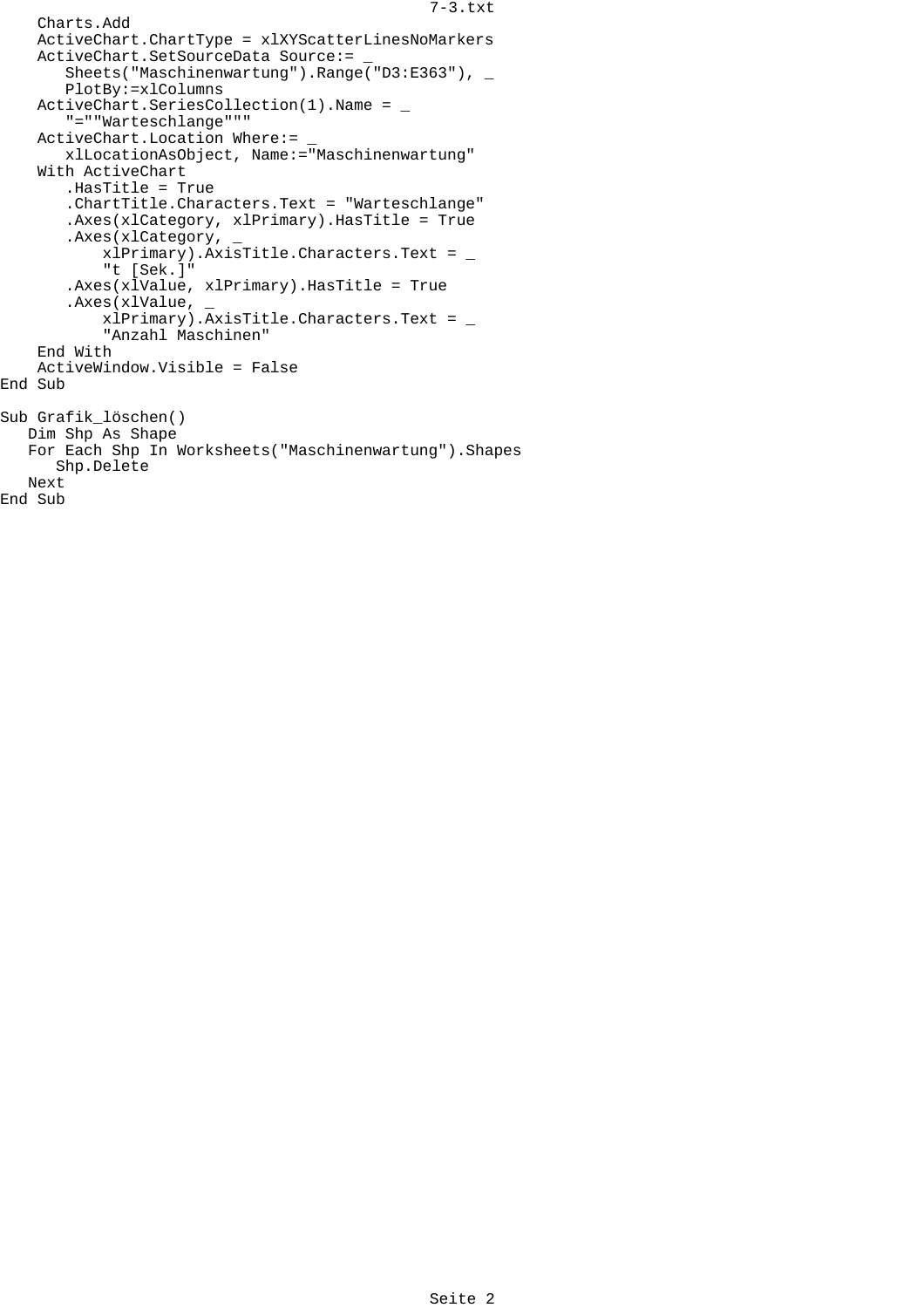```
    Charts.Add
    ActiveChart.ChartType = xlXYScatterLinesNoMarkers
    ActiveChart.SetSourceData Source:= _
       Sheets("Maschinenwartung").Range("D3:E363"), _
       PlotBy:=xlColumns
    ActiveChart.SeriesCollection(1).Name = _
       "=""Warteschlange"""
    ActiveChart.Location Where:= _
       xlLocationAsObject, Name:="Maschinenwartung"
    With ActiveChart
       .HasTitle = True
       .ChartTitle.Characters.Text = "Warteschlange"
       .Axes(xlCategory, xlPrimary).HasTitle = True
       .Axes(xlCategory, _
           xlPrimary).AxisTitle.Characters.Text = _
           "t [Sek.]"
       .Axes(xlValue, xlPrimary).HasTitle = True
       .Axes(xlValue, _
           xlPrimary).AxisTitle.Characters.Text = _
           "Anzahl Maschinen"
    End With
    ActiveWindow.Visible = False
End Sub

Sub Grafik_löschen()
   Dim Shp As Shape
   For Each Shp In Worksheets("Maschinenwartung").Shapes
      Shp.Delete
   Next
End Sub
```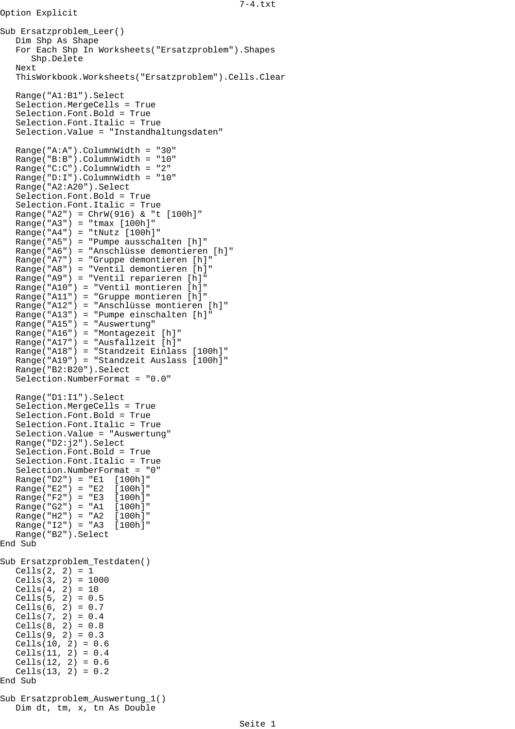```
Option Explicit

Sub Ersatzproblem_Leer()
   Dim Shp As Shape
   For Each Shp In Worksheets("Ersatzproblem").Shapes
      Shp.Delete
   Next
   ThisWorkbook.Worksheets("Ersatzproblem").Cells.Clear

   Range("A1:B1").Select
   Selection.MergeCells = True
   Selection.Font.Bold = True
   Selection.Font.Italic = True
   Selection.Value = "Instandhaltungsdaten"

   Range("A:A").ColumnWidth = "30"
   Range("B:B").ColumnWidth = "10"
   Range("C:C").ColumnWidth = "2"
   Range("D:I").ColumnWidth = "10"
   Range("A2:A20").Select
   Selection.Font.Bold = True
   Selection.Font.Italic = True
   Range("A2") = ChrW(916) & "t [100h]"
   Range("A3") = "tmax [100h]"
   Range("A4") = "tNutz [100h]"
   Range("A5") = "Pumpe ausschalten [h]"
   Range("A6") = "Anschlüsse demontieren [h]"
   Range("A7") = "Gruppe demontieren [h]"
   Range("A8") = "Ventil demontieren [h]"
   Range("A9") = "Ventil reparieren [h]"
   Range("A10") = "Ventil montieren [h]"
   Range("A11") = "Gruppe montieren [h]"
   Range("A12") = "Anschlüsse montieren [h]"
   Range("A13") = "Pumpe einschalten [h]"
   Range("A15") = "Auswertung"
   Range("A16") = "Montagezeit [h]"
   Range("A17") = "Ausfallzeit [h]"
   Range("A18") = "Standzeit Einlass [100h]"
   Range("A19") = "Standzeit Auslass [100h]"
   Range("B2:B20").Select
   Selection.NumberFormat = "0.0"

   Range("D1:I1").Select
   Selection.MergeCells = True
   Selection.Font.Bold = True
   Selection.Font.Italic = True
   Selection.Value = "Auswertung"
   Range("D2:j2").Select
   Selection.Font.Bold = True
   Selection.Font.Italic = True
   Selection.NumberFormat = "0"
   Range("D2") = "E1  [100h]"
   Range("E2") = "E2  [100h]"
   Range("F2") = "E3  [100h]"
   Range("G2") = "A1  [100h]"
   Range("H2") = "A2  [100h]"
   Range("I2") = "A3  [100h]"
   Range("B2").Select
End Sub

Sub Ersatzproblem_Testdaten()
   Cells(2, 2) = 1
   Cells(3, 2) = 1000
   Cells(4, 2) = 10
   Cells(5, 2) = 0.5
   Cells(6, 2) = 0.7
   Cells(7, 2) = 0.4
   Cells(8, 2) = 0.8
   Cells(9, 2) = 0.3
   Cells(10, 2) = 0.6
   Cells(11, 2) = 0.4
   Cells(12, 2) = 0.6
   Cells(13, 2) = 0.2
End Sub

Sub Ersatzproblem_Auswertung_1()
   Dim dt, tm, x, tn As Double
```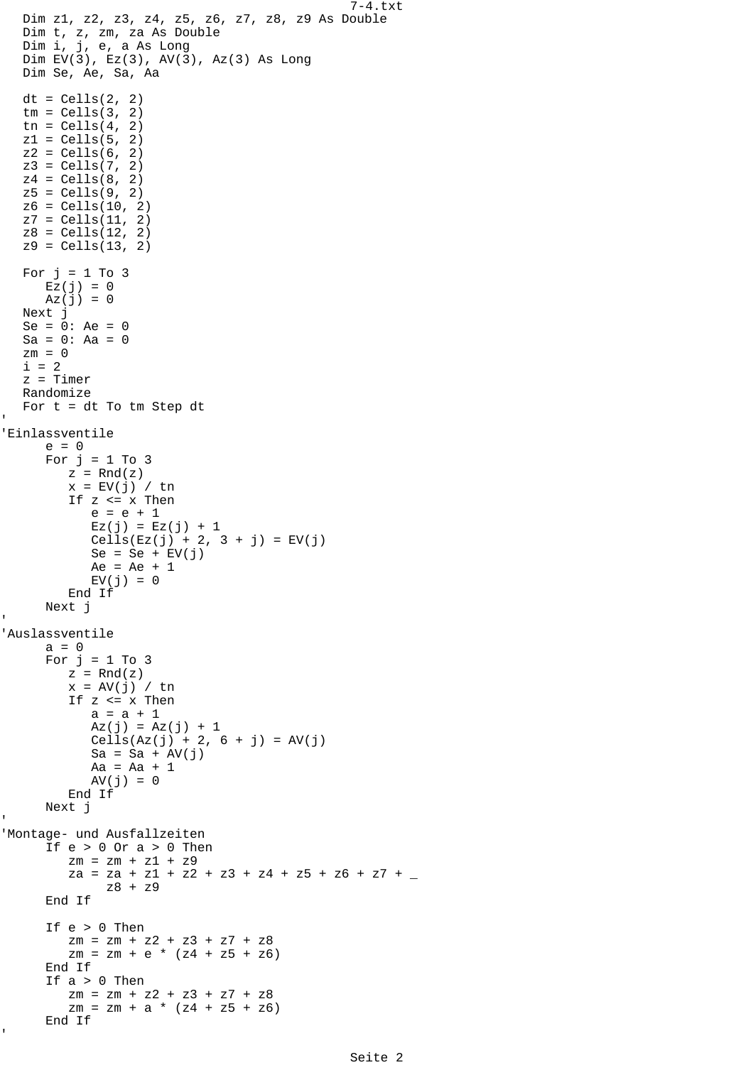```
   Dim z1, z2, z3, z4, z5, z6, z7, z8, z9 As Double
   Dim t, z, zm, za As Double
   Dim i, j, e, a As Long
   Dim EV(3), Ez(3), AV(3), Az(3) As Long
   Dim Se, Ae, Sa, Aa

   dt = Cells(2, 2)
   tm = Cells(3, 2)
   tn = Cells(4, 2)
   z1 = Cells(5, 2)
   z2 = Cells(6, 2)
   z3 = Cells(7, 2)
   z4 = Cells(8, 2)
   z5 = Cells(9, 2)
   z6 = Cells(10, 2)
   z7 = Cells(11, 2)
   z8 = Cells(12, 2)
   z9 = Cells(13, 2)

   For j = 1 To 3
      Ez(j) = 0
      Az(j) = 0
   Next j
   Se = 0: Ae = 0
   Sa = 0: Aa = 0
   zm = 0
   i = 2
   z = Timer
   Randomize
   For t = dt To tm Step dt
'
'Einlassventile
      e = 0
      For j = 1 To 3
         z = Rnd(z)
         x = EV(j) / tn
         If z <= x Then
            e = e + 1
            Ez(j) = Ez(j) + 1
            Cells(Ez(j) + 2, 3 + j) = EV(j)
            Se = Se + EV(j)
            Ae = Ae + 1
            EV(j) = 0
         End If
      Next j
'
'Auslassventile
      a = 0
      For j = 1 To 3
         z = Rnd(z)
         x = AV(j) / tn
         If z <= x Then
            a = a + 1
            Az(j) = Az(j) + 1
            Cells(Az(j) + 2, 6 + j) = AV(j)
            Sa = Sa + AV(j)
            Aa = Aa + 1
            AV(j) = 0
         End If
      Next j
'
'Montage- und Ausfallzeiten
      If e > 0 Or a > 0 Then
         zm = zm + z1 + z9
         za = za + z1 + z2 + z3 + z4 + z5 + z6 + z7 + _
              z8 + z9
      End If

      If e > 0 Then
         zm = zm + z2 + z3 + z7 + z8
         zm = zm + e * (z4 + z5 + z6)
      End If
      If a > 0 Then
         zm = zm + z2 + z3 + z7 + z8
         zm = zm + a * (z4 + z5 + z6)
      End If
'
```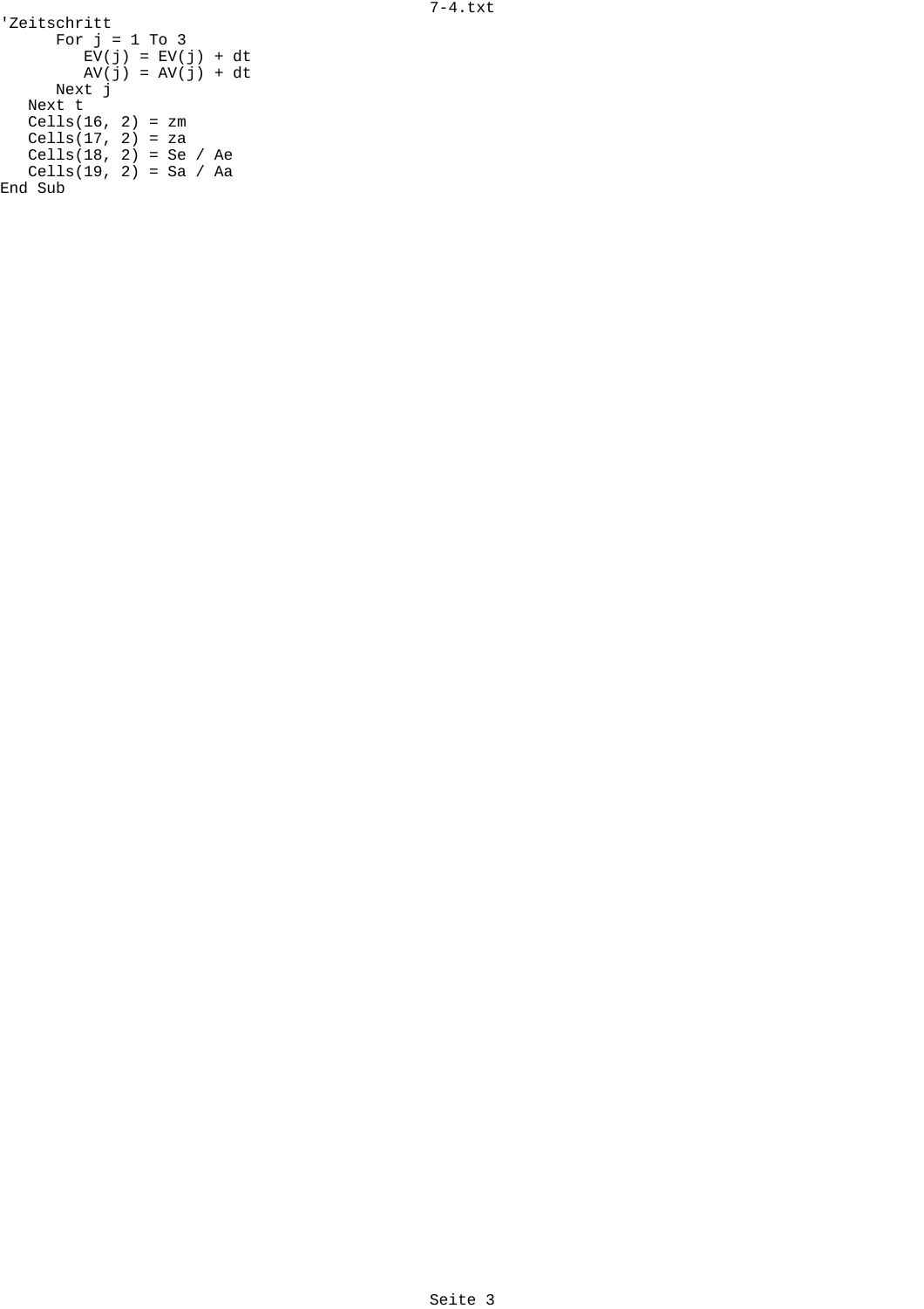```
'Zeitschritt
      For j = 1 To 3
         EV(j) = EV(j) + dt
         AV(j) = AV(j) + dt
      Next j
   Next t
   Cells(16, 2) = zm
   Cells(17, 2) = za
   Cells(18, 2) = Se / Ae
   Cells(19, 2) = Sa / Aa
End Sub
```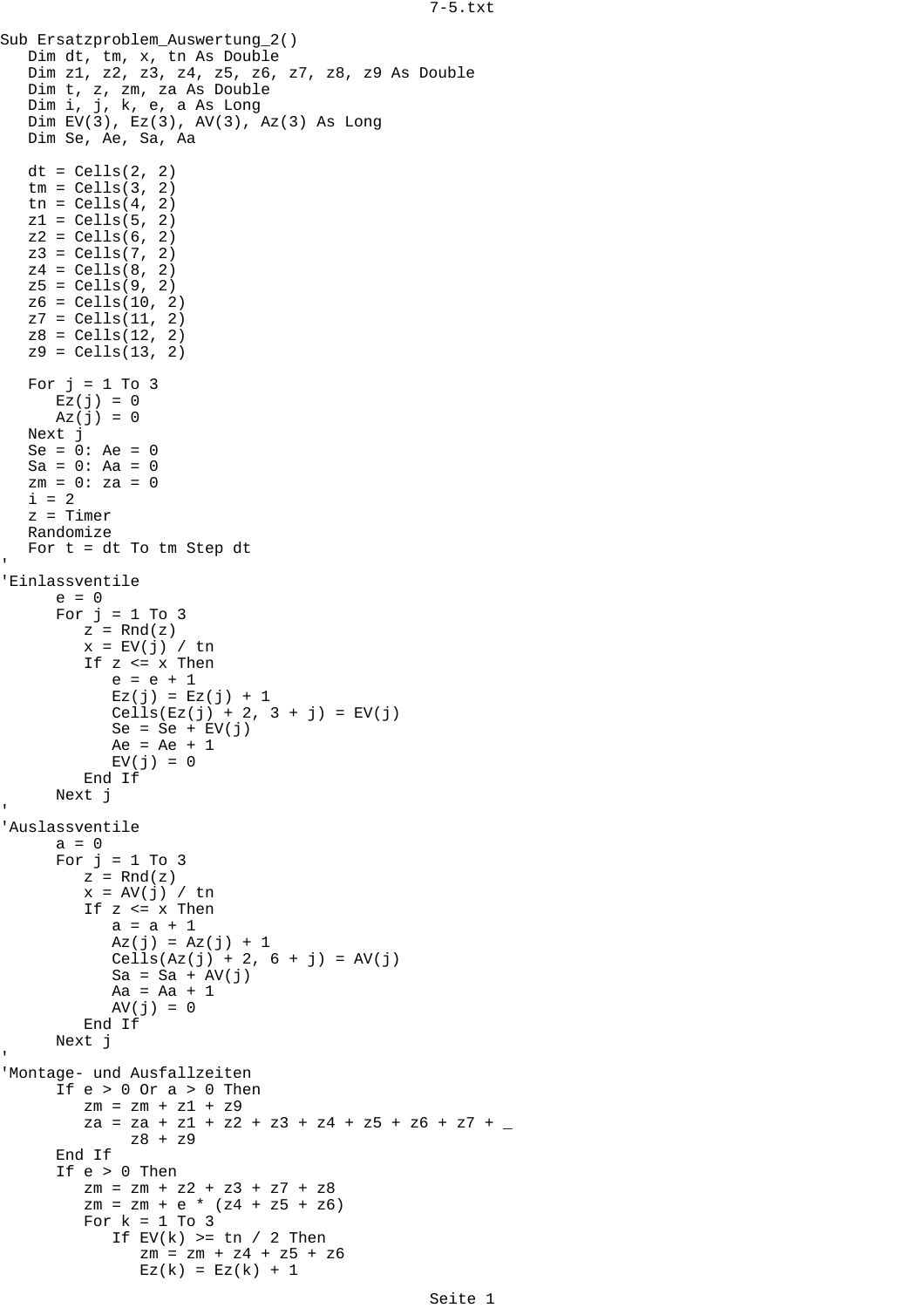```
Sub Ersatzproblem_Auswertung_2()
   Dim dt, tm, x, tn As Double
   Dim z1, z2, z3, z4, z5, z6, z7, z8, z9 As Double
   Dim t, z, zm, za As Double
   Dim i, j, k, e, a As Long
   Dim EV(3), Ez(3), AV(3), Az(3) As Long
   Dim Se, Ae, Sa, Aa

   dt = Cells(2, 2)
   tm = Cells(3, 2)
   tn = Cells(4, 2)
   z1 = Cells(5, 2)
   z2 = Cells(6, 2)
   z3 = Cells(7, 2)
   z4 = Cells(8, 2)
   z5 = Cells(9, 2)
   z6 = Cells(10, 2)
   z7 = Cells(11, 2)
   z8 = Cells(12, 2)
   z9 = Cells(13, 2)

   For j = 1 To 3
      Ez(j) = 0
      Az(j) = 0
   Next j
   Se = 0: Ae = 0
   Sa = 0: Aa = 0
   zm = 0: za = 0
   i = 2
   z = Timer
   Randomize
   For t = dt To tm Step dt
'
'Einlassventile
      e = 0
      For j = 1 To 3
         z = Rnd(z)
         x = EV(j) / tn
         If z <= x Then
            e = e + 1
            Ez(j) = Ez(j) + 1
            Cells(Ez(j) + 2, 3 + j) = EV(j)
            Se = Se + EV(j)
            Ae = Ae + 1
            EV(j) = 0
         End If
      Next j
'
'Auslassventile
      a = 0
      For j = 1 To 3
         z = Rnd(z)
         x = AV(j) / tn
         If z <= x Then
            a = a + 1
            Az(j) = Az(j) + 1
            Cells(Az(j) + 2, 6 + j) = AV(j)
            Sa = Sa + AV(j)
            Aa = Aa + 1
            AV(j) = 0
         End If
      Next j
'
'Montage- und Ausfallzeiten
      If e > 0 Or a > 0 Then
         zm = zm + z1 + z9
         za = za + z1 + z2 + z3 + z4 + z5 + z6 + z7 + _
              z8 + z9
      End If
      If e > 0 Then
         zm = zm + z2 + z3 + z7 + z8
         zm = zm + e * (z4 + z5 + z6)
         For k = 1 To 3
            If EV(k) >= tn / 2 Then
               zm = zm + z4 + z5 + z6
               Ez(k) = Ez(k) + 1
```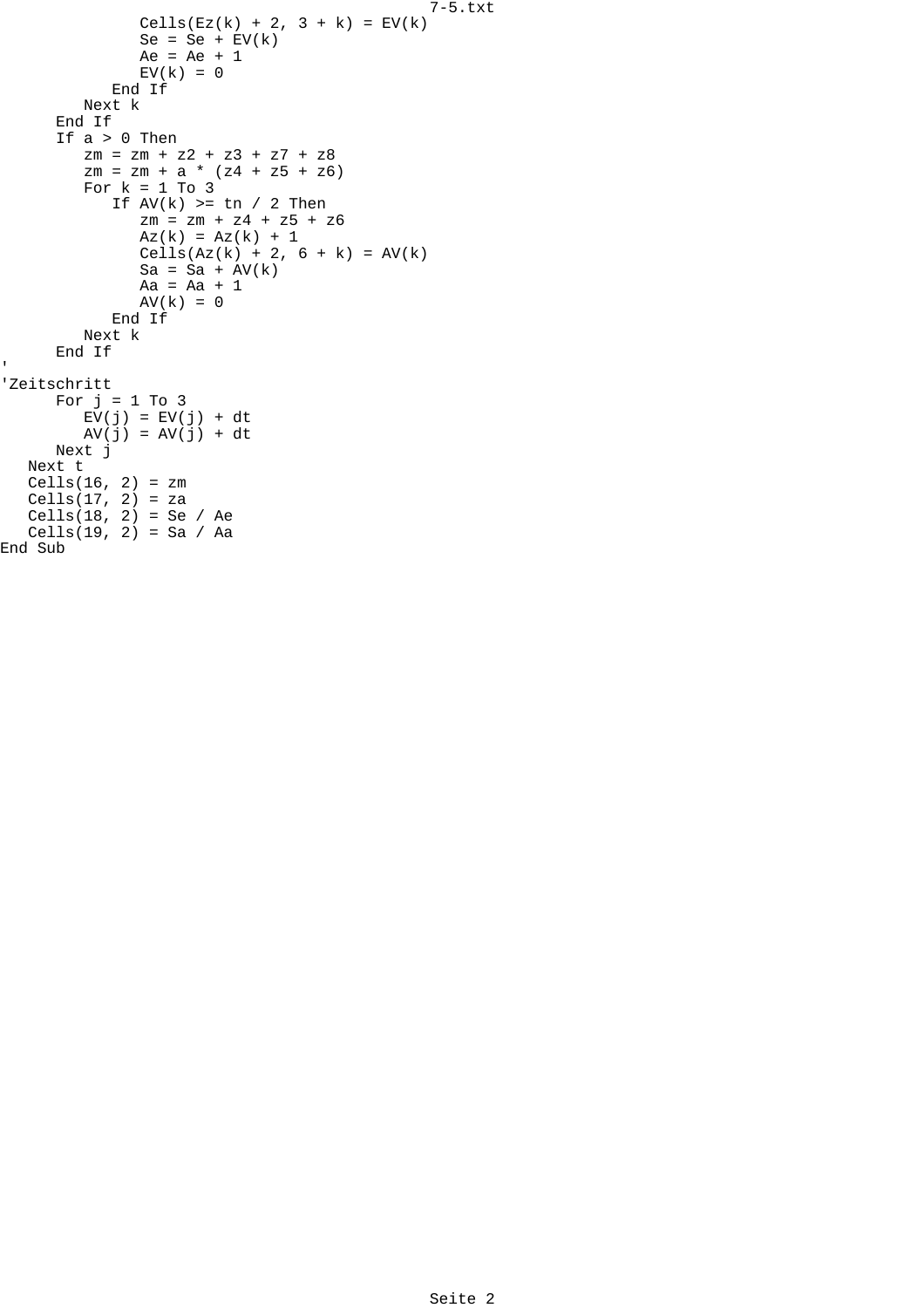```
            Cells(Ez(k) + 2, 3 + k) = EV(k)
            Se = Se + EV(k)
            Ae = Ae + 1
            EV(k) = 0
          End If
        Next k
      End If
      If a > 0 Then
        zm = zm + z2 + z3 + z7 + z8
        zm = zm + a * (z4 + z5 + z6)
        For k = 1 To 3
          If AV(k) >= tn / 2 Then
            zm = zm + z4 + z5 + z6
            Az(k) = Az(k) + 1
            Cells(Az(k) + 2, 6 + k) = AV(k)
            Sa = Sa + AV(k)
            Aa = Aa + 1
            AV(k) = 0
          End If
        Next k
      End If
'
'Zeitschritt
      For j = 1 To 3
        EV(j) = EV(j) + dt
        AV(j) = AV(j) + dt
      Next j
   Next t
   Cells(16, 2) = zm
   Cells(17, 2) = za
   Cells(18, 2) = Se / Ae
   Cells(19, 2) = Sa / Aa
End Sub
```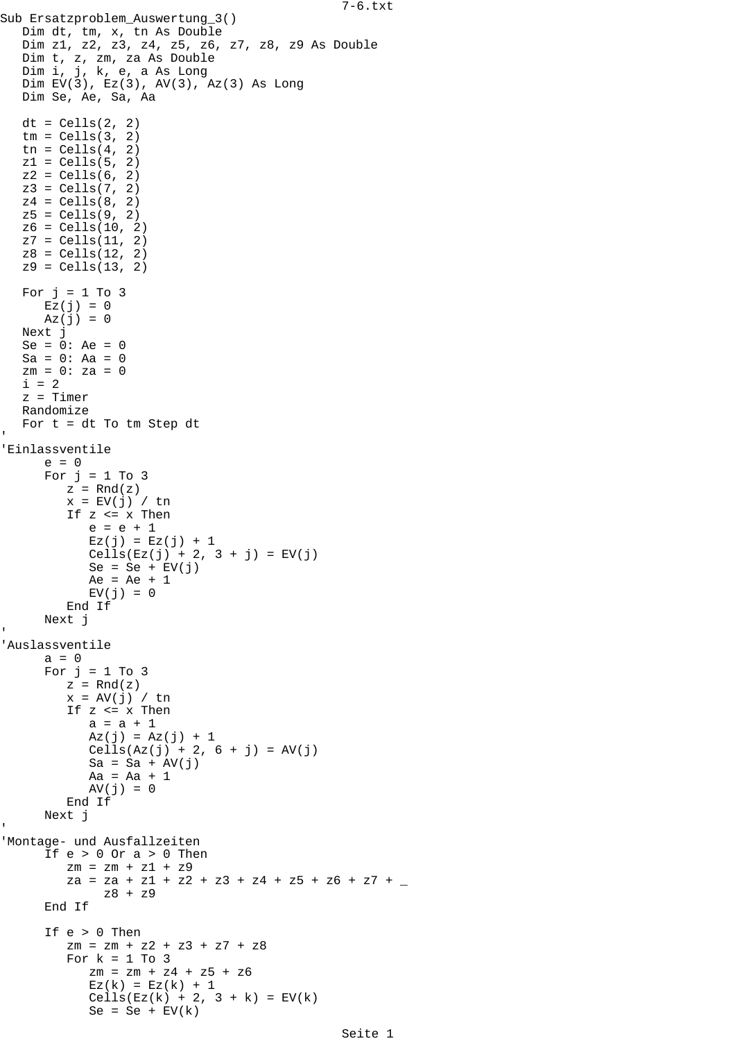```
Sub Ersatzproblem_Auswertung_3()
   Dim dt, tm, x, tn As Double
   Dim z1, z2, z3, z4, z5, z6, z7, z8, z9 As Double
   Dim t, z, zm, za As Double
   Dim i, j, k, e, a As Long
   Dim EV(3), Ez(3), AV(3), Az(3) As Long
   Dim Se, Ae, Sa, Aa

   dt = Cells(2, 2)
   tm = Cells(3, 2)
   tn = Cells(4, 2)
   z1 = Cells(5, 2)
   z2 = Cells(6, 2)
   z3 = Cells(7, 2)
   z4 = Cells(8, 2)
   z5 = Cells(9, 2)
   z6 = Cells(10, 2)
   z7 = Cells(11, 2)
   z8 = Cells(12, 2)
   z9 = Cells(13, 2)

   For j = 1 To 3
      Ez(j) = 0
      Az(j) = 0
   Next j
   Se = 0: Ae = 0
   Sa = 0: Aa = 0
   zm = 0: za = 0
   i = 2
   z = Timer
   Randomize
   For t = dt To tm Step dt
'
'Einlassventile
      e = 0
      For j = 1 To 3
         z = Rnd(z)
         x = EV(j) / tn
         If z <= x Then
            e = e + 1
            Ez(j) = Ez(j) + 1
            Cells(Ez(j) + 2, 3 + j) = EV(j)
            Se = Se + EV(j)
            Ae = Ae + 1
            EV(j) = 0
         End If
      Next j
'
'Auslassventile
      a = 0
      For j = 1 To 3
         z = Rnd(z)
         x = AV(j) / tn
         If z <= x Then
            a = a + 1
            Az(j) = Az(j) + 1
            Cells(Az(j) + 2, 6 + j) = AV(j)
            Sa = Sa + AV(j)
            Aa = Aa + 1
            AV(j) = 0
         End If
      Next j
'
'Montage- und Ausfallzeiten
      If e > 0 Or a > 0 Then
         zm = zm + z1 + z9
         za = za + z1 + z2 + z3 + z4 + z5 + z6 + z7 + _
              z8 + z9
      End If

      If e > 0 Then
         zm = zm + z2 + z3 + z7 + z8
         For k = 1 To 3
            zm = zm + z4 + z5 + z6
            Ez(k) = Ez(k) + 1
            Cells(Ez(k) + 2, 3 + k) = EV(k)
            Se = Se + EV(k)
```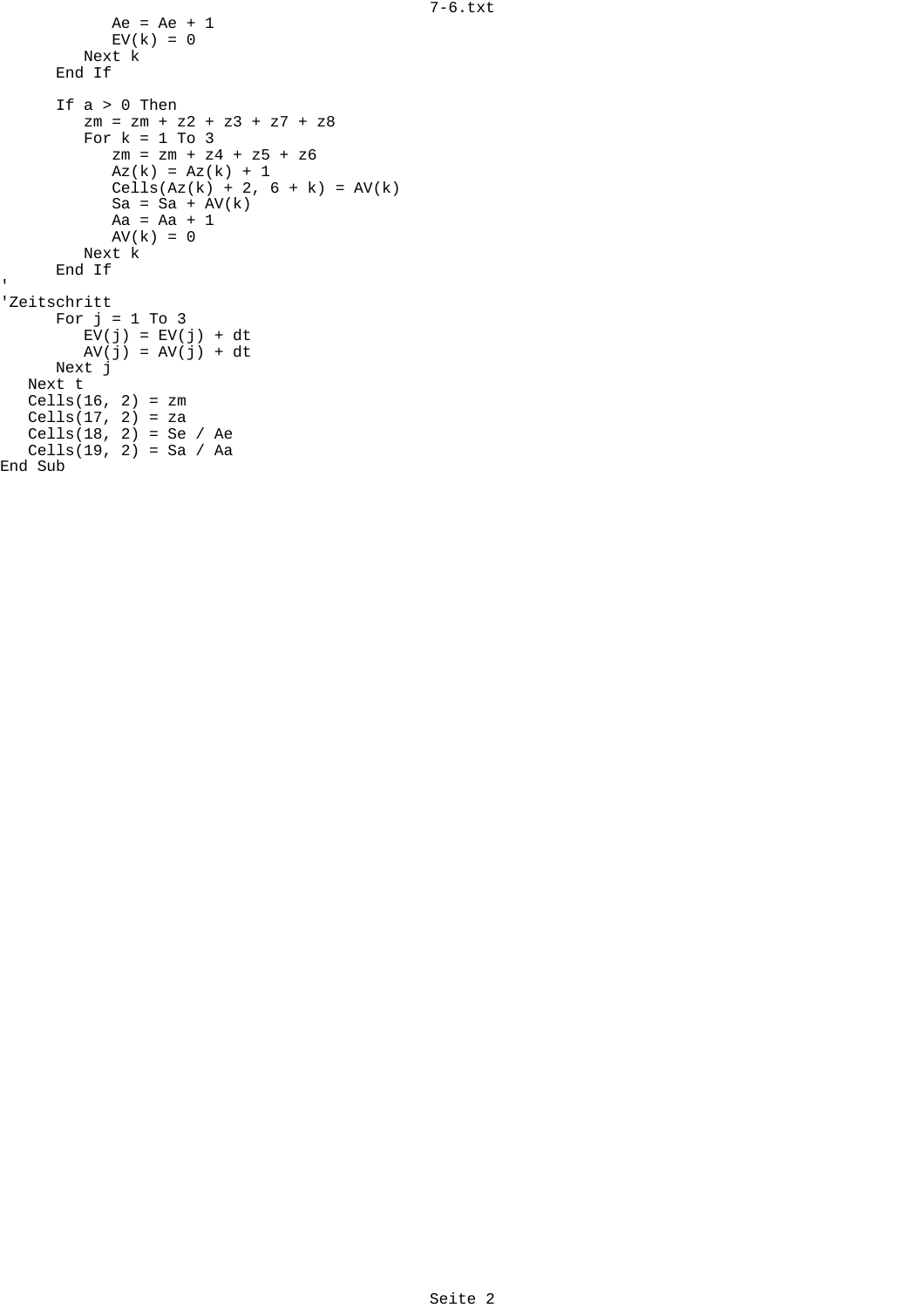```
            Ae = Ae + 1
            EV(k) = 0
         Next k
      End If

      If a > 0 Then
         zm = zm + z2 + z3 + z7 + z8
         For k = 1 To 3
            zm = zm + z4 + z5 + z6
            Az(k) = Az(k) + 1
            Cells(Az(k) + 2, 6 + k) = AV(k)
            Sa = Sa + AV(k)
            Aa = Aa + 1
            AV(k) = 0
         Next k
      End If
'
'Zeitschritt
      For j = 1 To 3
         EV(j) = EV(j) + dt
         AV(j) = AV(j) + dt
      Next j
   Next t
   Cells(16, 2) = zm
   Cells(17, 2) = za
   Cells(18, 2) = Se / Ae
   Cells(19, 2) = Sa / Aa
End Sub
```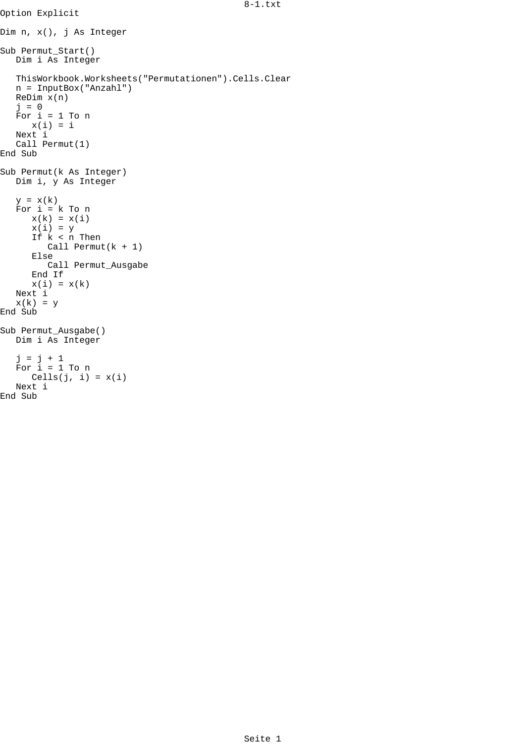```
Option Explicit

Dim n, x(), j As Integer

Sub Permut_Start()
   Dim i As Integer

   ThisWorkbook.Worksheets("Permutationen").Cells.Clear
   n = InputBox("Anzahl")
   ReDim x(n)
   j = 0
   For i = 1 To n
      x(i) = i
   Next i
   Call Permut(1)
End Sub

Sub Permut(k As Integer)
   Dim i, y As Integer

   y = x(k)
   For i = k To n
      x(k) = x(i)
      x(i) = y
      If k < n Then
         Call Permut(k + 1)
      Else
         Call Permut_Ausgabe
      End If
      x(i) = x(k)
   Next i
   x(k) = y
End Sub

Sub Permut_Ausgabe()
   Dim i As Integer

   j = j + 1
   For i = 1 To n
      Cells(j, i) = x(i)
   Next i
End Sub
```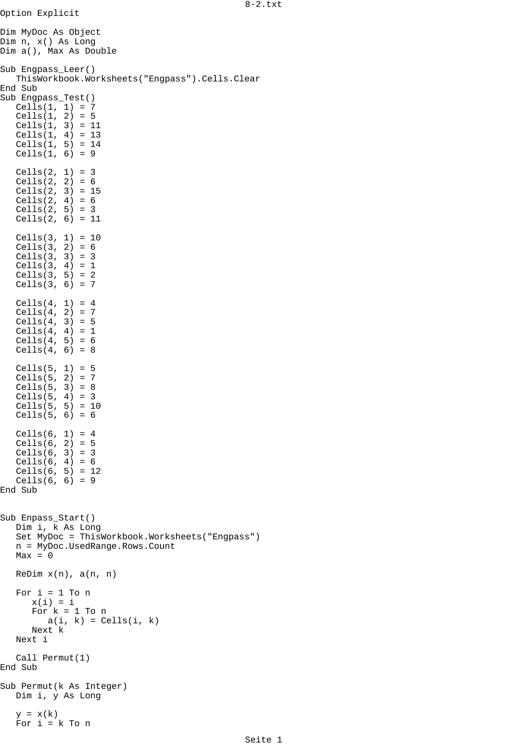```
Option Explicit

Dim MyDoc As Object
Dim n, x() As Long
Dim a(), Max As Double

Sub Engpass_Leer()
   ThisWorkbook.Worksheets("Engpass").Cells.Clear
End Sub
Sub Engpass_Test()
   Cells(1, 1) = 7
   Cells(1, 2) = 5
   Cells(1, 3) = 11
   Cells(1, 4) = 13
   Cells(1, 5) = 14
   Cells(1, 6) = 9

   Cells(2, 1) = 3
   Cells(2, 2) = 6
   Cells(2, 3) = 15
   Cells(2, 4) = 6
   Cells(2, 5) = 3
   Cells(2, 6) = 11

   Cells(3, 1) = 10
   Cells(3, 2) = 6
   Cells(3, 3) = 3
   Cells(3, 4) = 1
   Cells(3, 5) = 2
   Cells(3, 6) = 7

   Cells(4, 1) = 4
   Cells(4, 2) = 7
   Cells(4, 3) = 5
   Cells(4, 4) = 1
   Cells(4, 5) = 6
   Cells(4, 6) = 8

   Cells(5, 1) = 5
   Cells(5, 2) = 7
   Cells(5, 3) = 8
   Cells(5, 4) = 3
   Cells(5, 5) = 10
   Cells(5, 6) = 6

   Cells(6, 1) = 4
   Cells(6, 2) = 5
   Cells(6, 3) = 3
   Cells(6, 4) = 6
   Cells(6, 5) = 12
   Cells(6, 6) = 9
End Sub


Sub Enpass_Start()
   Dim i, k As Long
   Set MyDoc = ThisWorkbook.Worksheets("Engpass")
   n = MyDoc.UsedRange.Rows.Count
   Max = 0

   ReDim x(n), a(n, n)

   For i = 1 To n
      x(i) = i
      For k = 1 To n
         a(i, k) = Cells(i, k)
      Next k
   Next i

   Call Permut(1)
End Sub

Sub Permut(k As Integer)
   Dim i, y As Long

   y = x(k)
   For i = k To n
```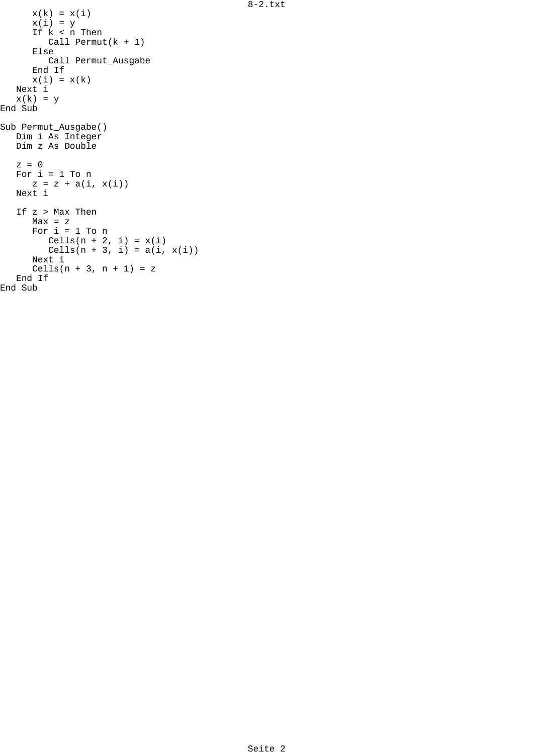```
      x(k) = x(i)
      x(i) = y
      If k < n Then
         Call Permut(k + 1)
      Else
         Call Permut_Ausgabe
      End If
      x(i) = x(k)
   Next i
   x(k) = y
End Sub

Sub Permut_Ausgabe()
   Dim i As Integer
   Dim z As Double

   z = 0
   For i = 1 To n
      z = z + a(i, x(i))
   Next i

   If z > Max Then
      Max = z
      For i = 1 To n
         Cells(n + 2, i) = x(i)
         Cells(n + 3, i) = a(i, x(i))
      Next i
      Cells(n + 3, n + 1) = z
   End If
End Sub
```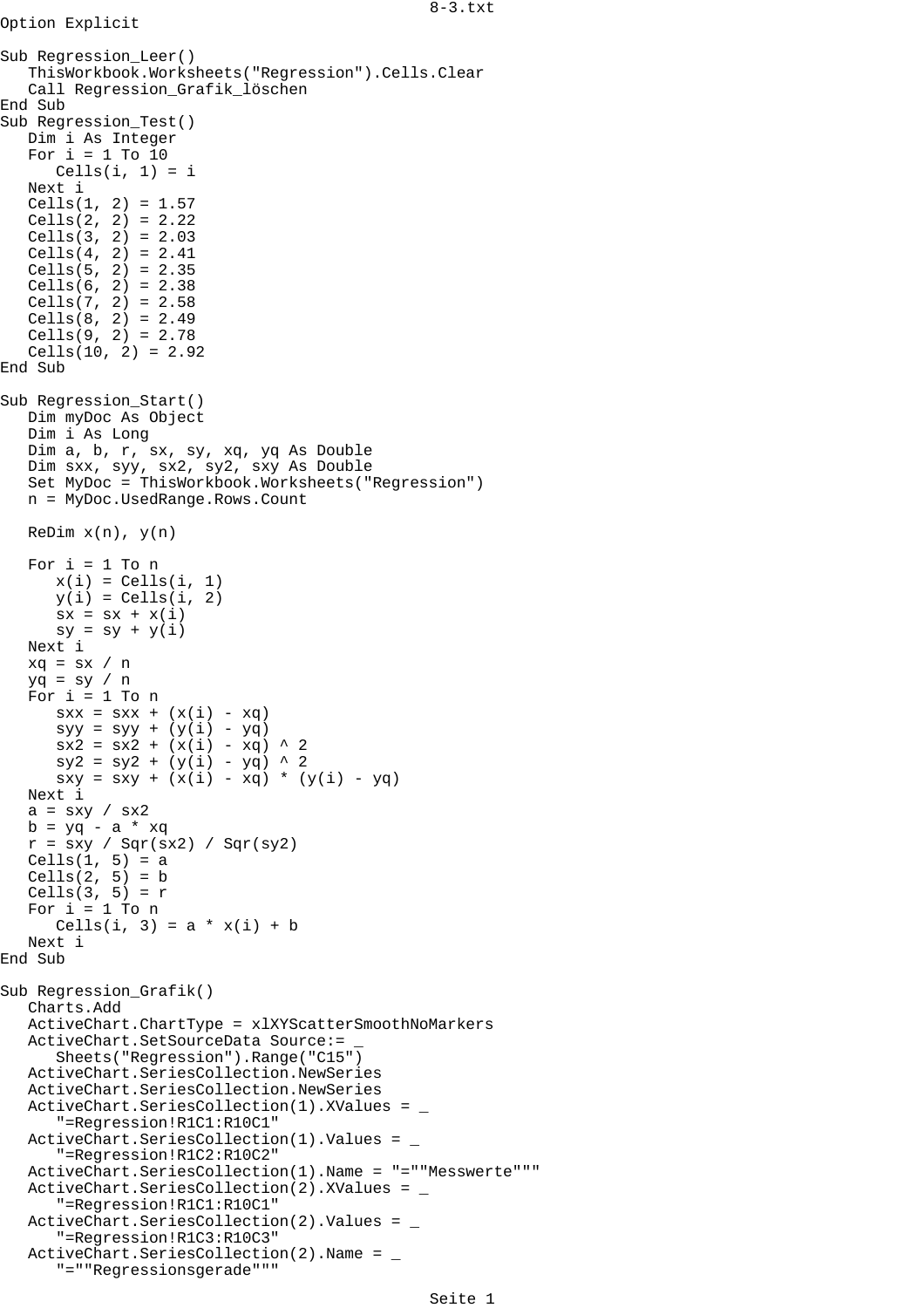```
Option Explicit

Sub Regression_Leer()
   ThisWorkbook.Worksheets("Regression").Cells.Clear
   Call Regression_Grafik_löschen
End Sub
Sub Regression_Test()
   Dim i As Integer
   For i = 1 To 10
      Cells(i, 1) = i
   Next i
   Cells(1, 2) = 1.57
   Cells(2, 2) = 2.22
   Cells(3, 2) = 2.03
   Cells(4, 2) = 2.41
   Cells(5, 2) = 2.35
   Cells(6, 2) = 2.38
   Cells(7, 2) = 2.58
   Cells(8, 2) = 2.49
   Cells(9, 2) = 2.78
   Cells(10, 2) = 2.92
End Sub

Sub Regression_Start()
   Dim myDoc As Object
   Dim i As Long
   Dim a, b, r, sx, sy, xq, yq As Double
   Dim sxx, syy, sx2, sy2, sxy As Double
   Set MyDoc = ThisWorkbook.Worksheets("Regression")
   n = MyDoc.UsedRange.Rows.Count

   ReDim x(n), y(n)

   For i = 1 To n
      x(i) = Cells(i, 1)
      y(i) = Cells(i, 2)
      sx = sx + x(i)
      sy = sy + y(i)
   Next i
   xq = sx / n
   yq = sy / n
   For i = 1 To n
      sxx = sxx + (x(i) - xq)
      syy = syy + (y(i) - yq)
      sx2 = sx2 + (x(i) - xq) ^ 2
      sy2 = sy2 + (y(i) - yq) ^ 2
      sxy = sxy + (x(i) - xq) * (y(i) - yq)
   Next i
   a = sxy / sx2
   b = yq - a * xq
   r = sxy / Sqr(sx2) / Sqr(sy2)
   Cells(1, 5) = a
   Cells(2, 5) = b
   Cells(3, 5) = r
   For i = 1 To n
      Cells(i, 3) = a * x(i) + b
   Next i
End Sub

Sub Regression_Grafik()
   Charts.Add
   ActiveChart.ChartType = xlXYScatterSmoothNoMarkers
   ActiveChart.SetSourceData Source:= _
      Sheets("Regression").Range("C15")
   ActiveChart.SeriesCollection.NewSeries
   ActiveChart.SeriesCollection.NewSeries
   ActiveChart.SeriesCollection(1).XValues = _
      "=Regression!R1C1:R10C1"
   ActiveChart.SeriesCollection(1).Values = _
      "=Regression!R1C2:R10C2"
   ActiveChart.SeriesCollection(1).Name = "=""Messwerte"""
   ActiveChart.SeriesCollection(2).XValues = _
      "=Regression!R1C1:R10C1"
   ActiveChart.SeriesCollection(2).Values = _
      "=Regression!R1C3:R10C3"
   ActiveChart.SeriesCollection(2).Name = _
      "=""Regressionsgerade"""
```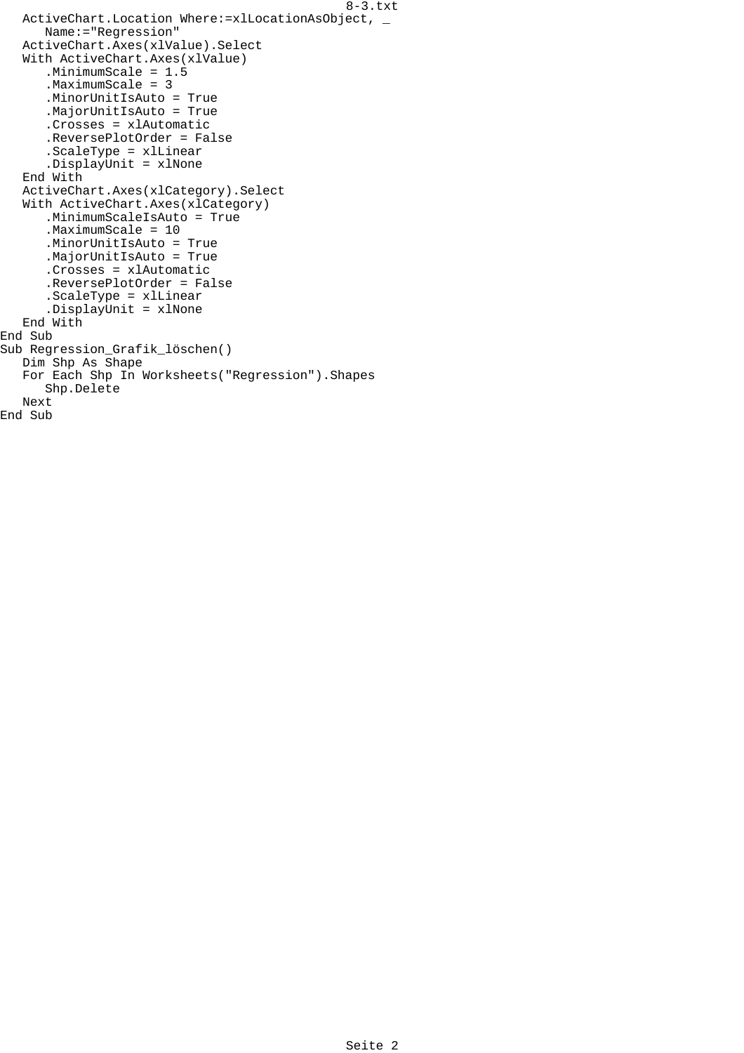```
   ActiveChart.Location Where:=xlLocationAsObject, _
      Name:="Regression"
   ActiveChart.Axes(xlValue).Select
   With ActiveChart.Axes(xlValue)
      .MinimumScale = 1.5
      .MaximumScale = 3
      .MinorUnitIsAuto = True
      .MajorUnitIsAuto = True
      .Crosses = xlAutomatic
      .ReversePlotOrder = False
      .ScaleType = xlLinear
      .DisplayUnit = xlNone
   End With
   ActiveChart.Axes(xlCategory).Select
   With ActiveChart.Axes(xlCategory)
      .MinimumScaleIsAuto = True
      .MaximumScale = 10
      .MinorUnitIsAuto = True
      .MajorUnitIsAuto = True
      .Crosses = xlAutomatic
      .ReversePlotOrder = False
      .ScaleType = xlLinear
      .DisplayUnit = xlNone
   End With
End Sub
Sub Regression_Grafik_löschen()
   Dim Shp As Shape
   For Each Shp In Worksheets("Regression").Shapes
      Shp.Delete
   Next
End Sub
```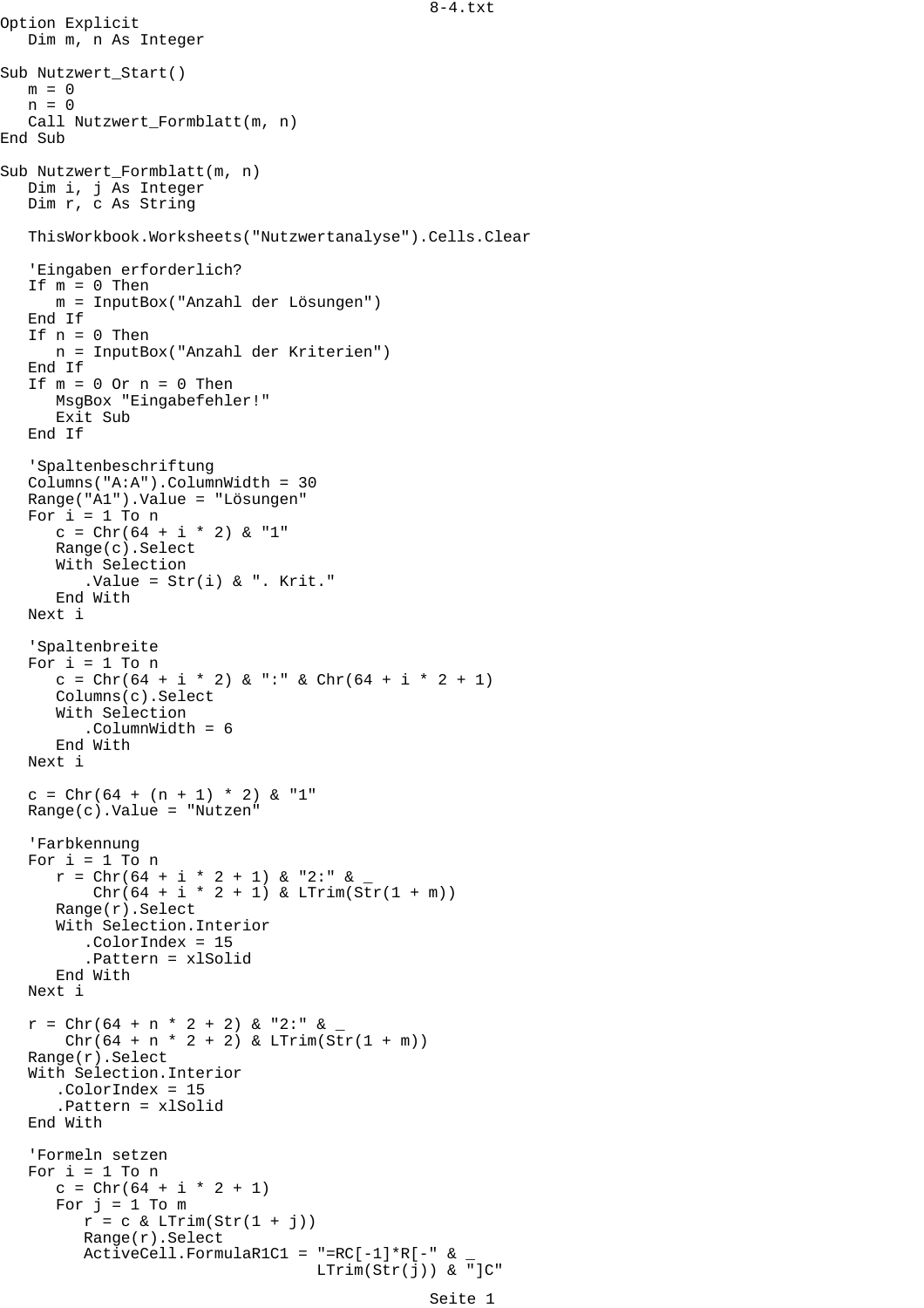```
Option Explicit
   Dim m, n As Integer

Sub Nutzwert_Start()
   m = 0
   n = 0
   Call Nutzwert_Formblatt(m, n)
End Sub

Sub Nutzwert_Formblatt(m, n)
   Dim i, j As Integer
   Dim r, c As String

   ThisWorkbook.Worksheets("Nutzwertanalyse").Cells.Clear

   'Eingaben erforderlich?
   If m = 0 Then
      m = InputBox("Anzahl der Lösungen")
   End If
   If n = 0 Then
      n = InputBox("Anzahl der Kriterien")
   End If
   If m = 0 Or n = 0 Then
      MsgBox "Eingabefehler!"
      Exit Sub
   End If

   'Spaltenbeschriftung
   Columns("A:A").ColumnWidth = 30
   Range("A1").Value = "Lösungen"
   For i = 1 To n
      c = Chr(64 + i * 2) & "1"
      Range(c).Select
      With Selection
         .Value = Str(i) & ". Krit."
      End With
   Next i

   'Spaltenbreite
   For i = 1 To n
      c = Chr(64 + i * 2) & ":" & Chr(64 + i * 2 + 1)
      Columns(c).Select
      With Selection
         .ColumnWidth = 6
      End With
   Next i

   c = Chr(64 + (n + 1) * 2) & "1"
   Range(c).Value = "Nutzen"

   'Farbkennung
   For i = 1 To n
      r = Chr(64 + i * 2 + 1) & "2:" & _
          Chr(64 + i * 2 + 1) & LTrim(Str(1 + m))
      Range(r).Select
      With Selection.Interior
         .ColorIndex = 15
         .Pattern = xlSolid
      End With
   Next i

   r = Chr(64 + n * 2 + 2) & "2:" & _
       Chr(64 + n * 2 + 2) & LTrim(Str(1 + m))
   Range(r).Select
   With Selection.Interior
      .ColorIndex = 15
      .Pattern = xlSolid
   End With

   'Formeln setzen
   For i = 1 To n
      c = Chr(64 + i * 2 + 1)
      For j = 1 To m
         r = c & LTrim(Str(1 + j))
         Range(r).Select
         ActiveCell.FormulaR1C1 = "=RC[-1]*R[-" & _
                                  LTrim(Str(j)) & "]C"
```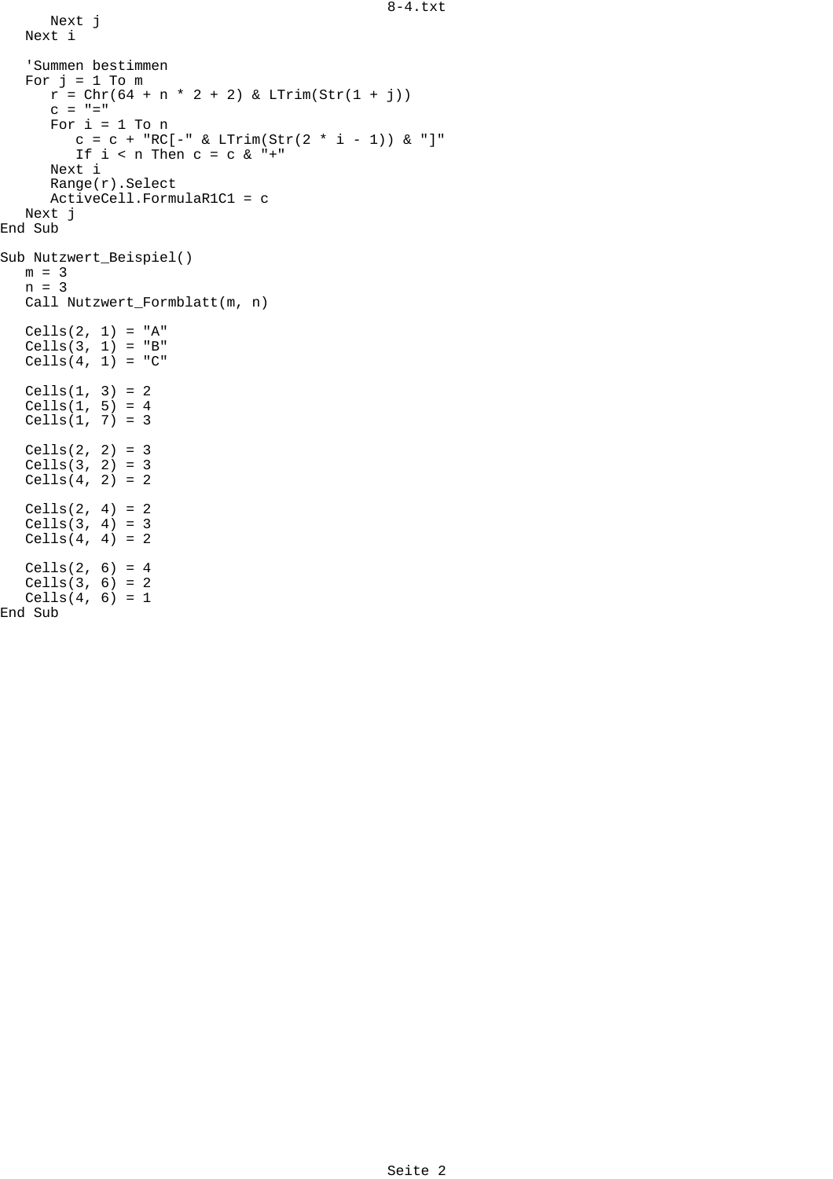```
      Next j
   Next i

   'Summen bestimmen
   For j = 1 To m
      r = Chr(64 + n * 2 + 2) & LTrim(Str(1 + j))
      c = "="
      For i = 1 To n
         c = c + "RC[-" & LTrim(Str(2 * i - 1)) & "]"
         If i < n Then c = c & "+"
      Next i
      Range(r).Select
      ActiveCell.FormulaR1C1 = c
   Next j
End Sub

Sub Nutzwert_Beispiel()
   m = 3
   n = 3
   Call Nutzwert_Formblatt(m, n)

   Cells(2, 1) = "A"
   Cells(3, 1) = "B"
   Cells(4, 1) = "C"

   Cells(1, 3) = 2
   Cells(1, 5) = 4
   Cells(1, 7) = 3

   Cells(2, 2) = 3
   Cells(3, 2) = 3
   Cells(4, 2) = 2

   Cells(2, 4) = 2
   Cells(3, 4) = 3
   Cells(4, 4) = 2

   Cells(2, 6) = 4
   Cells(3, 6) = 2
   Cells(4, 6) = 1
End Sub
```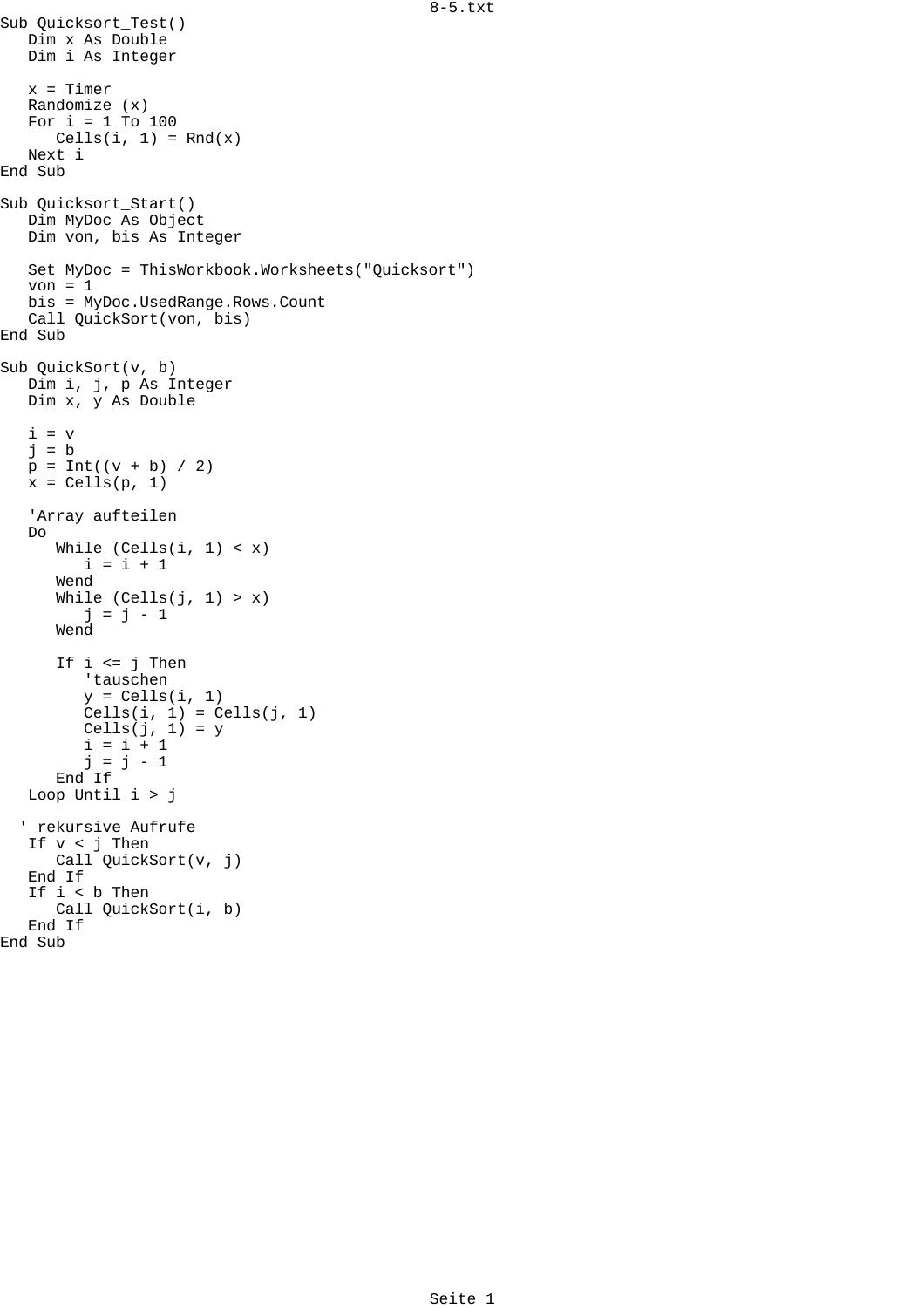```
Sub Quicksort_Test()
   Dim x As Double
   Dim i As Integer

   x = Timer
   Randomize (x)
   For i = 1 To 100
      Cells(i, 1) = Rnd(x)
   Next i
End Sub

Sub Quicksort_Start()
   Dim MyDoc As Object
   Dim von, bis As Integer

   Set MyDoc = ThisWorkbook.Worksheets("Quicksort")
   von = 1
   bis = MyDoc.UsedRange.Rows.Count
   Call QuickSort(von, bis)
End Sub

Sub QuickSort(v, b)
   Dim i, j, p As Integer
   Dim x, y As Double

   i = v
   j = b
   p = Int((v + b) / 2)
   x = Cells(p, 1)

   'Array aufteilen
   Do
      While (Cells(i, 1) < x)
         i = i + 1
      Wend
      While (Cells(j, 1) > x)
         j = j - 1
      Wend

      If i <= j Then
         'tauschen
         y = Cells(i, 1)
         Cells(i, 1) = Cells(j, 1)
         Cells(j, 1) = y
         i = i + 1
         j = j - 1
      End If
   Loop Until i > j

  ' rekursive Aufrufe
   If v < j Then
      Call QuickSort(v, j)
   End If
   If i < b Then
      Call QuickSort(i, b)
   End If
End Sub
```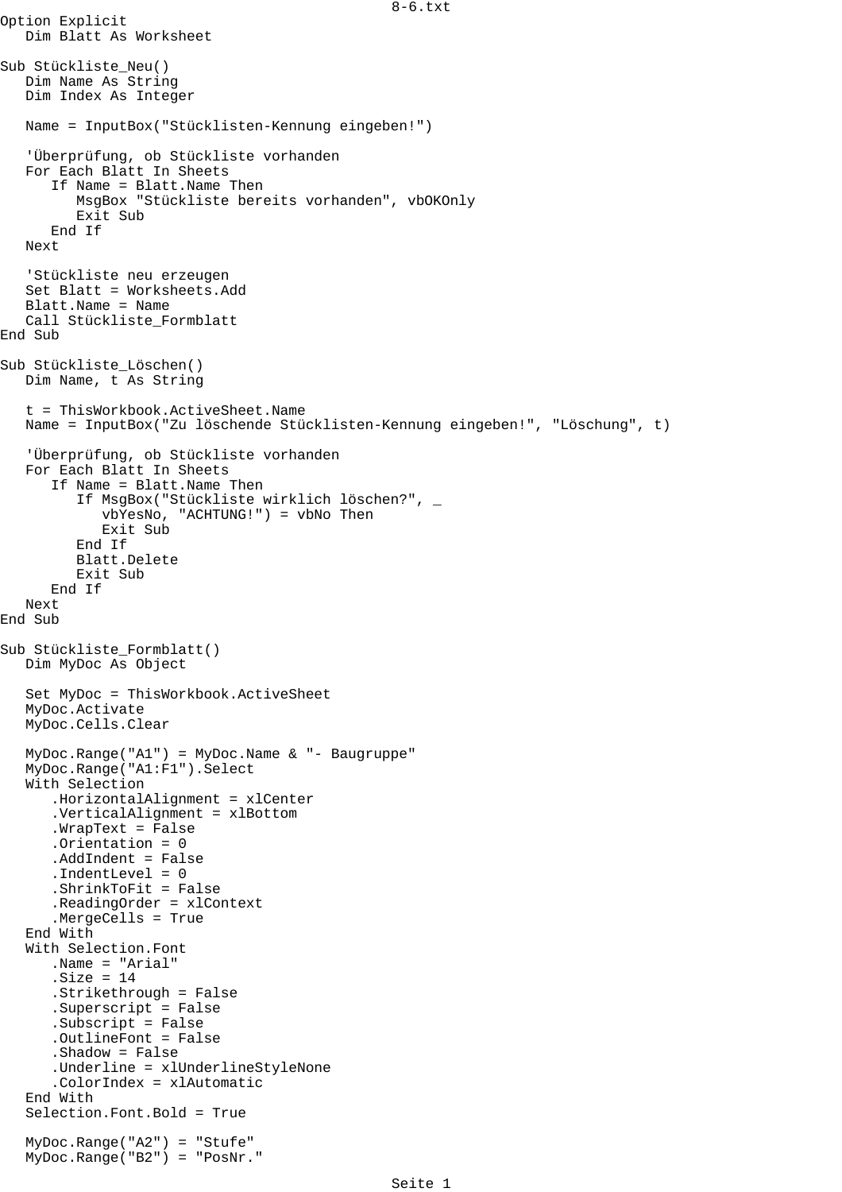```
Option Explicit
   Dim Blatt As Worksheet

Sub Stückliste_Neu()
   Dim Name As String
   Dim Index As Integer

   Name = InputBox("Stücklisten-Kennung eingeben!")

   'Überprüfung, ob Stückliste vorhanden
   For Each Blatt In Sheets
      If Name = Blatt.Name Then
         MsgBox "Stückliste bereits vorhanden", vbOKOnly
         Exit Sub
      End If
   Next

   'Stückliste neu erzeugen
   Set Blatt = Worksheets.Add
   Blatt.Name = Name
   Call Stückliste_Formblatt
End Sub

Sub Stückliste_Löschen()
   Dim Name, t As String

   t = ThisWorkbook.ActiveSheet.Name
   Name = InputBox("Zu löschende Stücklisten-Kennung eingeben!", "Löschung", t)

   'Überprüfung, ob Stückliste vorhanden
   For Each Blatt In Sheets
      If Name = Blatt.Name Then
         If MsgBox("Stückliste wirklich löschen?", _
            vbYesNo, "ACHTUNG!") = vbNo Then
            Exit Sub
         End If
         Blatt.Delete
         Exit Sub
      End If
   Next
End Sub

Sub Stückliste_Formblatt()
   Dim MyDoc As Object

   Set MyDoc = ThisWorkbook.ActiveSheet
   MyDoc.Activate
   MyDoc.Cells.Clear

   MyDoc.Range("A1") = MyDoc.Name & "- Baugruppe"
   MyDoc.Range("A1:F1").Select
   With Selection
      .HorizontalAlignment = xlCenter
      .VerticalAlignment = xlBottom
      .WrapText = False
      .Orientation = 0
      .AddIndent = False
      .IndentLevel = 0
      .ShrinkToFit = False
      .ReadingOrder = xlContext
      .MergeCells = True
   End With
   With Selection.Font
      .Name = "Arial"
      .Size = 14
      .Strikethrough = False
      .Superscript = False
      .Subscript = False
      .OutlineFont = False
      .Shadow = False
      .Underline = xlUnderlineStyleNone
      .ColorIndex = xlAutomatic
   End With
   Selection.Font.Bold = True

   MyDoc.Range("A2") = "Stufe"
   MyDoc.Range("B2") = "PosNr."
```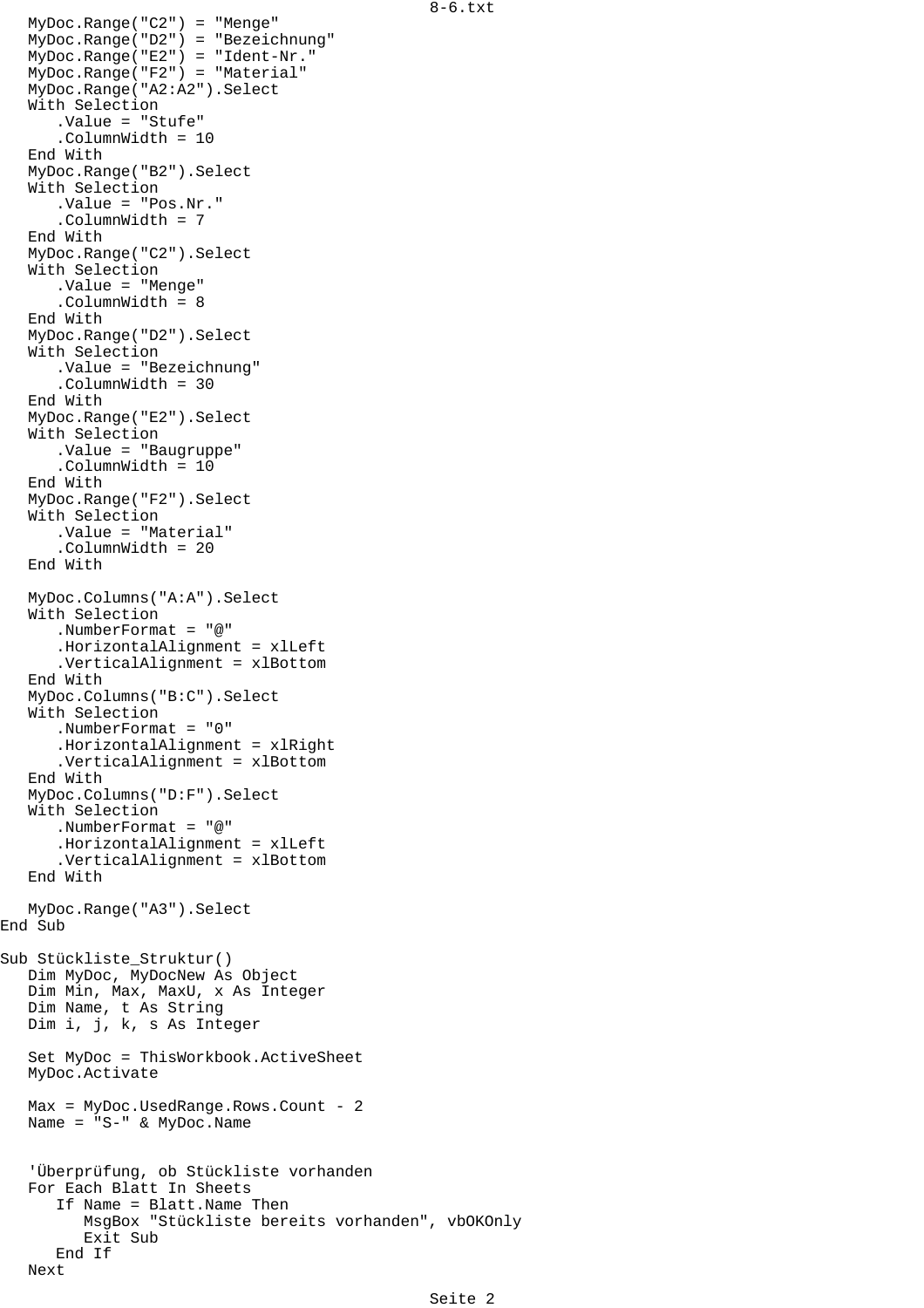```
   MyDoc.Range("C2") = "Menge"
   MyDoc.Range("D2") = "Bezeichnung"
   MyDoc.Range("E2") = "Ident-Nr."
   MyDoc.Range("F2") = "Material"
   MyDoc.Range("A2:A2").Select
   With Selection
      .Value = "Stufe"
      .ColumnWidth = 10
   End With
   MyDoc.Range("B2").Select
   With Selection
      .Value = "Pos.Nr."
      .ColumnWidth = 7
   End With
   MyDoc.Range("C2").Select
   With Selection
      .Value = "Menge"
      .ColumnWidth = 8
   End With
   MyDoc.Range("D2").Select
   With Selection
      .Value = "Bezeichnung"
      .ColumnWidth = 30
   End With
   MyDoc.Range("E2").Select
   With Selection
      .Value = "Baugruppe"
      .ColumnWidth = 10
   End With
   MyDoc.Range("F2").Select
   With Selection
      .Value = "Material"
      .ColumnWidth = 20
   End With

   MyDoc.Columns("A:A").Select
   With Selection
      .NumberFormat = "@"
      .HorizontalAlignment = xlLeft
      .VerticalAlignment = xlBottom
   End With
   MyDoc.Columns("B:C").Select
   With Selection
      .NumberFormat = "0"
      .HorizontalAlignment = xlRight
      .VerticalAlignment = xlBottom
   End With
   MyDoc.Columns("D:F").Select
   With Selection
      .NumberFormat = "@"
      .HorizontalAlignment = xlLeft
      .VerticalAlignment = xlBottom
   End With

   MyDoc.Range("A3").Select
End Sub

Sub Stückliste_Struktur()
   Dim MyDoc, MyDocNew As Object
   Dim Min, Max, MaxU, x As Integer
   Dim Name, t As String
   Dim i, j, k, s As Integer

   Set MyDoc = ThisWorkbook.ActiveSheet
   MyDoc.Activate

   Max = MyDoc.UsedRange.Rows.Count - 2
   Name = "S-" & MyDoc.Name


   'Überprüfung, ob Stückliste vorhanden
   For Each Blatt In Sheets
      If Name = Blatt.Name Then
         MsgBox "Stückliste bereits vorhanden", vbOKOnly
         Exit Sub
      End If
   Next
```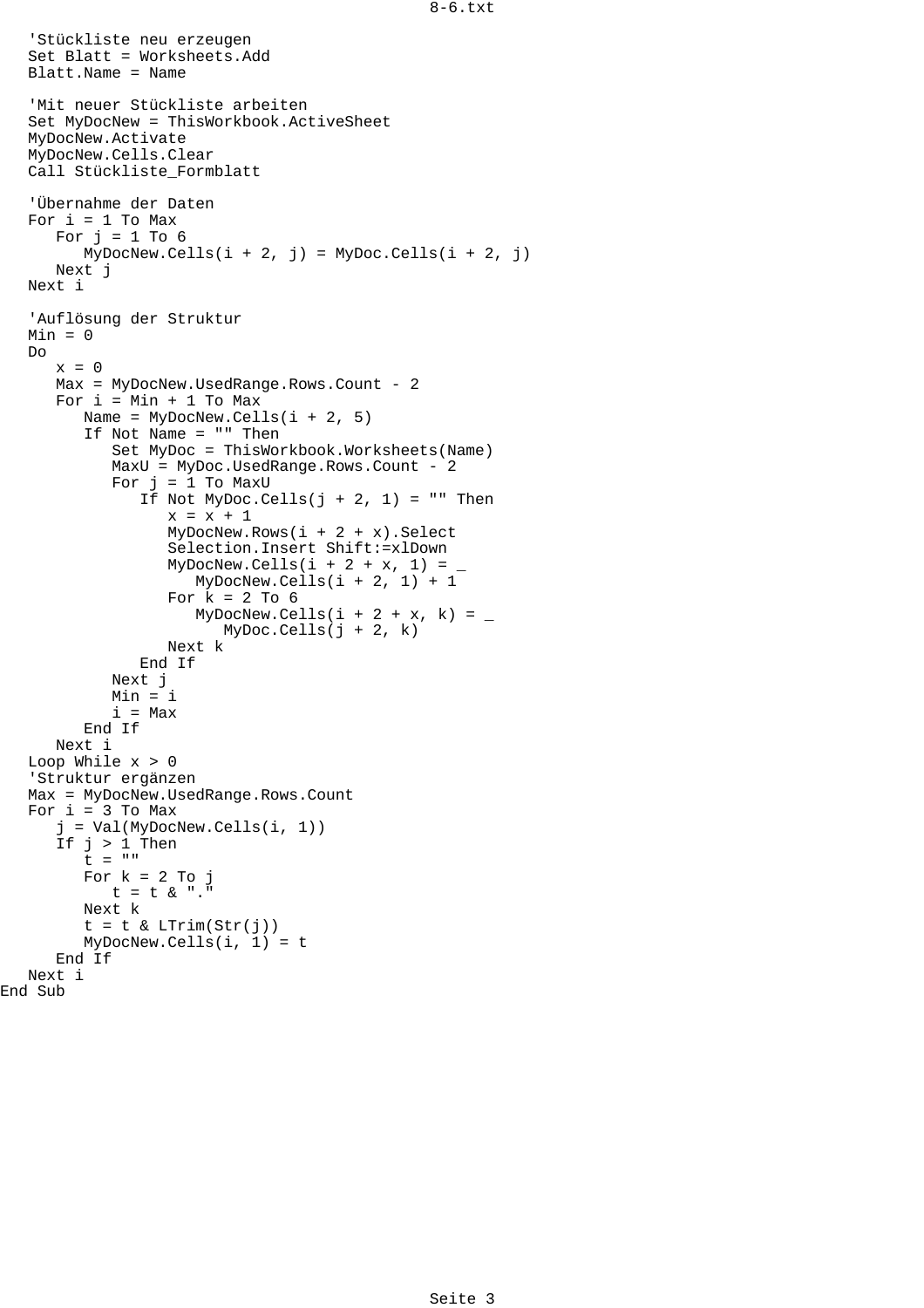```
   'Stückliste neu erzeugen
   Set Blatt = Worksheets.Add
   Blatt.Name = Name

   'Mit neuer Stückliste arbeiten
   Set MyDocNew = ThisWorkbook.ActiveSheet
   MyDocNew.Activate
   MyDocNew.Cells.Clear
   Call Stückliste_Formblatt

   'Übernahme der Daten
   For i = 1 To Max
      For j = 1 To 6
         MyDocNew.Cells(i + 2, j) = MyDoc.Cells(i + 2, j)
      Next j
   Next i

   'Auflösung der Struktur
   Min = 0
   Do
      x = 0
      Max = MyDocNew.UsedRange.Rows.Count - 2
      For i = Min + 1 To Max
         Name = MyDocNew.Cells(i + 2, 5)
         If Not Name = "" Then
            Set MyDoc = ThisWorkbook.Worksheets(Name)
            MaxU = MyDoc.UsedRange.Rows.Count - 2
            For j = 1 To MaxU
               If Not MyDoc.Cells(j + 2, 1) = "" Then
                  x = x + 1
                  MyDocNew.Rows(i + 2 + x).Select
                  Selection.Insert Shift:=xlDown
                  MyDocNew.Cells(i + 2 + x, 1) = _
                     MyDocNew.Cells(i + 2, 1) + 1
                  For k = 2 To 6
                     MyDocNew.Cells(i + 2 + x, k) = _
                        MyDoc.Cells(j + 2, k)
                  Next k
               End If
            Next j
            Min = i
            i = Max
         End If
      Next i
   Loop While x > 0
   'Struktur ergänzen
   Max = MyDocNew.UsedRange.Rows.Count
   For i = 3 To Max
      j = Val(MyDocNew.Cells(i, 1))
      If j > 1 Then
         t = ""
         For k = 2 To j
            t = t & "."
         Next k
         t = t & LTrim(Str(j))
         MyDocNew.Cells(i, 1) = t
      End If
   Next i
End Sub
```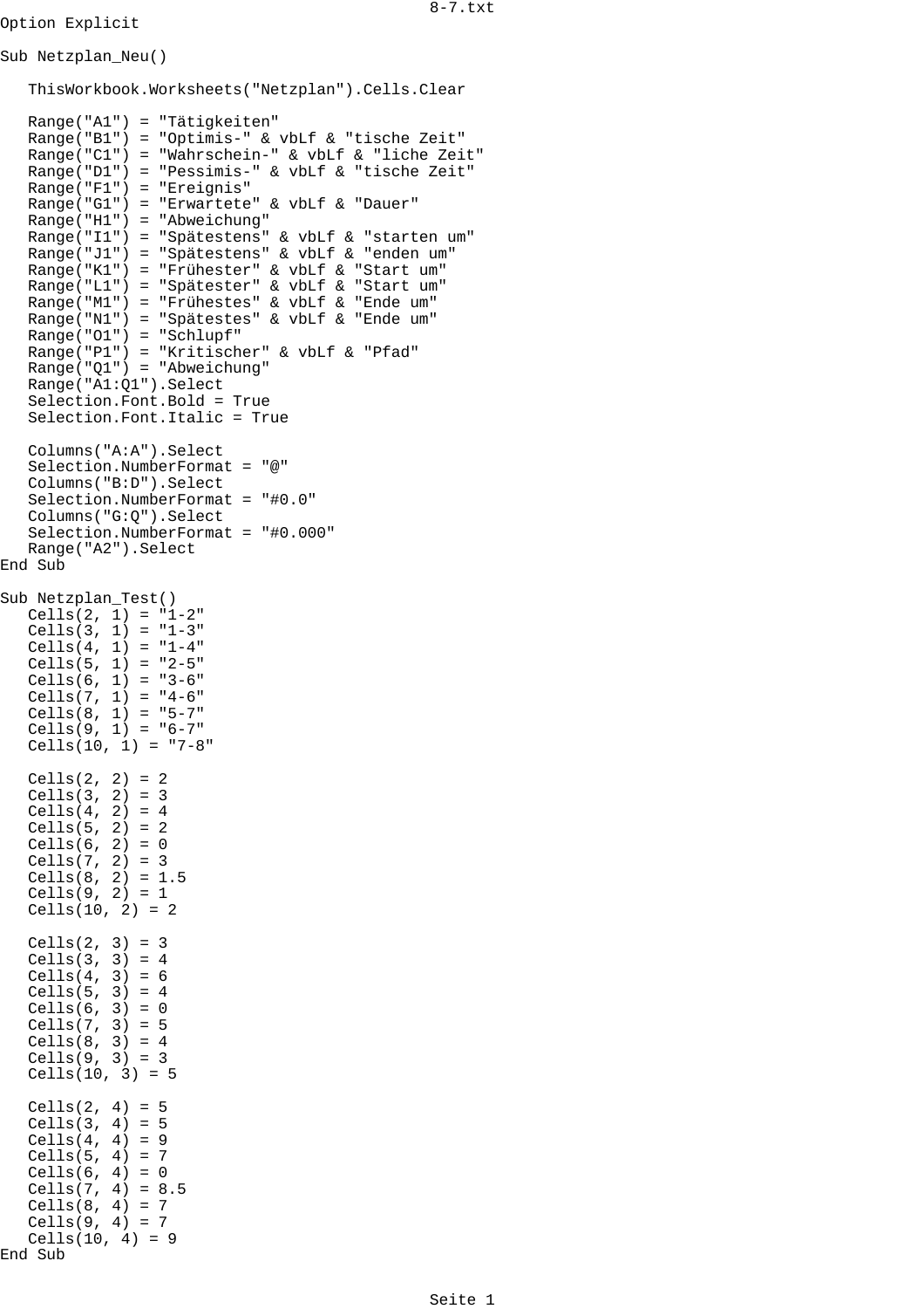```
Option Explicit

Sub Netzplan_Neu()

   ThisWorkbook.Worksheets("Netzplan").Cells.Clear

   Range("A1") = "Tätigkeiten"
   Range("B1") = "Optimis-" & vbLf & "tische Zeit"
   Range("C1") = "Wahrschein-" & vbLf & "liche Zeit"
   Range("D1") = "Pessimis-" & vbLf & "tische Zeit"
   Range("F1") = "Ereignis"
   Range("G1") = "Erwartete" & vbLf & "Dauer"
   Range("H1") = "Abweichung"
   Range("I1") = "Spätestens" & vbLf & "starten um"
   Range("J1") = "Spätestens" & vbLf & "enden um"
   Range("K1") = "Frühester" & vbLf & "Start um"
   Range("L1") = "Spätester" & vbLf & "Start um"
   Range("M1") = "Frühestes" & vbLf & "Ende um"
   Range("N1") = "Spätestes" & vbLf & "Ende um"
   Range("O1") = "Schlupf"
   Range("P1") = "Kritischer" & vbLf & "Pfad"
   Range("Q1") = "Abweichung"
   Range("A1:Q1").Select
   Selection.Font.Bold = True
   Selection.Font.Italic = True

   Columns("A:A").Select
   Selection.NumberFormat = "@"
   Columns("B:D").Select
   Selection.NumberFormat = "#0.0"
   Columns("G:Q").Select
   Selection.NumberFormat = "#0.000"
   Range("A2").Select
End Sub

Sub Netzplan_Test()
   Cells(2, 1) = "1-2"
   Cells(3, 1) = "1-3"
   Cells(4, 1) = "1-4"
   Cells(5, 1) = "2-5"
   Cells(6, 1) = "3-6"
   Cells(7, 1) = "4-6"
   Cells(8, 1) = "5-7"
   Cells(9, 1) = "6-7"
   Cells(10, 1) = "7-8"

   Cells(2, 2) = 2
   Cells(3, 2) = 3
   Cells(4, 2) = 4
   Cells(5, 2) = 2
   Cells(6, 2) = 0
   Cells(7, 2) = 3
   Cells(8, 2) = 1.5
   Cells(9, 2) = 1
   Cells(10, 2) = 2

   Cells(2, 3) = 3
   Cells(3, 3) = 4
   Cells(4, 3) = 6
   Cells(5, 3) = 4
   Cells(6, 3) = 0
   Cells(7, 3) = 5
   Cells(8, 3) = 4
   Cells(9, 3) = 3
   Cells(10, 3) = 5

   Cells(2, 4) = 5
   Cells(3, 4) = 5
   Cells(4, 4) = 9
   Cells(5, 4) = 7
   Cells(6, 4) = 0
   Cells(7, 4) = 8.5
   Cells(8, 4) = 7
   Cells(9, 4) = 7
   Cells(10, 4) = 9
End Sub
```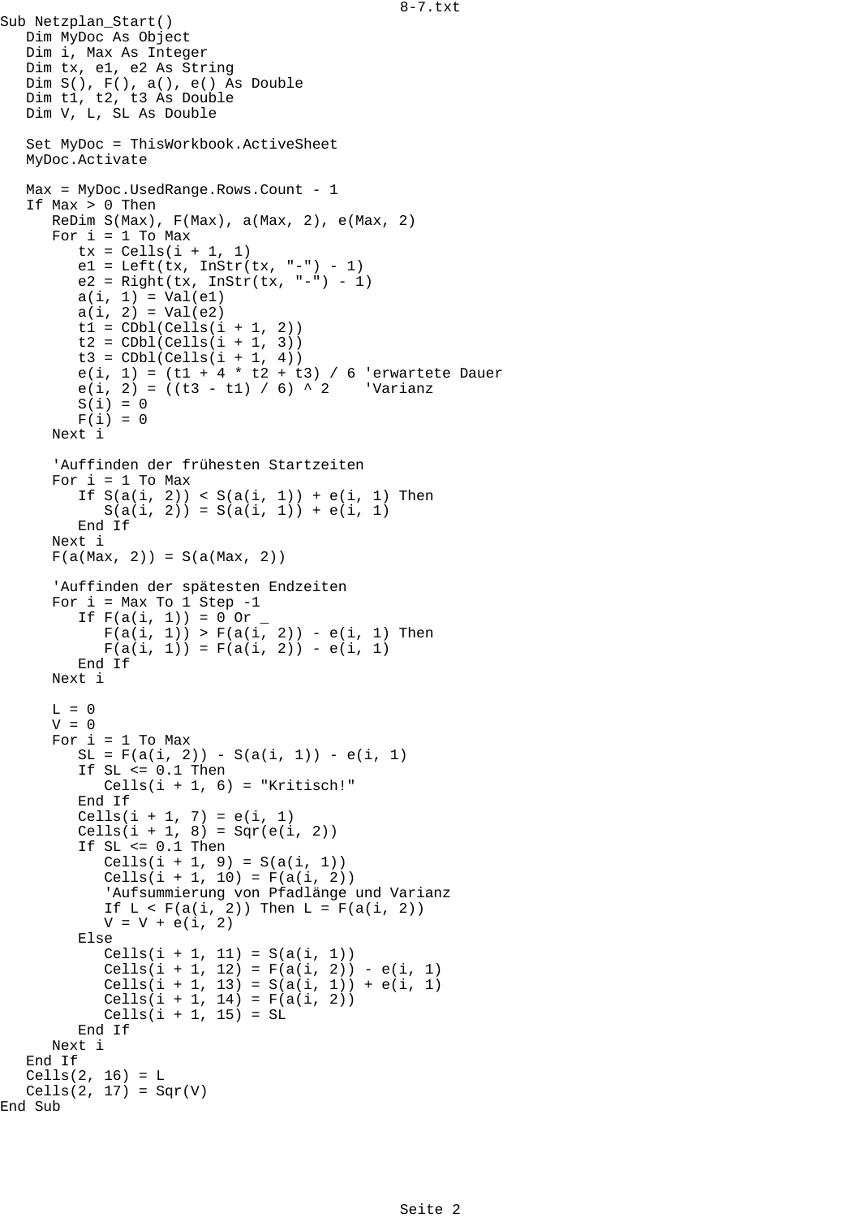```
Sub Netzplan_Start()
   Dim MyDoc As Object
   Dim i, Max As Integer
   Dim tx, e1, e2 As String
   Dim S(), F(), a(), e() As Double
   Dim t1, t2, t3 As Double
   Dim V, L, SL As Double

   Set MyDoc = ThisWorkbook.ActiveSheet
   MyDoc.Activate

   Max = MyDoc.UsedRange.Rows.Count - 1
   If Max > 0 Then
      ReDim S(Max), F(Max), a(Max, 2), e(Max, 2)
      For i = 1 To Max
         tx = Cells(i + 1, 1)
         e1 = Left(tx, InStr(tx, "-") - 1)
         e2 = Right(tx, InStr(tx, "-") - 1)
         a(i, 1) = Val(e1)
         a(i, 2) = Val(e2)
         t1 = CDbl(Cells(i + 1, 2))
         t2 = CDbl(Cells(i + 1, 3))
         t3 = CDbl(Cells(i + 1, 4))
         e(i, 1) = (t1 + 4 * t2 + t3) / 6 'erwartete Dauer
         e(i, 2) = ((t3 - t1) / 6) ^ 2    'Varianz
         S(i) = 0
         F(i) = 0
      Next i

      'Auffinden der frühesten Startzeiten
      For i = 1 To Max
         If S(a(i, 2)) < S(a(i, 1)) + e(i, 1) Then
            S(a(i, 2)) = S(a(i, 1)) + e(i, 1)
         End If
      Next i
      F(a(Max, 2)) = S(a(Max, 2))

      'Auffinden der spätesten Endzeiten
      For i = Max To 1 Step -1
         If F(a(i, 1)) = 0 Or _
            F(a(i, 1)) > F(a(i, 2)) - e(i, 1) Then
            F(a(i, 1)) = F(a(i, 2)) - e(i, 1)
         End If
      Next i

      L = 0
      V = 0
      For i = 1 To Max
         SL = F(a(i, 2)) - S(a(i, 1)) - e(i, 1)
         If SL <= 0.1 Then
            Cells(i + 1, 6) = "Kritisch!"
         End If
         Cells(i + 1, 7) = e(i, 1)
         Cells(i + 1, 8) = Sqr(e(i, 2))
         If SL <= 0.1 Then
            Cells(i + 1, 9) = S(a(i, 1))
            Cells(i + 1, 10) = F(a(i, 2))
            'Aufsummierung von Pfadlänge und Varianz
            If L < F(a(i, 2)) Then L = F(a(i, 2))
            V = V + e(i, 2)
         Else
            Cells(i + 1, 11) = S(a(i, 1))
            Cells(i + 1, 12) = F(a(i, 2)) - e(i, 1)
            Cells(i + 1, 13) = S(a(i, 1)) + e(i, 1)
            Cells(i + 1, 14) = F(a(i, 2))
            Cells(i + 1, 15) = SL
         End If
      Next i
   End If
   Cells(2, 16) = L
   Cells(2, 17) = Sqr(V)
End Sub
```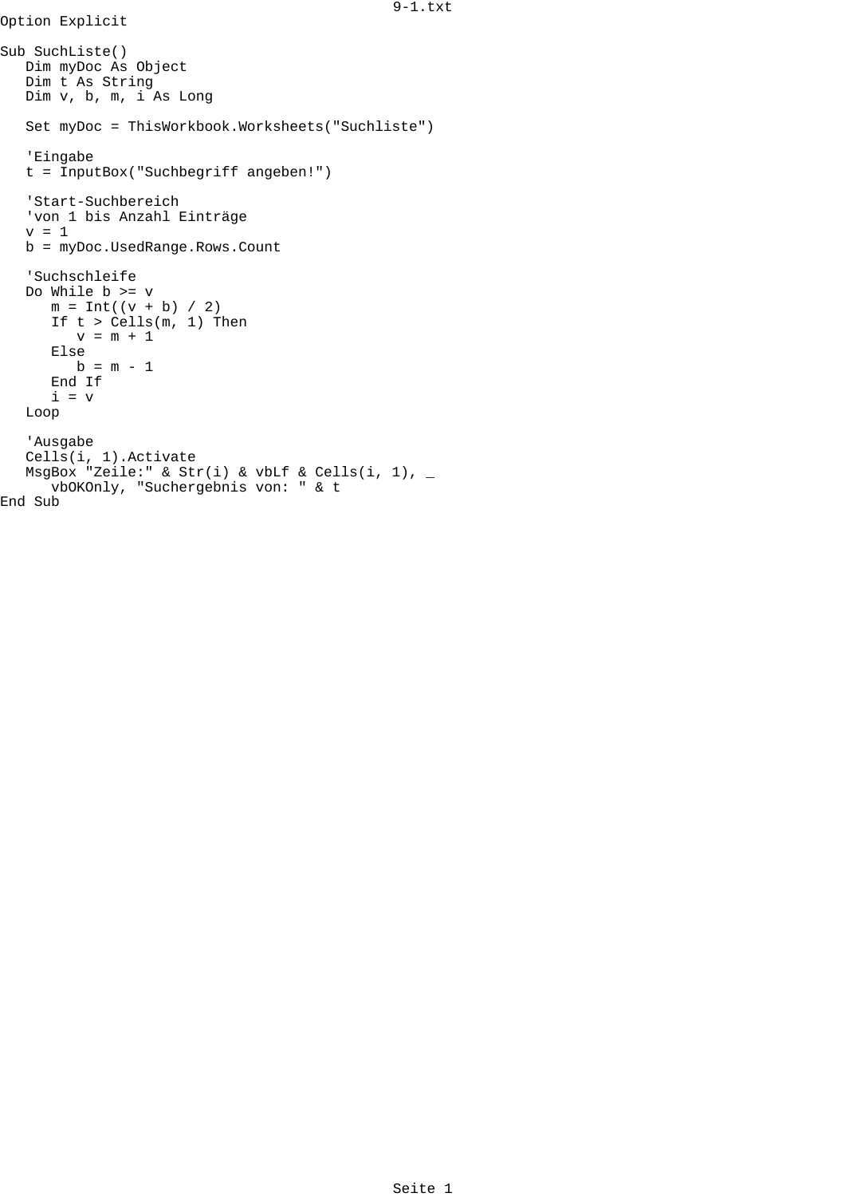```
Option Explicit

Sub SuchListe()
   Dim myDoc As Object
   Dim t As String
   Dim v, b, m, i As Long

   Set myDoc = ThisWorkbook.Worksheets("Suchliste")

   'Eingabe
   t = InputBox("Suchbegriff angeben!")

   'Start-Suchbereich
   'von 1 bis Anzahl Einträge
   v = 1
   b = myDoc.UsedRange.Rows.Count

   'Suchschleife
   Do While b >= v
      m = Int((v + b) / 2)
      If t > Cells(m, 1) Then
         v = m + 1
      Else
         b = m - 1
      End If
      i = v
   Loop

   'Ausgabe
   Cells(i, 1).Activate
   MsgBox "Zeile:" & Str(i) & vbLf & Cells(i, 1), _
      vbOKOnly, "Suchergebnis von: " & t
End Sub
```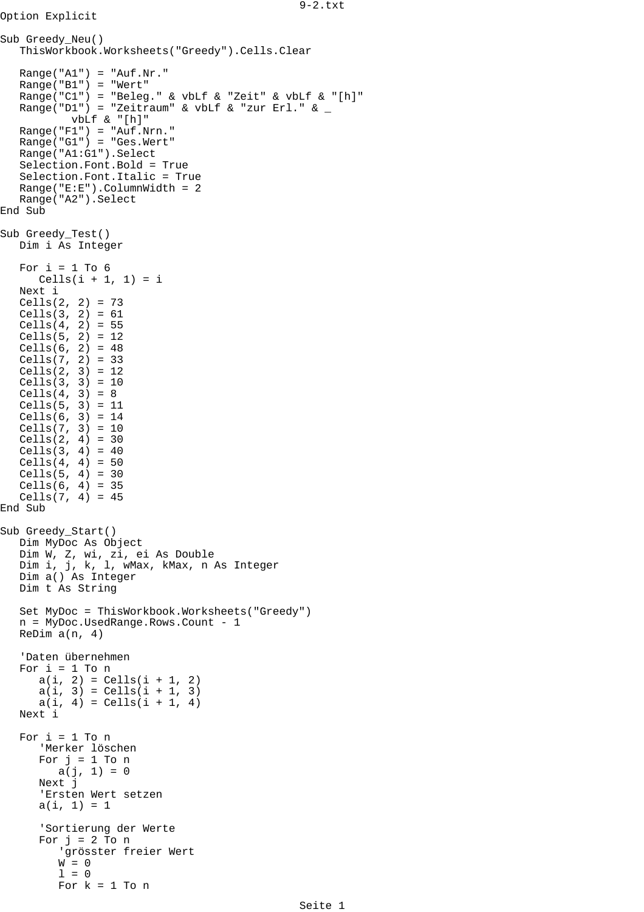```
Option Explicit

Sub Greedy_Neu()
   ThisWorkbook.Worksheets("Greedy").Cells.Clear

   Range("A1") = "Auf.Nr."
   Range("B1") = "Wert"
   Range("C1") = "Beleg." & vbLf & "Zeit" & vbLf & "[h]"
   Range("D1") = "Zeitraum" & vbLf & "zur Erl." & _
        vbLf & "[h]"
   Range("F1") = "Auf.Nrn."
   Range("G1") = "Ges.Wert"
   Range("A1:G1").Select
   Selection.Font.Bold = True
   Selection.Font.Italic = True
   Range("E:E").ColumnWidth = 2
   Range("A2").Select
End Sub

Sub Greedy_Test()
   Dim i As Integer

   For i = 1 To 6
      Cells(i + 1, 1) = i
   Next i
   Cells(2, 2) = 73
   Cells(3, 2) = 61
   Cells(4, 2) = 55
   Cells(5, 2) = 12
   Cells(6, 2) = 48
   Cells(7, 2) = 33
   Cells(2, 3) = 12
   Cells(3, 3) = 10
   Cells(4, 3) = 8
   Cells(5, 3) = 11
   Cells(6, 3) = 14
   Cells(7, 3) = 10
   Cells(2, 4) = 30
   Cells(3, 4) = 40
   Cells(4, 4) = 50
   Cells(5, 4) = 30
   Cells(6, 4) = 35
   Cells(7, 4) = 45
End Sub

Sub Greedy_Start()
   Dim MyDoc As Object
   Dim W, Z, wi, zi, ei As Double
   Dim i, j, k, l, wMax, kMax, n As Integer
   Dim a() As Integer
   Dim t As String

   Set MyDoc = ThisWorkbook.Worksheets("Greedy")
   n = MyDoc.UsedRange.Rows.Count - 1
   ReDim a(n, 4)

   'Daten übernehmen
   For i = 1 To n
      a(i, 2) = Cells(i + 1, 2)
      a(i, 3) = Cells(i + 1, 3)
      a(i, 4) = Cells(i + 1, 4)
   Next i

   For i = 1 To n
      'Merker löschen
      For j = 1 To n
         a(j, 1) = 0
      Next j
      'Ersten Wert setzen
      a(i, 1) = 1

      'Sortierung der Werte
      For j = 2 To n
         'grösster freier Wert
         W = 0
         l = 0
         For k = 1 To n
```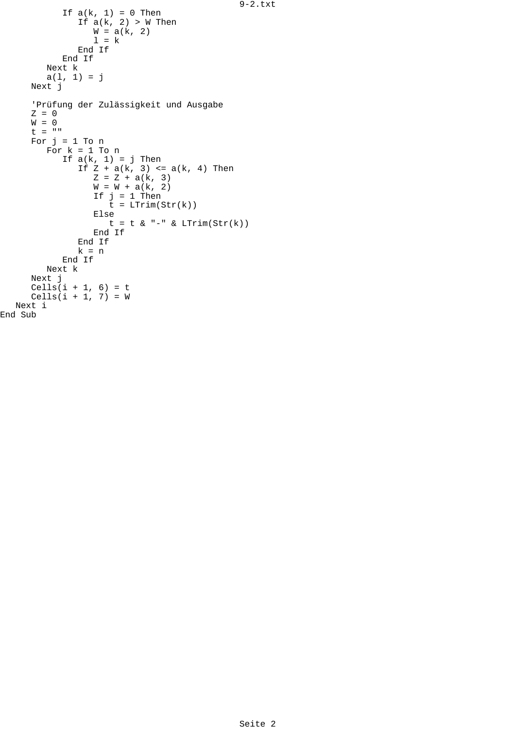```
            If a(k, 1) = 0 Then
               If a(k, 2) > W Then
                  W = a(k, 2)
                  l = k
               End If
            End If
         Next k
         a(l, 1) = j
      Next j

      'Prüfung der Zulässigkeit und Ausgabe
      Z = 0
      W = 0
      t = ""
      For j = 1 To n
         For k = 1 To n
            If a(k, 1) = j Then
               If Z + a(k, 3) <= a(k, 4) Then
                  Z = Z + a(k, 3)
                  W = W + a(k, 2)
                  If j = 1 Then
                     t = LTrim(Str(k))
                  Else
                     t = t & "-" & LTrim(Str(k))
                  End If
               End If
               k = n
            End If
         Next k
      Next j
      Cells(i + 1, 6) = t
      Cells(i + 1, 7) = W
   Next i
End Sub
```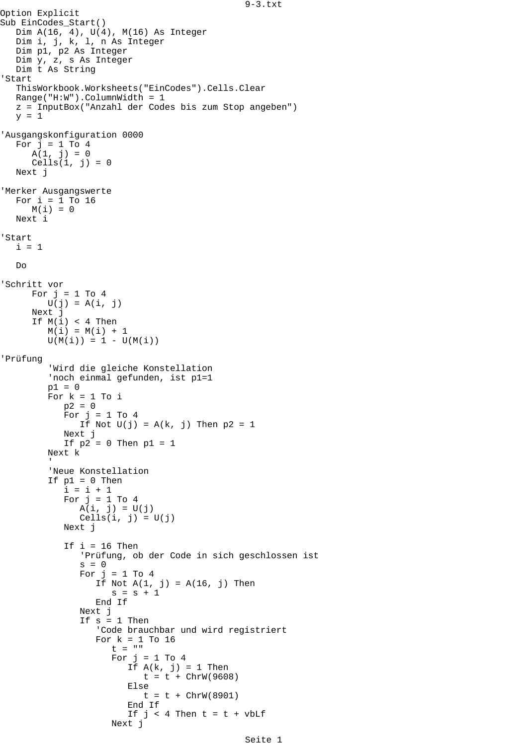```
Option Explicit
Sub EinCodes_Start()
   Dim A(16, 4), U(4), M(16) As Integer
   Dim i, j, k, l, n As Integer
   Dim p1, p2 As Integer
   Dim y, z, s As Integer
   Dim t As String
'Start
   ThisWorkbook.Worksheets("EinCodes").Cells.Clear
   Range("H:W").ColumnWidth = 1
   z = InputBox("Anzahl der Codes bis zum Stop angeben")
   y = 1

'Ausgangskonfiguration 0000
   For j = 1 To 4
      A(1, j) = 0
      Cells(1, j) = 0
   Next j

'Merker Ausgangswerte
   For i = 1 To 16
      M(i) = 0
   Next i

'Start
   i = 1

   Do

'Schritt vor
      For j = 1 To 4
         U(j) = A(i, j)
      Next j
      If M(i) < 4 Then
         M(i) = M(i) + 1
         U(M(i)) = 1 - U(M(i))

'Prüfung
         'Wird die gleiche Konstellation
         'noch einmal gefunden, ist p1=1
         p1 = 0
         For k = 1 To i
            p2 = 0
            For j = 1 To 4
               If Not U(j) = A(k, j) Then p2 = 1
            Next j
            If p2 = 0 Then p1 = 1
         Next k
         '
         'Neue Konstellation
         If p1 = 0 Then
            i = i + 1
            For j = 1 To 4
               A(i, j) = U(j)
               Cells(i, j) = U(j)
            Next j

            If i = 16 Then
               'Prüfung, ob der Code in sich geschlossen ist
               s = 0
               For j = 1 To 4
                  If Not A(1, j) = A(16, j) Then
                     s = s + 1
                  End If
               Next j
               If s = 1 Then
                  'Code brauchbar und wird registriert
                  For k = 1 To 16
                     t = ""
                     For j = 1 To 4
                        If A(k, j) = 1 Then
                           t = t + ChrW(9608)
                        Else
                           t = t + ChrW(8901)
                        End If
                        If j < 4 Then t = t + vbLf
                     Next j
```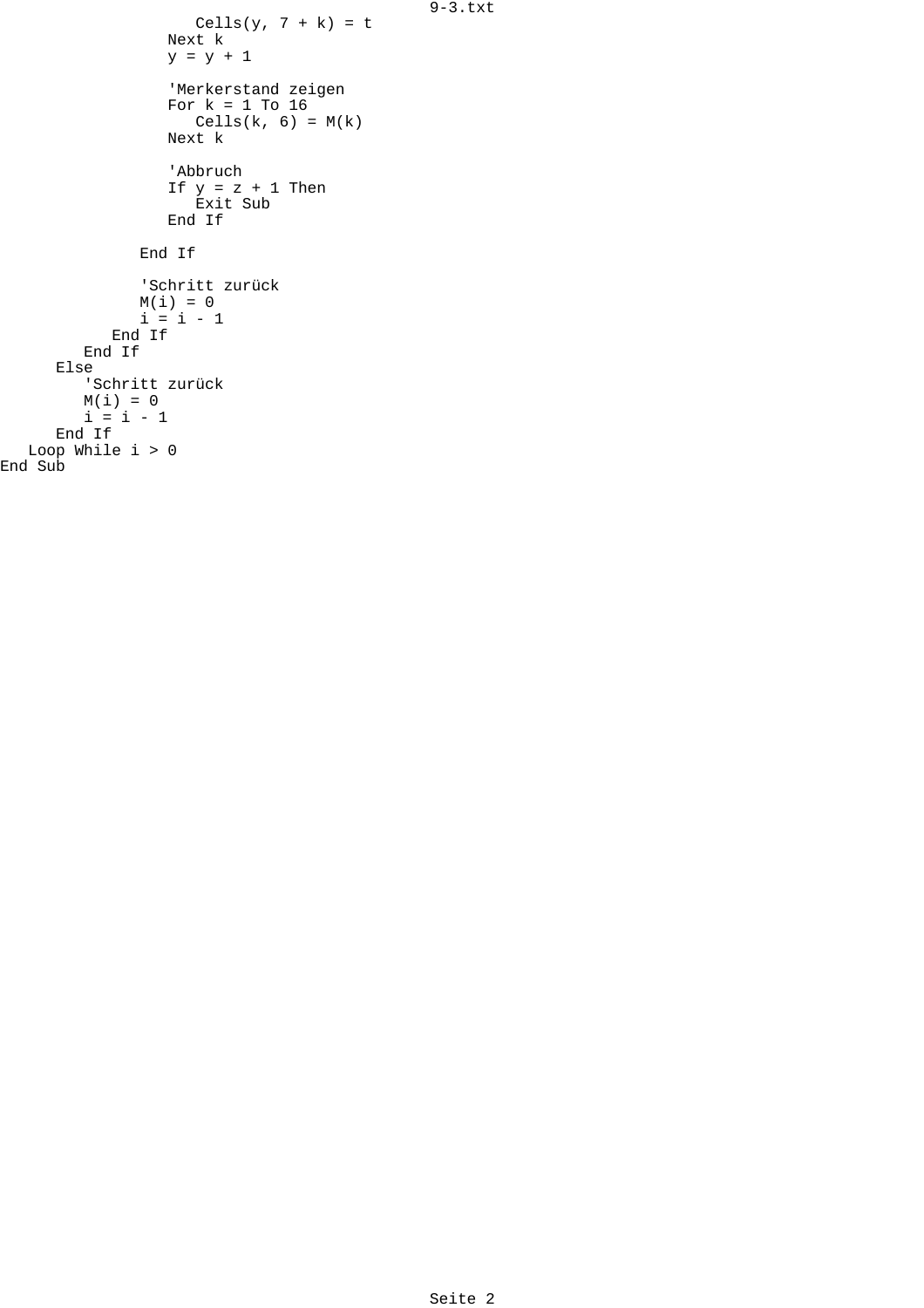```
               Cells(y, 7 + k) = t
            Next k
            y = y + 1

            'Merkerstand zeigen
            For k = 1 To 16
               Cells(k, 6) = M(k)
            Next k

            'Abbruch
            If y = z + 1 Then
               Exit Sub
            End If

         End If

         'Schritt zurück
         M(i) = 0
         i = i - 1
      End If
   End If
  Else
   'Schritt zurück
   M(i) = 0
   i = i - 1
  End If
 Loop While i > 0
End Sub
```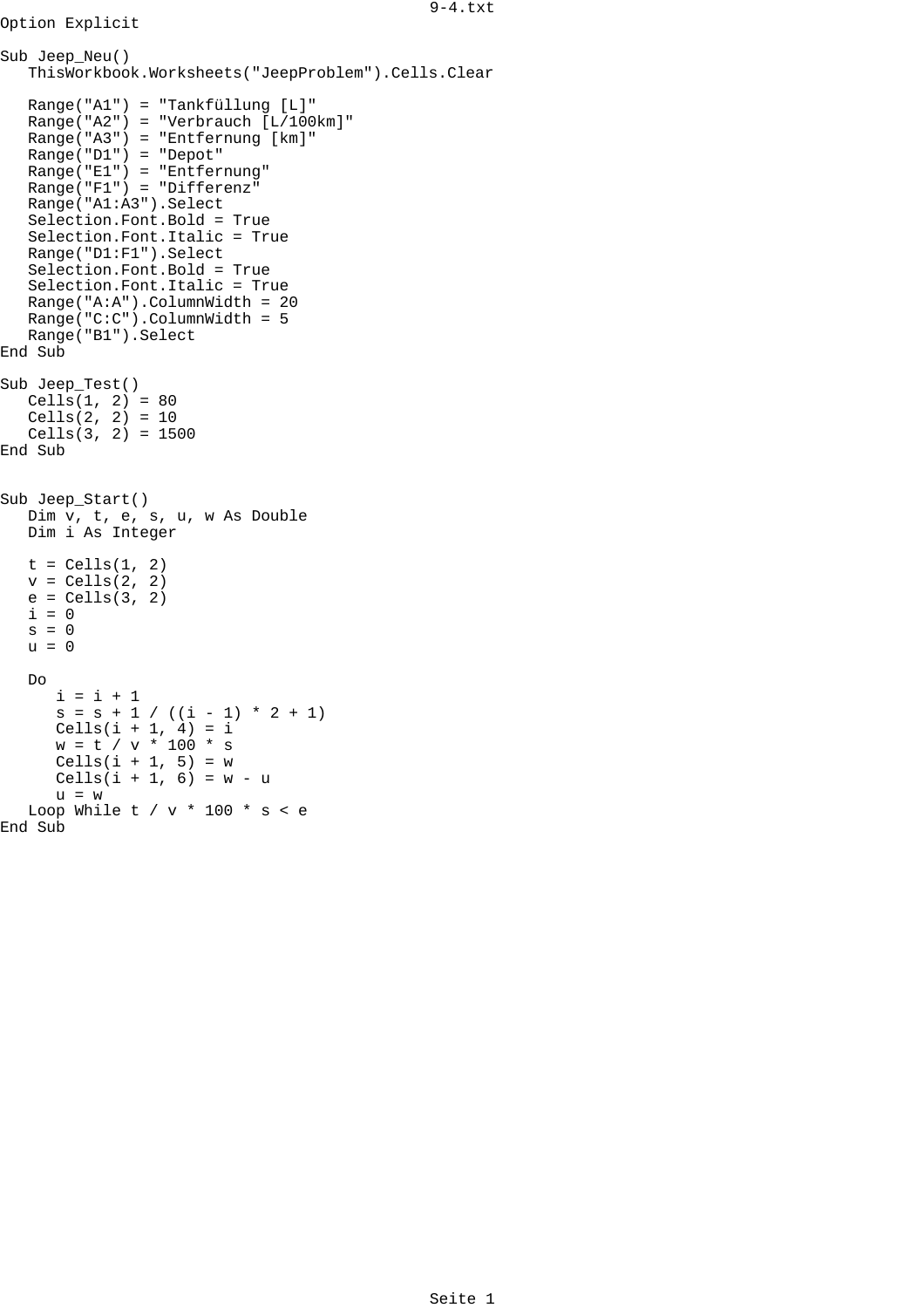```
Option Explicit

Sub Jeep_Neu()
   ThisWorkbook.Worksheets("JeepProblem").Cells.Clear

   Range("A1") = "Tankfüllung [L]"
   Range("A2") = "Verbrauch [L/100km]"
   Range("A3") = "Entfernung [km]"
   Range("D1") = "Depot"
   Range("E1") = "Entfernung"
   Range("F1") = "Differenz"
   Range("A1:A3").Select
   Selection.Font.Bold = True
   Selection.Font.Italic = True
   Range("D1:F1").Select
   Selection.Font.Bold = True
   Selection.Font.Italic = True
   Range("A:A").ColumnWidth = 20
   Range("C:C").ColumnWidth = 5
   Range("B1").Select
End Sub

Sub Jeep_Test()
   Cells(1, 2) = 80
   Cells(2, 2) = 10
   Cells(3, 2) = 1500
End Sub


Sub Jeep_Start()
   Dim v, t, e, s, u, w As Double
   Dim i As Integer

   t = Cells(1, 2)
   v = Cells(2, 2)
   e = Cells(3, 2)
   i = 0
   s = 0
   u = 0

   Do
      i = i + 1
      s = s + 1 / ((i - 1) * 2 + 1)
      Cells(i + 1, 4) = i
      w = t / v * 100 * s
      Cells(i + 1, 5) = w
      Cells(i + 1, 6) = w - u
      u = w
   Loop While t / v * 100 * s < e
End Sub
```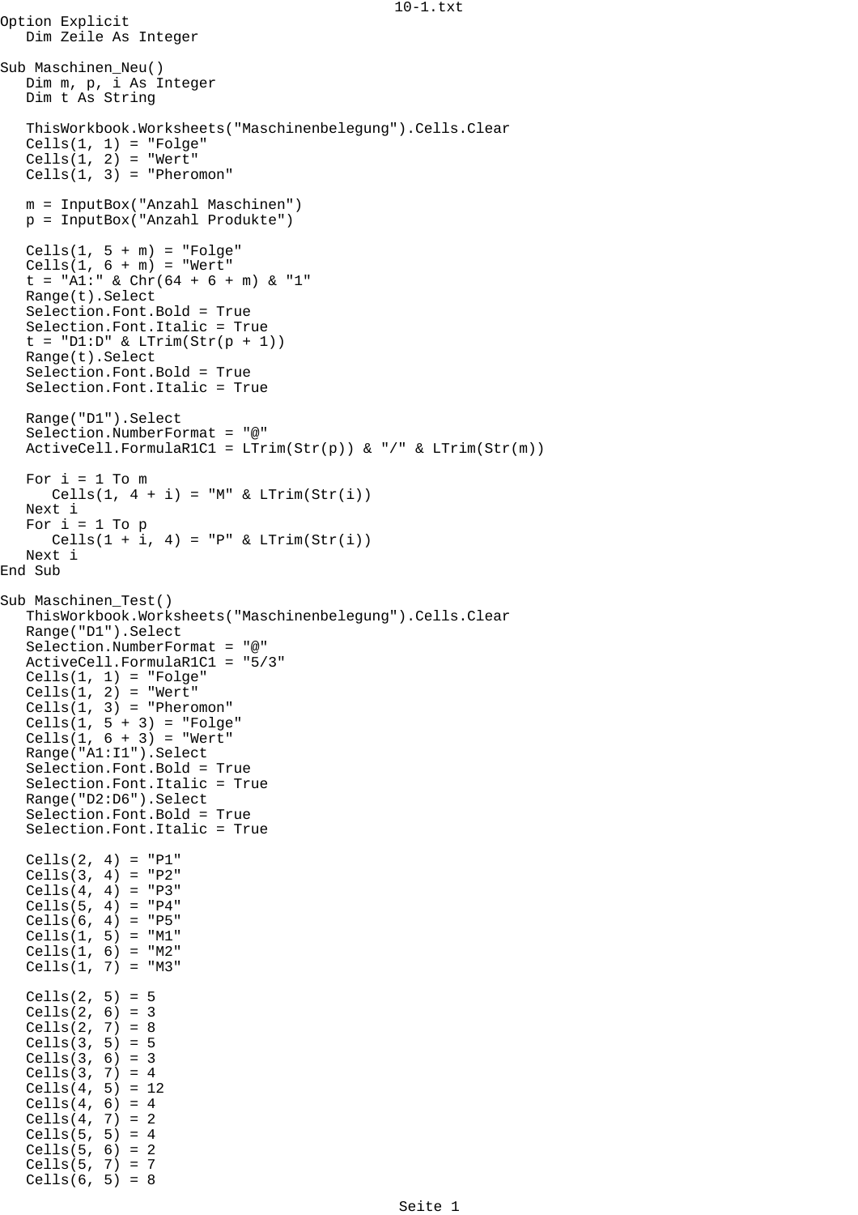10-1.txt

```
Option Explicit
   Dim Zeile As Integer

Sub Maschinen_Neu()
   Dim m, p, i As Integer
   Dim t As String

   ThisWorkbook.Worksheets("Maschinenbelegung").Cells.Clear
   Cells(1, 1) = "Folge"
   Cells(1, 2) = "Wert"
   Cells(1, 3) = "Pheromon"

   m = InputBox("Anzahl Maschinen")
   p = InputBox("Anzahl Produkte")

   Cells(1, 5 + m) = "Folge"
   Cells(1, 6 + m) = "Wert"
   t = "A1:" & Chr(64 + 6 + m) & "1"
   Range(t).Select
   Selection.Font.Bold = True
   Selection.Font.Italic = True
   t = "D1:D" & LTrim(Str(p + 1))
   Range(t).Select
   Selection.Font.Bold = True
   Selection.Font.Italic = True

   Range("D1").Select
   Selection.NumberFormat = "@"
   ActiveCell.FormulaR1C1 = LTrim(Str(p)) & "/" & LTrim(Str(m))

   For i = 1 To m
      Cells(1, 4 + i) = "M" & LTrim(Str(i))
   Next i
   For i = 1 To p
      Cells(1 + i, 4) = "P" & LTrim(Str(i))
   Next i
End Sub

Sub Maschinen_Test()
   ThisWorkbook.Worksheets("Maschinenbelegung").Cells.Clear
   Range("D1").Select
   Selection.NumberFormat = "@"
   ActiveCell.FormulaR1C1 = "5/3"
   Cells(1, 1) = "Folge"
   Cells(1, 2) = "Wert"
   Cells(1, 3) = "Pheromon"
   Cells(1, 5 + 3) = "Folge"
   Cells(1, 6 + 3) = "Wert"
   Range("A1:I1").Select
   Selection.Font.Bold = True
   Selection.Font.Italic = True
   Range("D2:D6").Select
   Selection.Font.Bold = True
   Selection.Font.Italic = True

   Cells(2, 4) = "P1"
   Cells(3, 4) = "P2"
   Cells(4, 4) = "P3"
   Cells(5, 4) = "P4"
   Cells(6, 4) = "P5"
   Cells(1, 5) = "M1"
   Cells(1, 6) = "M2"
   Cells(1, 7) = "M3"

   Cells(2, 5) = 5
   Cells(2, 6) = 3
   Cells(2, 7) = 8
   Cells(3, 5) = 5
   Cells(3, 6) = 3
   Cells(3, 7) = 4
   Cells(4, 5) = 12
   Cells(4, 6) = 4
   Cells(4, 7) = 2
   Cells(5, 5) = 4
   Cells(5, 6) = 2
   Cells(5, 7) = 7
   Cells(6, 5) = 8
```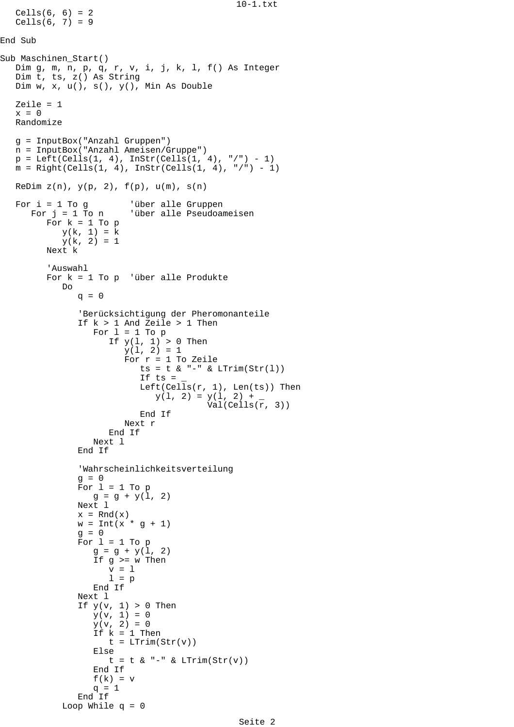```
   Cells(6, 6) = 2
   Cells(6, 7) = 9

End Sub

Sub Maschinen_Start()
   Dim g, m, n, p, q, r, v, i, j, k, l, f() As Integer
   Dim t, ts, z() As String
   Dim w, x, u(), s(), y(), Min As Double

   Zeile = 1
   x = 0
   Randomize

   g = InputBox("Anzahl Gruppen")
   n = InputBox("Anzahl Ameisen/Gruppe")
   p = Left(Cells(1, 4), InStr(Cells(1, 4), "/") - 1)
   m = Right(Cells(1, 4), InStr(Cells(1, 4), "/") - 1)

   ReDim z(n), y(p, 2), f(p), u(m), s(n)

   For i = 1 To g        'über alle Gruppen
      For j = 1 To n     'über alle Pseudoameisen
         For k = 1 To p
            y(k, 1) = k
            y(k, 2) = 1
         Next k

         'Auswahl
         For k = 1 To p  'über alle Produkte
            Do
               q = 0

               'Berücksichtigung der Pheromonanteile
               If k > 1 And Zeile > 1 Then
                  For l = 1 To p
                     If y(l, 1) > 0 Then
                        y(l, 2) = 1
                        For r = 1 To Zeile
                           ts = t & "-" & LTrim(Str(l))
                           If ts = _
                           Left(Cells(r, 1), Len(ts)) Then
                              y(l, 2) = y(l, 2) + _
                                        Val(Cells(r, 3))
                           End If
                        Next r
                     End If
                  Next l
               End If

               'Wahrscheinlichkeitsverteilung
               g = 0
               For l = 1 To p
                  g = g + y(l, 2)
               Next l
               x = Rnd(x)
               w = Int(x * g + 1)
               g = 0
               For l = 1 To p
                  g = g + y(l, 2)
                  If g >= w Then
                     v = l
                     l = p
                  End If
               Next l
               If y(v, 1) > 0 Then
                  y(v, 1) = 0
                  y(v, 2) = 0
                  If k = 1 Then
                     t = LTrim(Str(v))
                  Else
                     t = t & "-" & LTrim(Str(v))
                  End If
                  f(k) = v
                  q = 1
               End If
            Loop While q = 0
```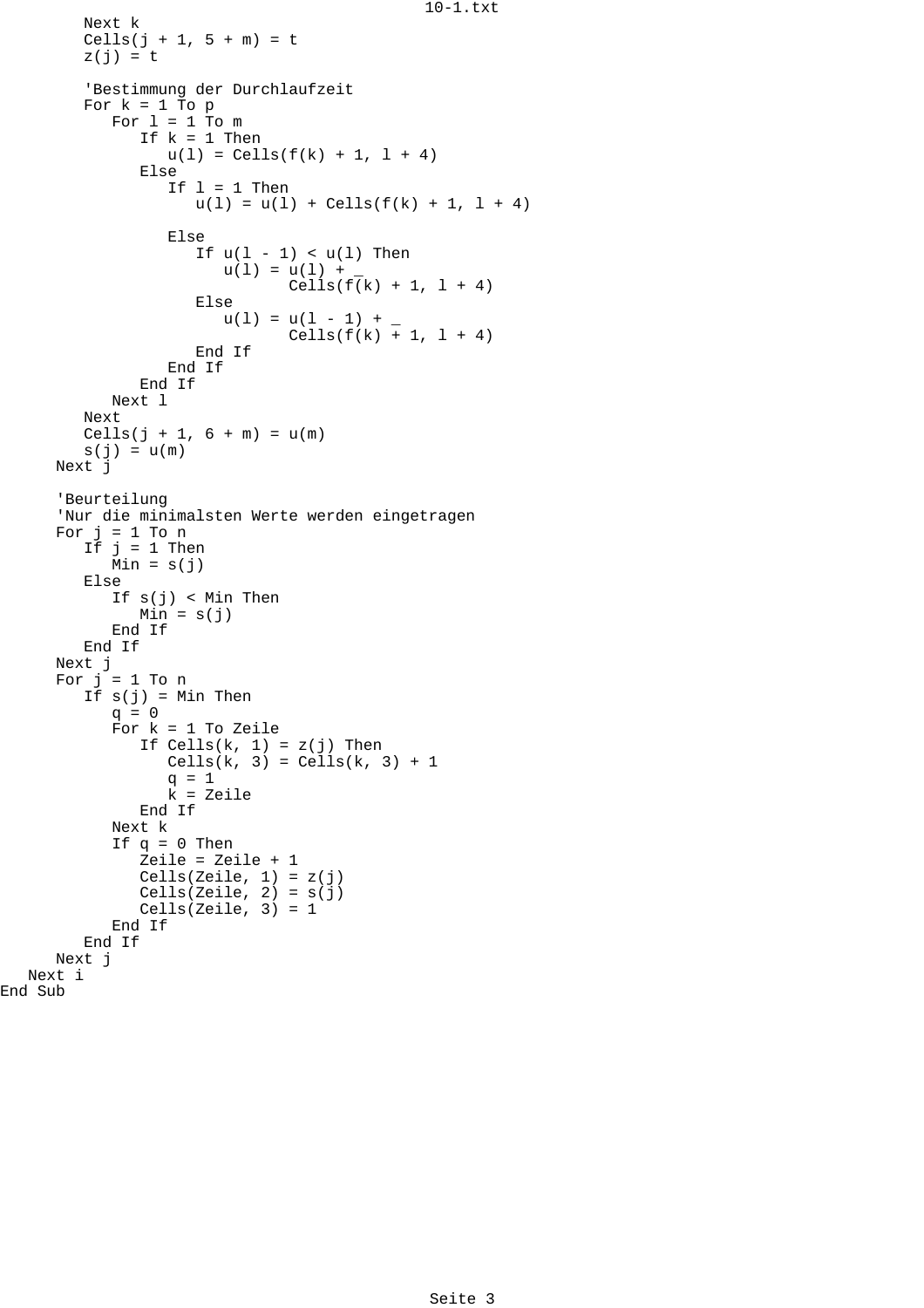```
        Next k
        Cells(j + 1, 5 + m) = t
        z(j) = t

        'Bestimmung der Durchlaufzeit
        For k = 1 To p
           For l = 1 To m
              If k = 1 Then
                 u(l) = Cells(f(k) + 1, l + 4)
              Else
                 If l = 1 Then
                    u(l) = u(l) + Cells(f(k) + 1, l + 4)

                 Else
                    If u(l - 1) < u(l) Then
                       u(l) = u(l) + _
                              Cells(f(k) + 1, l + 4)
                    Else
                       u(l) = u(l - 1) + _
                              Cells(f(k) + 1, l + 4)
                    End If
                 End If
              End If
           Next l
        Next
        Cells(j + 1, 6 + m) = u(m)
        s(j) = u(m)
     Next j

     'Beurteilung
     'Nur die minimalsten Werte werden eingetragen
     For j = 1 To n
        If j = 1 Then
           Min = s(j)
        Else
           If s(j) < Min Then
              Min = s(j)
           End If
        End If
     Next j
     For j = 1 To n
        If s(j) = Min Then
           q = 0
           For k = 1 To Zeile
              If Cells(k, 1) = z(j) Then
                 Cells(k, 3) = Cells(k, 3) + 1
                 q = 1
                 k = Zeile
              End If
           Next k
           If q = 0 Then
              Zeile = Zeile + 1
              Cells(Zeile, 1) = z(j)
              Cells(Zeile, 2) = s(j)
              Cells(Zeile, 3) = 1
           End If
        End If
     Next j
  Next i
End Sub
```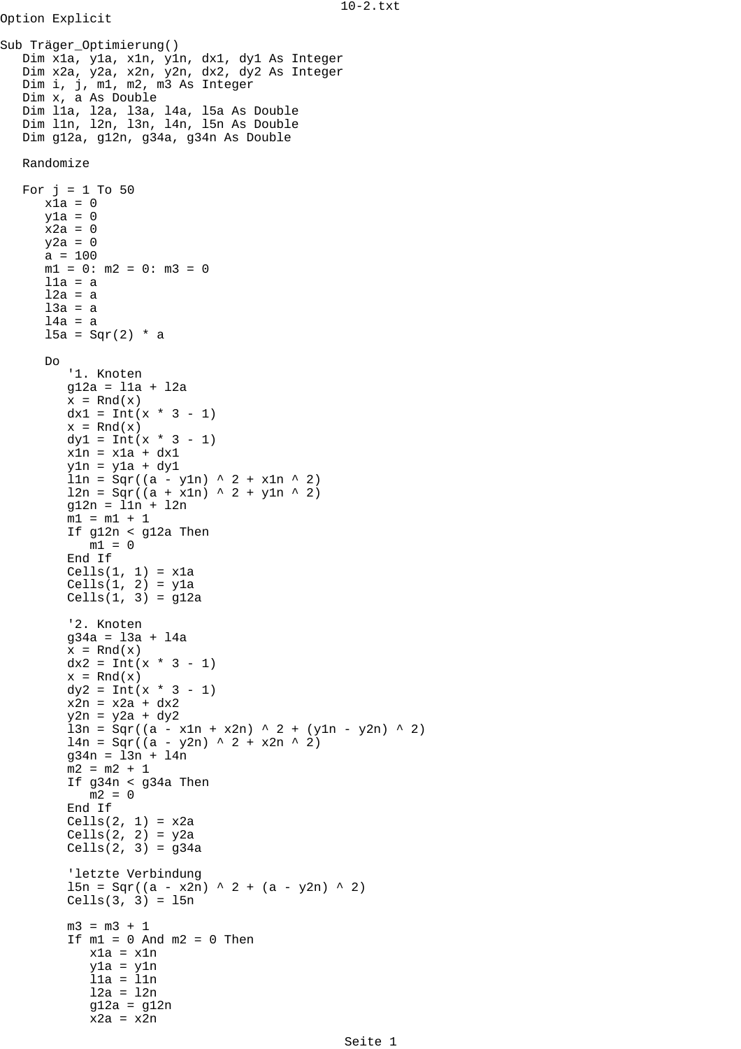```
Option Explicit

Sub Träger_Optimierung()
   Dim x1a, y1a, x1n, y1n, dx1, dy1 As Integer
   Dim x2a, y2a, x2n, y2n, dx2, dy2 As Integer
   Dim i, j, m1, m2, m3 As Integer
   Dim x, a As Double
   Dim l1a, l2a, l3a, l4a, l5a As Double
   Dim l1n, l2n, l3n, l4n, l5n As Double
   Dim g12a, g12n, g34a, g34n As Double

   Randomize

   For j = 1 To 50
      x1a = 0
      y1a = 0
      x2a = 0
      y2a = 0
      a = 100
      m1 = 0: m2 = 0: m3 = 0
      l1a = a
      l2a = a
      l3a = a
      l4a = a
      l5a = Sqr(2) * a

      Do
         '1. Knoten
         g12a = l1a + l2a
         x = Rnd(x)
         dx1 = Int(x * 3 - 1)
         x = Rnd(x)
         dy1 = Int(x * 3 - 1)
         x1n = x1a + dx1
         y1n = y1a + dy1
         l1n = Sqr((a - y1n) ^ 2 + x1n ^ 2)
         l2n = Sqr((a + x1n) ^ 2 + y1n ^ 2)
         g12n = l1n + l2n
         m1 = m1 + 1
         If g12n < g12a Then
            m1 = 0
         End If
         Cells(1, 1) = x1a
         Cells(1, 2) = y1a
         Cells(1, 3) = g12a

         '2. Knoten
         g34a = l3a + l4a
         x = Rnd(x)
         dx2 = Int(x * 3 - 1)
         x = Rnd(x)
         dy2 = Int(x * 3 - 1)
         x2n = x2a + dx2
         y2n = y2a + dy2
         l3n = Sqr((a - x1n + x2n) ^ 2 + (y1n - y2n) ^ 2)
         l4n = Sqr((a - y2n) ^ 2 + x2n ^ 2)
         g34n = l3n + l4n
         m2 = m2 + 1
         If g34n < g34a Then
            m2 = 0
         End If
         Cells(2, 1) = x2a
         Cells(2, 2) = y2a
         Cells(2, 3) = g34a

         'letzte Verbindung
         l5n = Sqr((a - x2n) ^ 2 + (a - y2n) ^ 2)
         Cells(3, 3) = l5n

         m3 = m3 + 1
         If m1 = 0 And m2 = 0 Then
            x1a = x1n
            y1a = y1n
            l1a = l1n
            l2a = l2n
            g12a = g12n
            x2a = x2n
```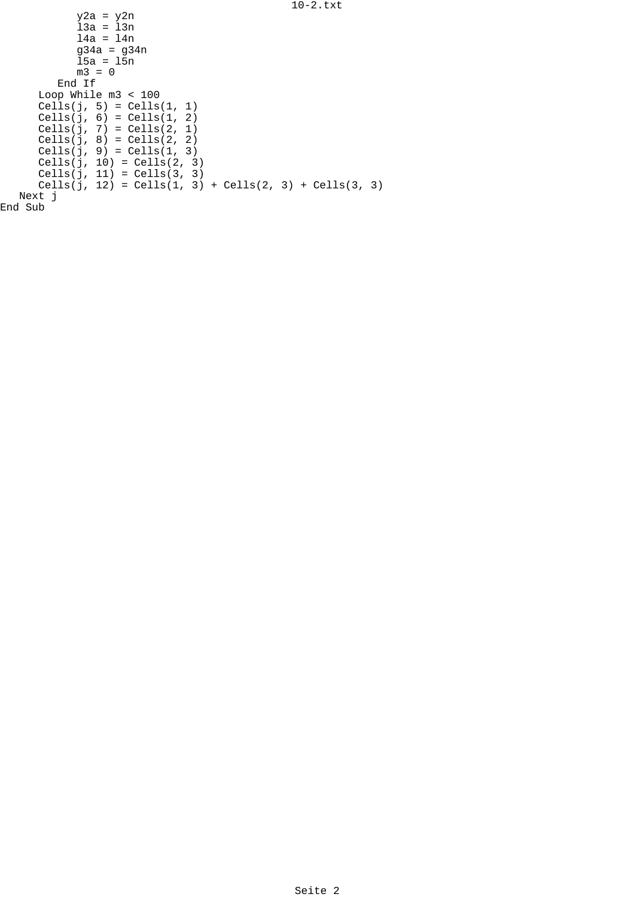```
            y2a = y2n
            l3a = l3n
            l4a = l4n
            g34a = g34n
            l5a = l5n
            m3 = 0
         End If
      Loop While m3 < 100
      Cells(j, 5) = Cells(1, 1)
      Cells(j, 6) = Cells(1, 2)
      Cells(j, 7) = Cells(2, 1)
      Cells(j, 8) = Cells(2, 2)
      Cells(j, 9) = Cells(1, 3)
      Cells(j, 10) = Cells(2, 3)
      Cells(j, 11) = Cells(3, 3)
      Cells(j, 12) = Cells(1, 3) + Cells(2, 3) + Cells(3, 3)
   Next j
End Sub
```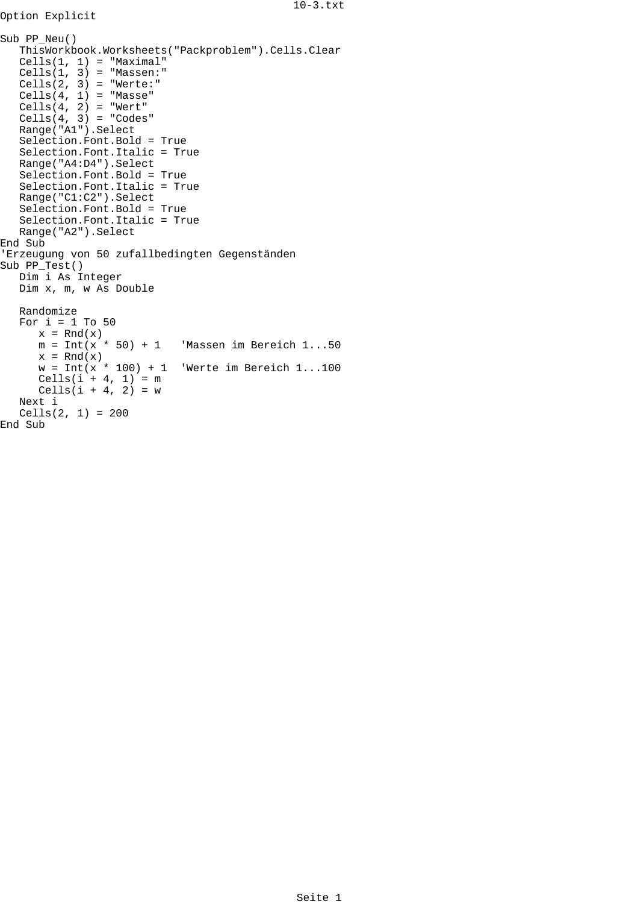```
Option Explicit

Sub PP_Neu()
   ThisWorkbook.Worksheets("Packproblem").Cells.Clear
   Cells(1, 1) = "Maximal"
   Cells(1, 3) = "Massen:"
   Cells(2, 3) = "Werte:"
   Cells(4, 1) = "Masse"
   Cells(4, 2) = "Wert"
   Cells(4, 3) = "Codes"
   Range("A1").Select
   Selection.Font.Bold = True
   Selection.Font.Italic = True
   Range("A4:D4").Select
   Selection.Font.Bold = True
   Selection.Font.Italic = True
   Range("C1:C2").Select
   Selection.Font.Bold = True
   Selection.Font.Italic = True
   Range("A2").Select
End Sub
'Erzeugung von 50 zufallbedingten Gegenständen
Sub PP_Test()
   Dim i As Integer
   Dim x, m, w As Double

   Randomize
   For i = 1 To 50
      x = Rnd(x)
      m = Int(x * 50) + 1   'Massen im Bereich 1...50
      x = Rnd(x)
      w = Int(x * 100) + 1  'Werte im Bereich 1...100
      Cells(i + 4, 1) = m
      Cells(i + 4, 2) = w
   Next i
   Cells(2, 1) = 200
End Sub
```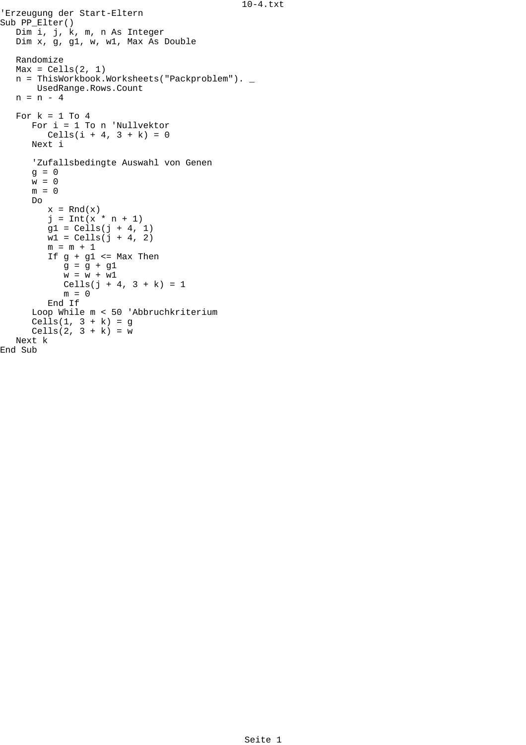```
'Erzeugung der Start-Eltern
Sub PP_Elter()
   Dim i, j, k, m, n As Integer
   Dim x, g, g1, w, w1, Max As Double

   Randomize
   Max = Cells(2, 1)
   n = ThisWorkbook.Worksheets("Packproblem"). _
       UsedRange.Rows.Count
   n = n - 4

   For k = 1 To 4
      For i = 1 To n 'Nullvektor
         Cells(i + 4, 3 + k) = 0
      Next i

      'Zufallsbedingte Auswahl von Genen
      g = 0
      w = 0
      m = 0
      Do
         x = Rnd(x)
         j = Int(x * n + 1)
         g1 = Cells(j + 4, 1)
         w1 = Cells(j + 4, 2)
         m = m + 1
         If g + g1 <= Max Then
            g = g + g1
            w = w + w1
            Cells(j + 4, 3 + k) = 1
            m = 0
         End If
      Loop While m < 50 'Abbruchkriterium
      Cells(1, 3 + k) = g
      Cells(2, 3 + k) = w
   Next k
End Sub
```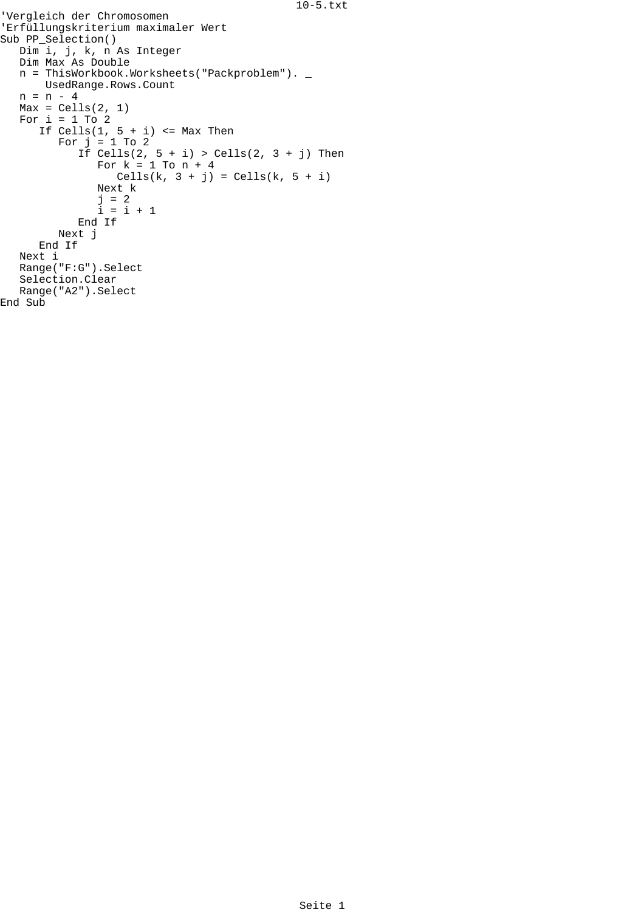```
'Vergleich der Chromosomen
'Erfüllungskriterium maximaler Wert
Sub PP_Selection()
   Dim i, j, k, n As Integer
   Dim Max As Double
   n = ThisWorkbook.Worksheets("Packproblem"). _
      UsedRange.Rows.Count
   n = n - 4
   Max = Cells(2, 1)
   For i = 1 To 2
      If Cells(1, 5 + i) <= Max Then
         For j = 1 To 2
            If Cells(2, 5 + i) > Cells(2, 3 + j) Then
               For k = 1 To n + 4
                  Cells(k, 3 + j) = Cells(k, 5 + i)
               Next k
               j = 2
               i = i + 1
            End If
         Next j
      End If
   Next i
   Range("F:G").Select
   Selection.Clear
   Range("A2").Select
End Sub
```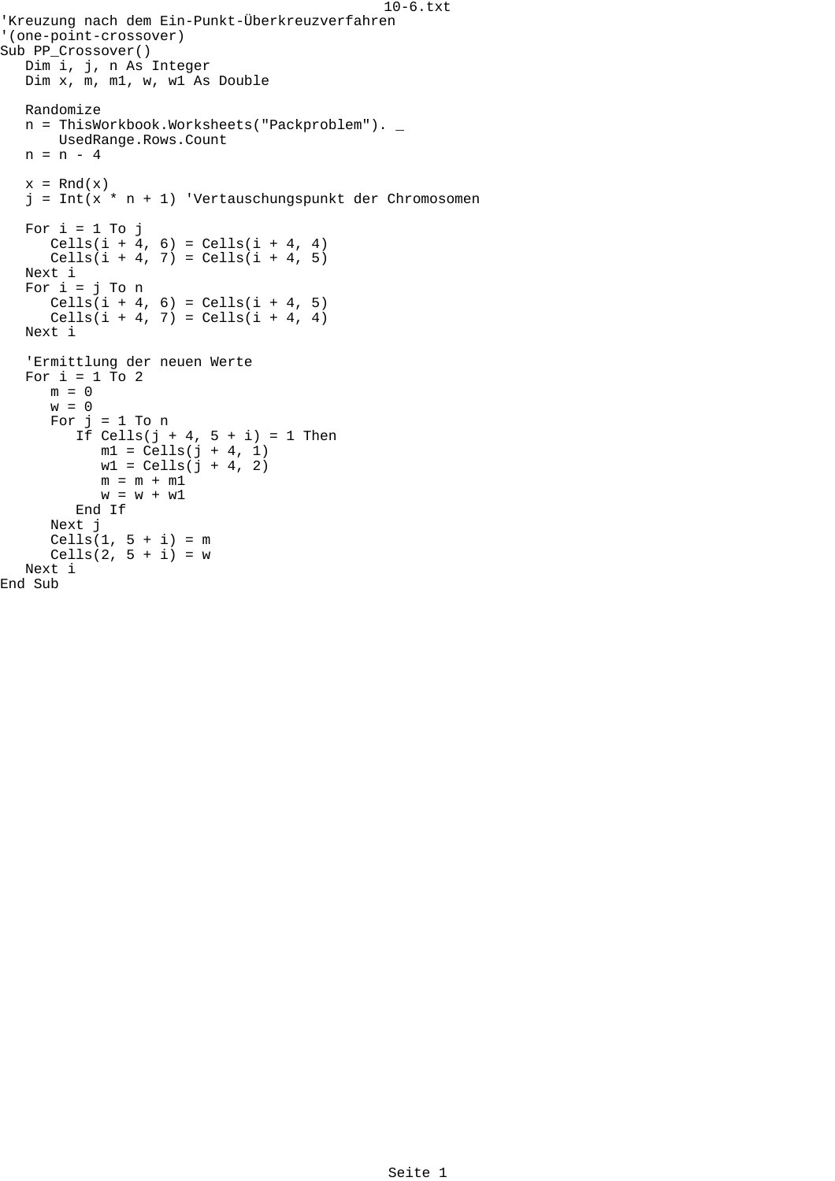```
'Kreuzung nach dem Ein-Punkt-Überkreuzverfahren
'(one-point-crossover)
Sub PP_Crossover()
   Dim i, j, n As Integer
   Dim x, m, m1, w, w1 As Double

   Randomize
   n = ThisWorkbook.Worksheets("Packproblem"). _
       UsedRange.Rows.Count
   n = n - 4

   x = Rnd(x)
   j = Int(x * n + 1) 'Vertauschungspunkt der Chromosomen

   For i = 1 To j
      Cells(i + 4, 6) = Cells(i + 4, 4)
      Cells(i + 4, 7) = Cells(i + 4, 5)
   Next i
   For i = j To n
      Cells(i + 4, 6) = Cells(i + 4, 5)
      Cells(i + 4, 7) = Cells(i + 4, 4)
   Next i

   'Ermittlung der neuen Werte
   For i = 1 To 2
      m = 0
      w = 0
      For j = 1 To n
         If Cells(j + 4, 5 + i) = 1 Then
            m1 = Cells(j + 4, 1)
            w1 = Cells(j + 4, 2)
            m = m + m1
            w = w + w1
         End If
      Next j
      Cells(1, 5 + i) = m
      Cells(2, 5 + i) = w
   Next i
End Sub
```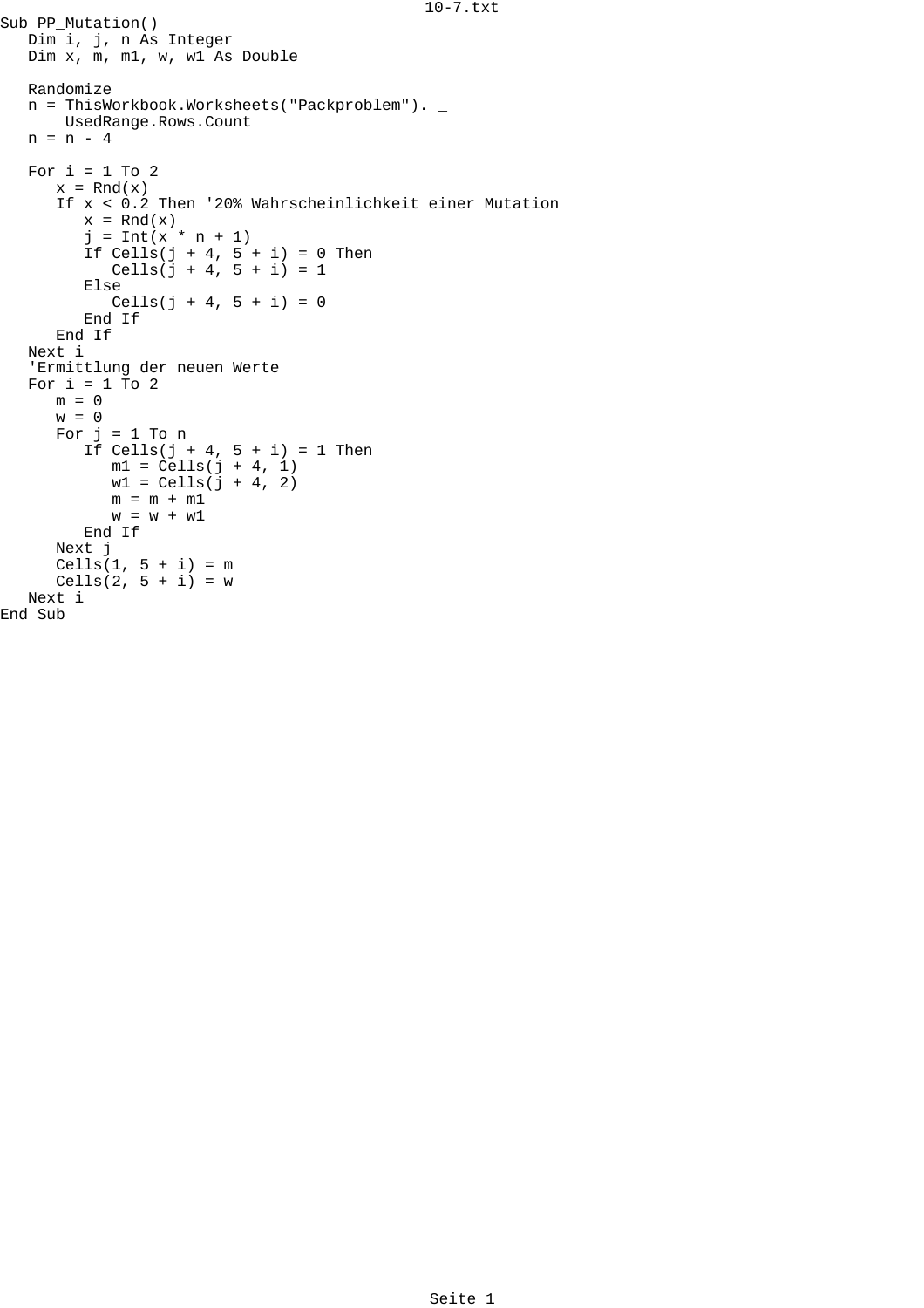10-7.txt

```
Sub PP_Mutation()
   Dim i, j, n As Integer
   Dim x, m, m1, w, w1 As Double

   Randomize
   n = ThisWorkbook.Worksheets("Packproblem"). _
       UsedRange.Rows.Count
   n = n - 4

   For i = 1 To 2
      x = Rnd(x)
      If x < 0.2 Then '20% Wahrscheinlichkeit einer Mutation
         x = Rnd(x)
         j = Int(x * n + 1)
         If Cells(j + 4, 5 + i) = 0 Then
            Cells(j + 4, 5 + i) = 1
         Else
            Cells(j + 4, 5 + i) = 0
         End If
      End If
   Next i
   'Ermittlung der neuen Werte
   For i = 1 To 2
      m = 0
      w = 0
      For j = 1 To n
         If Cells(j + 4, 5 + i) = 1 Then
            m1 = Cells(j + 4, 1)
            w1 = Cells(j + 4, 2)
            m = m + m1
            w = w + w1
         End If
      Next j
      Cells(1, 5 + i) = m
      Cells(2, 5 + i) = w
   Next i
End Sub
```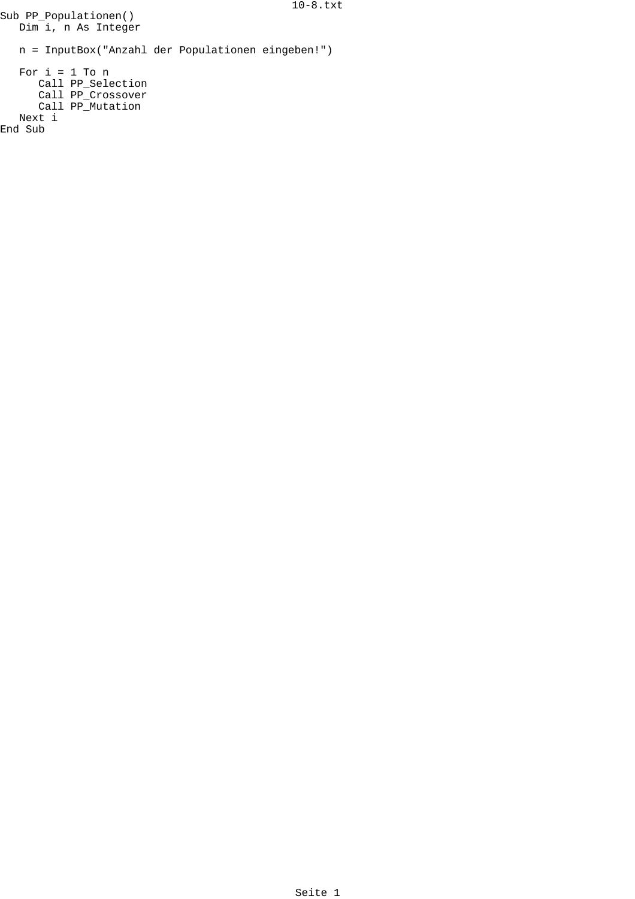```
Sub PP_Populationen()
   Dim i, n As Integer

   n = InputBox("Anzahl der Populationen eingeben!")

   For i = 1 To n
      Call PP_Selection
      Call PP_Crossover
      Call PP_Mutation
   Next i
End Sub
```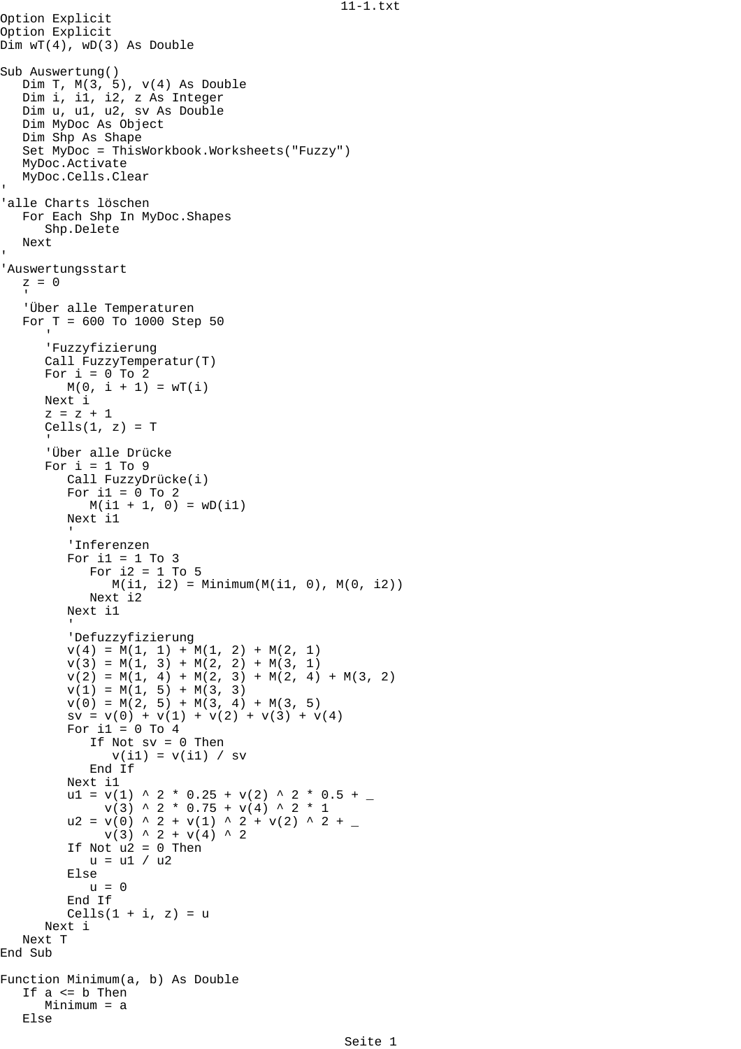```
Option Explicit
Option Explicit
Dim wT(4), wD(3) As Double

Sub Auswertung()
   Dim T, M(3, 5), v(4) As Double
   Dim i, i1, i2, z As Integer
   Dim u, u1, u2, sv As Double
   Dim MyDoc As Object
   Dim Shp As Shape
   Set MyDoc = ThisWorkbook.Worksheets("Fuzzy")
   MyDoc.Activate
   MyDoc.Cells.Clear
'
'alle Charts löschen
   For Each Shp In MyDoc.Shapes
      Shp.Delete
   Next
'
'Auswertungsstart
   z = 0
   '
   'Über alle Temperaturen
   For T = 600 To 1000 Step 50
      '
      'Fuzzyfizierung
      Call FuzzyTemperatur(T)
      For i = 0 To 2
         M(0, i + 1) = wT(i)
      Next i
      z = z + 1
      Cells(1, z) = T
      '
      'Über alle Drücke
      For i = 1 To 9
         Call FuzzyDrücke(i)
         For i1 = 0 To 2
            M(i1 + 1, 0) = wD(i1)
         Next i1
         '
         'Inferenzen
         For i1 = 1 To 3
            For i2 = 1 To 5
               M(i1, i2) = Minimum(M(i1, 0), M(0, i2))
            Next i2
         Next i1
         '
         'Defuzzyfizierung
         v(4) = M(1, 1) + M(1, 2) + M(2, 1)
         v(3) = M(1, 3) + M(2, 2) + M(3, 1)
         v(2) = M(1, 4) + M(2, 3) + M(2, 4) + M(3, 2)
         v(1) = M(1, 5) + M(3, 3)
         v(0) = M(2, 5) + M(3, 4) + M(3, 5)
         sv = v(0) + v(1) + v(2) + v(3) + v(4)
         For i1 = 0 To 4
            If Not sv = 0 Then
               v(i1) = v(i1) / sv
            End If
         Next i1
         u1 = v(1) ^ 2 * 0.25 + v(2) ^ 2 * 0.5 + _
             v(3) ^ 2 * 0.75 + v(4) ^ 2 * 1
         u2 = v(0) ^ 2 + v(1) ^ 2 + v(2) ^ 2 + _
             v(3) ^ 2 + v(4) ^ 2
         If Not u2 = 0 Then
            u = u1 / u2
         Else
            u = 0
         End If
         Cells(1 + i, z) = u
      Next i
   Next T
End Sub

Function Minimum(a, b) As Double
   If a <= b Then
      Minimum = a
   Else
```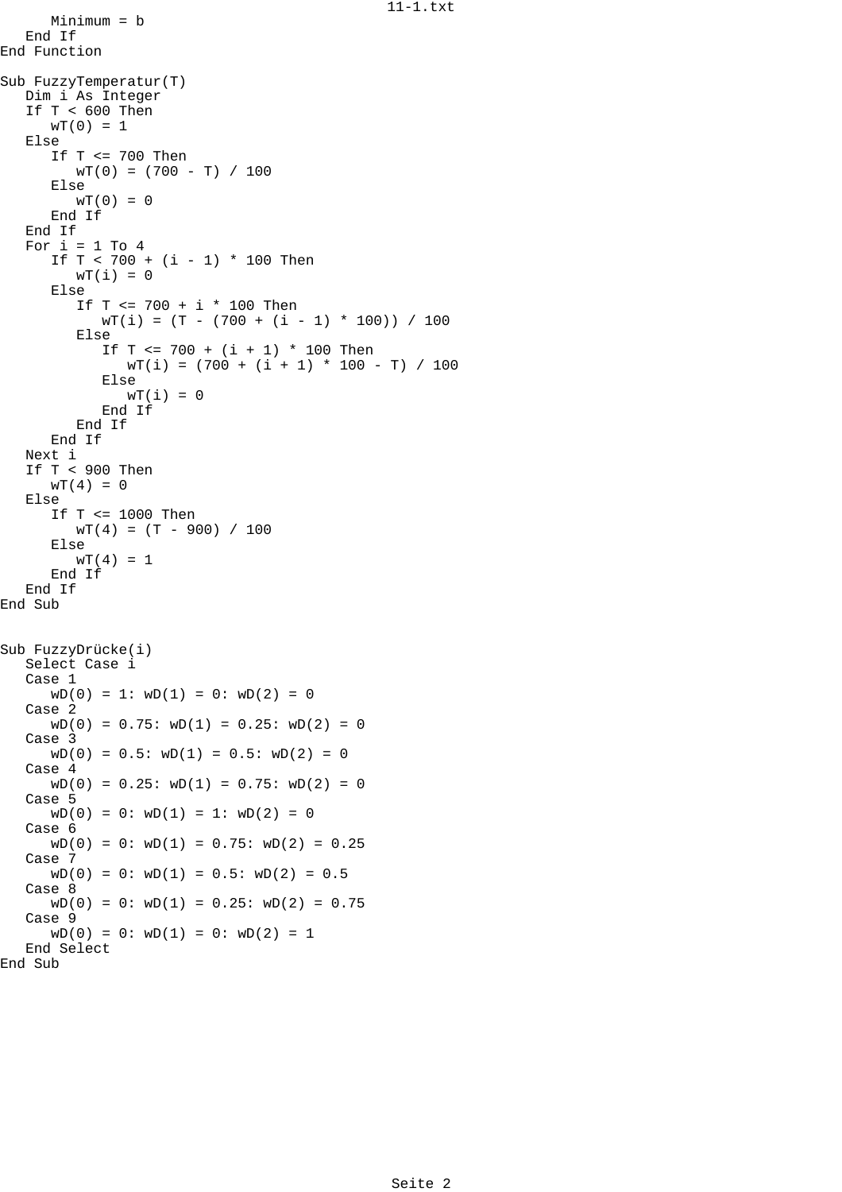```
      Minimum = b
   End If
End Function

Sub FuzzyTemperatur(T)
   Dim i As Integer
   If T < 600 Then
      wT(0) = 1
   Else
      If T <= 700 Then
         wT(0) = (700 - T) / 100
      Else
         wT(0) = 0
      End If
   End If
   For i = 1 To 4
      If T < 700 + (i - 1) * 100 Then
         wT(i) = 0
      Else
         If T <= 700 + i * 100 Then
            wT(i) = (T - (700 + (i - 1) * 100)) / 100
         Else
            If T <= 700 + (i + 1) * 100 Then
               wT(i) = (700 + (i + 1) * 100 - T) / 100
            Else
               wT(i) = 0
            End If
         End If
      End If
   Next i
   If T < 900 Then
      wT(4) = 0
   Else
      If T <= 1000 Then
         wT(4) = (T - 900) / 100
      Else
         wT(4) = 1
      End If
   End If
End Sub


Sub FuzzyDrücke(i)
   Select Case i
   Case 1
      wD(0) = 1: wD(1) = 0: wD(2) = 0
   Case 2
      wD(0) = 0.75: wD(1) = 0.25: wD(2) = 0
   Case 3
      wD(0) = 0.5: wD(1) = 0.5: wD(2) = 0
   Case 4
      wD(0) = 0.25: wD(1) = 0.75: wD(2) = 0
   Case 5
      wD(0) = 0: wD(1) = 1: wD(2) = 0
   Case 6
      wD(0) = 0: wD(1) = 0.75: wD(2) = 0.25
   Case 7
      wD(0) = 0: wD(1) = 0.5: wD(2) = 0.5
   Case 8
      wD(0) = 0: wD(1) = 0.25: wD(2) = 0.75
   Case 9
      wD(0) = 0: wD(1) = 0: wD(2) = 1
   End Select
End Sub
```